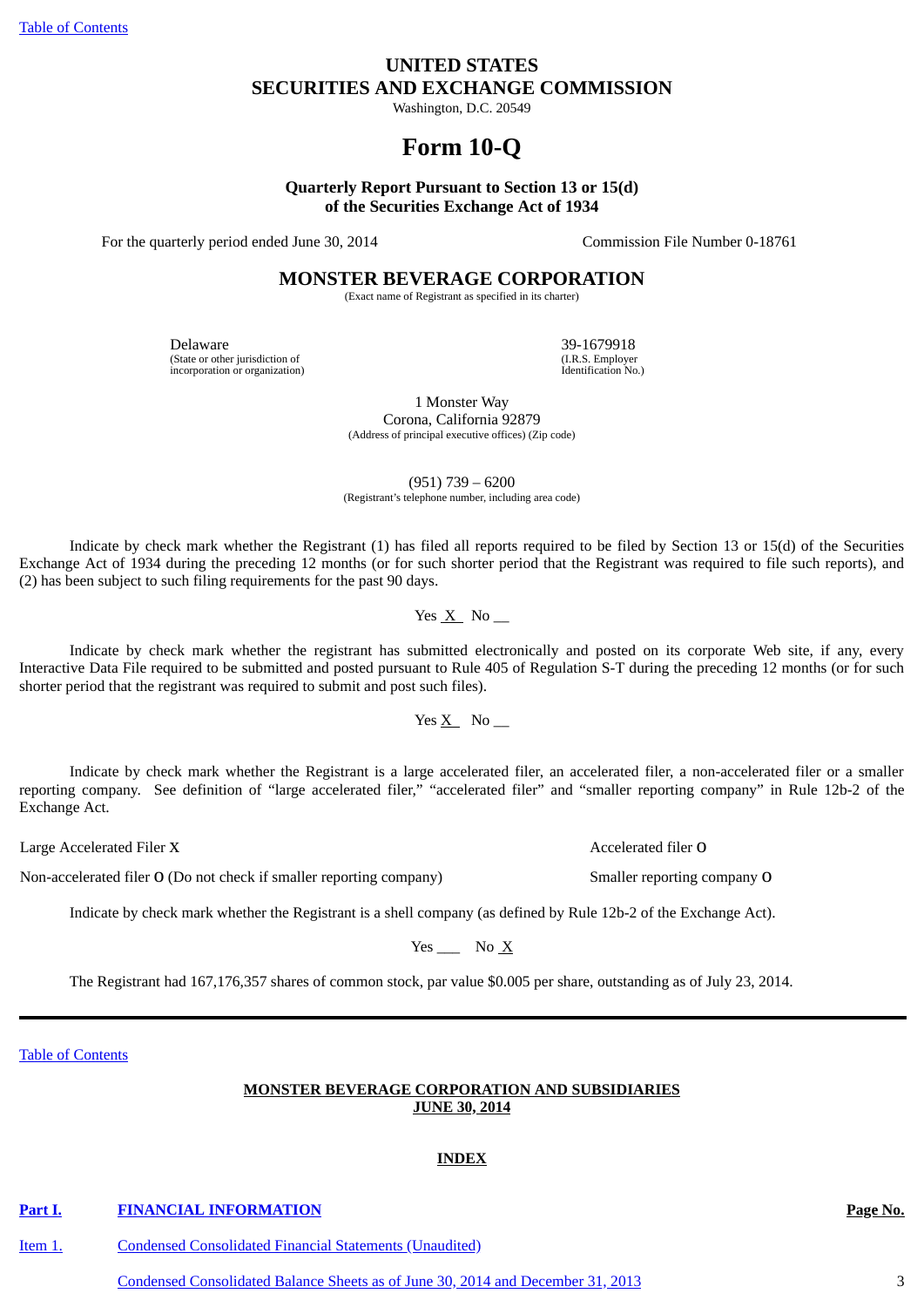Table of Contents

# UNITED STATES
# SECURITIES AND EXCHANGE COMMISSION

Washington, D.C. 20549

# Form 10-Q

**Quarterly Report Pursuant to Section 13 or 15(d)**
**of the Securities Exchange Act of 1934**

For the quarterly period ended June 30, 2014 | Commission File Number 0-18761

## MONSTER BEVERAGE CORPORATION

(Exact name of Registrant as specified in its charter)

| Delaware | 39-1679918 |
|---|---|
| (State or other jurisdiction of incorporation or organization) | (I.R.S. Employer Identification No.) |

1 Monster Way
Corona, California 92879
(Address of principal executive offices) (Zip code)

(951) 739 – 6200
(Registrant's telephone number, including area code)

Indicate by check mark whether the Registrant (1) has filed all reports required to be filed by Section 13 or 15(d) of the Securities Exchange Act of 1934 during the preceding 12 months (or for such shorter period that the Registrant was required to file such reports), and (2) has been subject to such filing requirements for the past 90 days.

Yes X No __

Indicate by check mark whether the registrant has submitted electronically and posted on its corporate Web site, if any, every Interactive Data File required to be submitted and posted pursuant to Rule 405 of Regulation S-T during the preceding 12 months (or for such shorter period that the registrant was required to submit and post such files).

Yes X No __

Indicate by check mark whether the Registrant is a large accelerated filer, an accelerated filer, a non-accelerated filer or a smaller reporting company. See definition of "large accelerated filer," "accelerated filer" and "smaller reporting company" in Rule 12b-2 of the Exchange Act.

| | |
|---|---|
| Large Accelerated Filer X | Accelerated filer o |
| Non-accelerated filer o (Do not check if smaller reporting company) | Smaller reporting company o |

Indicate by check mark whether the Registrant is a shell company (as defined by Rule 12b-2 of the Exchange Act).

Yes ___ No X

The Registrant had 167,176,357 shares of common stock, par value $0.005 per share, outstanding as of July 23, 2014.

---

Table of Contents

**MONSTER BEVERAGE CORPORATION AND SUBSIDIARIES**
**JUNE 30, 2014**

**INDEX**

| | | Page No. |
|---|---|---|
| **Part I.** | **FINANCIAL INFORMATION** | |
| Item 1. | Condensed Consolidated Financial Statements (Unaudited) | |
| | Condensed Consolidated Balance Sheets as of June 30, 2014 and December 31, 2013 | 3 |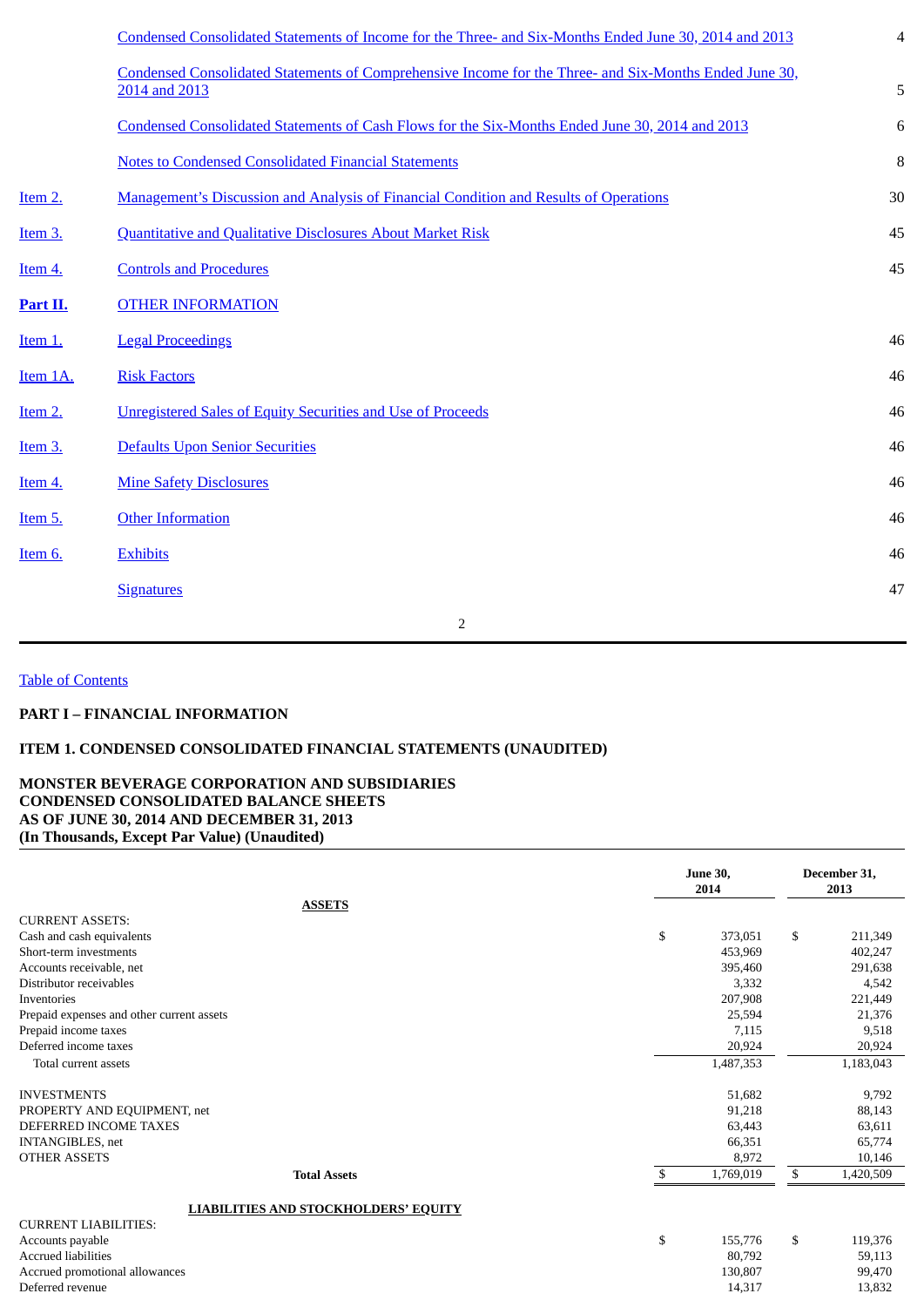| | | |
|---|---|---|
| | Condensed Consolidated Statements of Income for the Three- and Six-Months Ended June 30, 2014 and 2013 | 4 |
| | Condensed Consolidated Statements of Comprehensive Income for the Three- and Six-Months Ended June 30, 2014 and 2013 | 5 |
| | Condensed Consolidated Statements of Cash Flows for the Six-Months Ended June 30, 2014 and 2013 | 6 |
| | Notes to Condensed Consolidated Financial Statements | 8 |
| Item 2. | Management's Discussion and Analysis of Financial Condition and Results of Operations | 30 |
| Item 3. | Quantitative and Qualitative Disclosures About Market Risk | 45 |
| Item 4. | Controls and Procedures | 45 |
| **Part II.** | OTHER INFORMATION | |
| Item 1. | Legal Proceedings | 46 |
| Item 1A. | Risk Factors | 46 |
| Item 2. | Unregistered Sales of Equity Securities and Use of Proceeds | 46 |
| Item 3. | Defaults Upon Senior Securities | 46 |
| Item 4. | Mine Safety Disclosures | 46 |
| Item 5. | Other Information | 46 |
| Item 6. | Exhibits | 46 |
| | Signatures | 47 |

Table of Contents

**PART I – FINANCIAL INFORMATION**

**ITEM 1. CONDENSED CONSOLIDATED FINANCIAL STATEMENTS (UNAUDITED)**

**MONSTER BEVERAGE CORPORATION AND SUBSIDIARIES**
**CONDENSED CONSOLIDATED BALANCE SHEETS**
**AS OF JUNE 30, 2014 AND DECEMBER 31, 2013**
**(In Thousands, Except Par Value) (Unaudited)**

| | June 30, 2014 | December 31, 2013 |
|---|---|---|
| **ASSETS** | | |
| CURRENT ASSETS: | | |
| Cash and cash equivalents | $ 373,051 | $ 211,349 |
| Short-term investments | 453,969 | 402,247 |
| Accounts receivable, net | 395,460 | 291,638 |
| Distributor receivables | 3,332 | 4,542 |
| Inventories | 207,908 | 221,449 |
| Prepaid expenses and other current assets | 25,594 | 21,376 |
| Prepaid income taxes | 7,115 | 9,518 |
| Deferred income taxes | 20,924 | 20,924 |
| Total current assets | 1,487,353 | 1,183,043 |
| INVESTMENTS | 51,682 | 9,792 |
| PROPERTY AND EQUIPMENT, net | 91,218 | 88,143 |
| DEFERRED INCOME TAXES | 63,443 | 63,611 |
| INTANGIBLES, net | 66,351 | 65,774 |
| OTHER ASSETS | 8,972 | 10,146 |
| **Total Assets** | $ 1,769,019 | $ 1,420,509 |
| **LIABILITIES AND STOCKHOLDERS' EQUITY** | | |
| CURRENT LIABILITIES: | | |
| Accounts payable | $ 155,776 | $ 119,376 |
| Accrued liabilities | 80,792 | 59,113 |
| Accrued promotional allowances | 130,807 | 99,470 |
| Deferred revenue | 14,317 | 13,832 |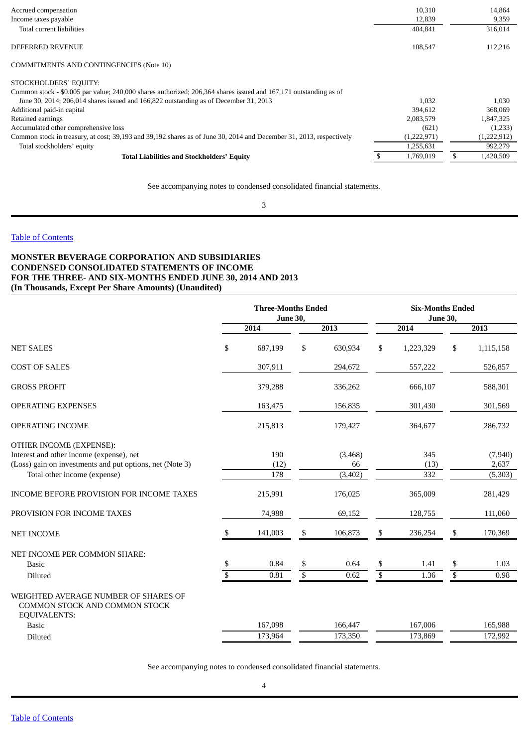| | | |
|---|---|---|
| Accrued compensation | 10,310 | 14,864 |
| Income taxes payable | 12,839 | 9,359 |
| Total current liabilities | 404,841 | 316,014 |
| DEFERRED REVENUE | 108,547 | 112,216 |
| COMMITMENTS AND CONTINGENCIES (Note 10) | | |
| STOCKHOLDERS' EQUITY: | | |
| Common stock - $0.005 par value; 240,000 shares authorized; 206,364 shares issued and 167,171 outstanding as of June 30, 2014; 206,014 shares issued and 166,822 outstanding as of December 31, 2013 | 1,032 | 1,030 |
| Additional paid-in capital | 394,612 | 368,069 |
| Retained earnings | 2,083,579 | 1,847,325 |
| Accumulated other comprehensive loss | (621) | (1,233) |
| Common stock in treasury, at cost; 39,193 and 39,192 shares as of June 30, 2014 and December 31, 2013, respectively | (1,222,971) | (1,222,912) |
| Total stockholders' equity | 1,255,631 | 992,279 |
| **Total Liabilities and Stockholders' Equity** | $ 1,769,019 | $ 1,420,509 |

See accompanying notes to condensed consolidated financial statements.

Table of Contents

**MONSTER BEVERAGE CORPORATION AND SUBSIDIARIES**
**CONDENSED CONSOLIDATED STATEMENTS OF INCOME**
**FOR THE THREE- AND SIX-MONTHS ENDED JUNE 30, 2014 AND 2013**
**(In Thousands, Except Per Share Amounts) (Unaudited)**

| | Three-Months Ended June 30, | | Six-Months Ended June 30, | |
|---|---|---|---|---|
| | 2014 | 2013 | 2014 | 2013 |
| NET SALES | $ 687,199 | $ 630,934 | $ 1,223,329 | $ 1,115,158 |
| COST OF SALES | 307,911 | 294,672 | 557,222 | 526,857 |
| GROSS PROFIT | 379,288 | 336,262 | 666,107 | 588,301 |
| OPERATING EXPENSES | 163,475 | 156,835 | 301,430 | 301,569 |
| OPERATING INCOME | 215,813 | 179,427 | 364,677 | 286,732 |
| OTHER INCOME (EXPENSE): | | | | |
| Interest and other income (expense), net | 190 | (3,468) | 345 | (7,940) |
| (Loss) gain on investments and put options, net (Note 3) | (12) | 66 | (13) | 2,637 |
| Total other income (expense) | 178 | (3,402) | 332 | (5,303) |
| INCOME BEFORE PROVISION FOR INCOME TAXES | 215,991 | 176,025 | 365,009 | 281,429 |
| PROVISION FOR INCOME TAXES | 74,988 | 69,152 | 128,755 | 111,060 |
| NET INCOME | $ 141,003 | $ 106,873 | $ 236,254 | $ 170,369 |
| NET INCOME PER COMMON SHARE: | | | | |
| Basic | $ 0.84 | $ 0.64 | $ 1.41 | $ 1.03 |
| Diluted | $ 0.81 | $ 0.62 | $ 1.36 | $ 0.98 |
| WEIGHTED AVERAGE NUMBER OF SHARES OF COMMON STOCK AND COMMON STOCK EQUIVALENTS: | | | | |
| Basic | 167,098 | 166,447 | 167,006 | 165,988 |
| Diluted | 173,964 | 173,350 | 173,869 | 172,992 |

See accompanying notes to condensed consolidated financial statements.

Table of Contents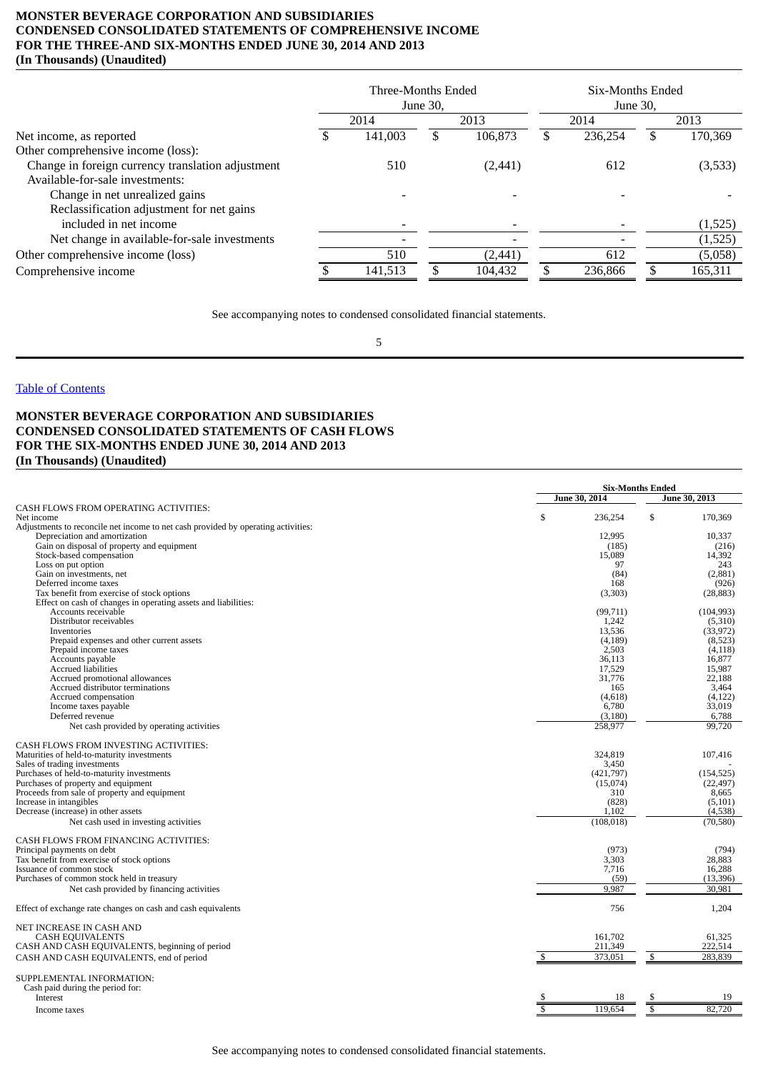**MONSTER BEVERAGE CORPORATION AND SUBSIDIARIES**
**CONDENSED CONSOLIDATED STATEMENTS OF COMPREHENSIVE INCOME**
**FOR THE THREE-AND SIX-MONTHS ENDED JUNE 30, 2014 AND 2013**
**(In Thousands) (Unaudited)**

| | Three-Months Ended June 30, | | Six-Months Ended June 30, | |
|---|---|---|---|---|
| | 2014 | 2013 | 2014 | 2013 |
| Net income, as reported | $ 141,003 | $ 106,873 | $ 236,254 | $ 170,369 |
| Other comprehensive income (loss): | | | | |
| Change in foreign currency translation adjustment | 510 | (2,441) | 612 | (3,533) |
| Available-for-sale investments: | | | | |
| Change in net unrealized gains | - | - | - | - |
| Reclassification adjustment for net gains included in net income | - | - | - | (1,525) |
| Net change in available-for-sale investments | - | - | - | (1,525) |
| Other comprehensive income (loss) | 510 | (2,441) | 612 | (5,058) |
| Comprehensive income | $ 141,513 | $ 104,432 | $ 236,866 | $ 165,311 |

See accompanying notes to condensed consolidated financial statements.

Table of Contents

**MONSTER BEVERAGE CORPORATION AND SUBSIDIARIES**
**CONDENSED CONSOLIDATED STATEMENTS OF CASH FLOWS**
**FOR THE SIX-MONTHS ENDED JUNE 30, 2014 AND 2013**
**(In Thousands) (Unaudited)**

| | Six-Months Ended | |
|---|---|---|
| | June 30, 2014 | June 30, 2013 |
| CASH FLOWS FROM OPERATING ACTIVITIES: | | |
| Net income | $ 236,254 | $ 170,369 |
| Adjustments to reconcile net income to net cash provided by operating activities: | | |
| Depreciation and amortization | 12,995 | 10,337 |
| Gain on disposal of property and equipment | (185) | (216) |
| Stock-based compensation | 15,089 | 14,392 |
| Loss on put option | 97 | 243 |
| Gain on investments, net | (84) | (2,881) |
| Deferred income taxes | 168 | (926) |
| Tax benefit from exercise of stock options | (3,303) | (28,883) |
| Effect on cash of changes in operating assets and liabilities: | | |
| Accounts receivable | (99,711) | (104,993) |
| Distributor receivables | 1,242 | (5,310) |
| Inventories | 13,536 | (33,972) |
| Prepaid expenses and other current assets | (4,189) | (8,523) |
| Prepaid income taxes | 2,503 | (4,118) |
| Accounts payable | 36,113 | 16,877 |
| Accrued liabilities | 17,529 | 15,987 |
| Accrued promotional allowances | 31,776 | 22,188 |
| Accrued distributor terminations | 165 | 3,464 |
| Accrued compensation | (4,618) | (4,122) |
| Income taxes payable | 6,780 | 33,019 |
| Deferred revenue | (3,180) | 6,788 |
| Net cash provided by operating activities | 258,977 | 99,720 |
| CASH FLOWS FROM INVESTING ACTIVITIES: | | |
| Maturities of held-to-maturity investments | 324,819 | 107,416 |
| Sales of trading investments | 3,450 | - |
| Purchases of held-to-maturity investments | (421,797) | (154,525) |
| Purchases of property and equipment | (15,074) | (22,497) |
| Proceeds from sale of property and equipment | 310 | 8,665 |
| Increase in intangibles | (828) | (5,101) |
| Decrease (increase) in other assets | 1,102 | (4,538) |
| Net cash used in investing activities | (108,018) | (70,580) |
| CASH FLOWS FROM FINANCING ACTIVITIES: | | |
| Principal payments on debt | (973) | (794) |
| Tax benefit from exercise of stock options | 3,303 | 28,883 |
| Issuance of common stock | 7,716 | 16,288 |
| Purchases of common stock held in treasury | (59) | (13,396) |
| Net cash provided by financing activities | 9,987 | 30,981 |
| Effect of exchange rate changes on cash and cash equivalents | 756 | 1,204 |
| NET INCREASE IN CASH AND CASH EQUIVALENTS | 161,702 | 61,325 |
| CASH AND CASH EQUIVALENTS, beginning of period | 211,349 | 222,514 |
| CASH AND CASH EQUIVALENTS, end of period | $ 373,051 | $ 283,839 |
| SUPPLEMENTAL INFORMATION: | | |
| Cash paid during the period for: | | |
| Interest | $ 18 | $ 19 |
| Income taxes | $ 119,654 | $ 82,720 |

See accompanying notes to condensed consolidated financial statements.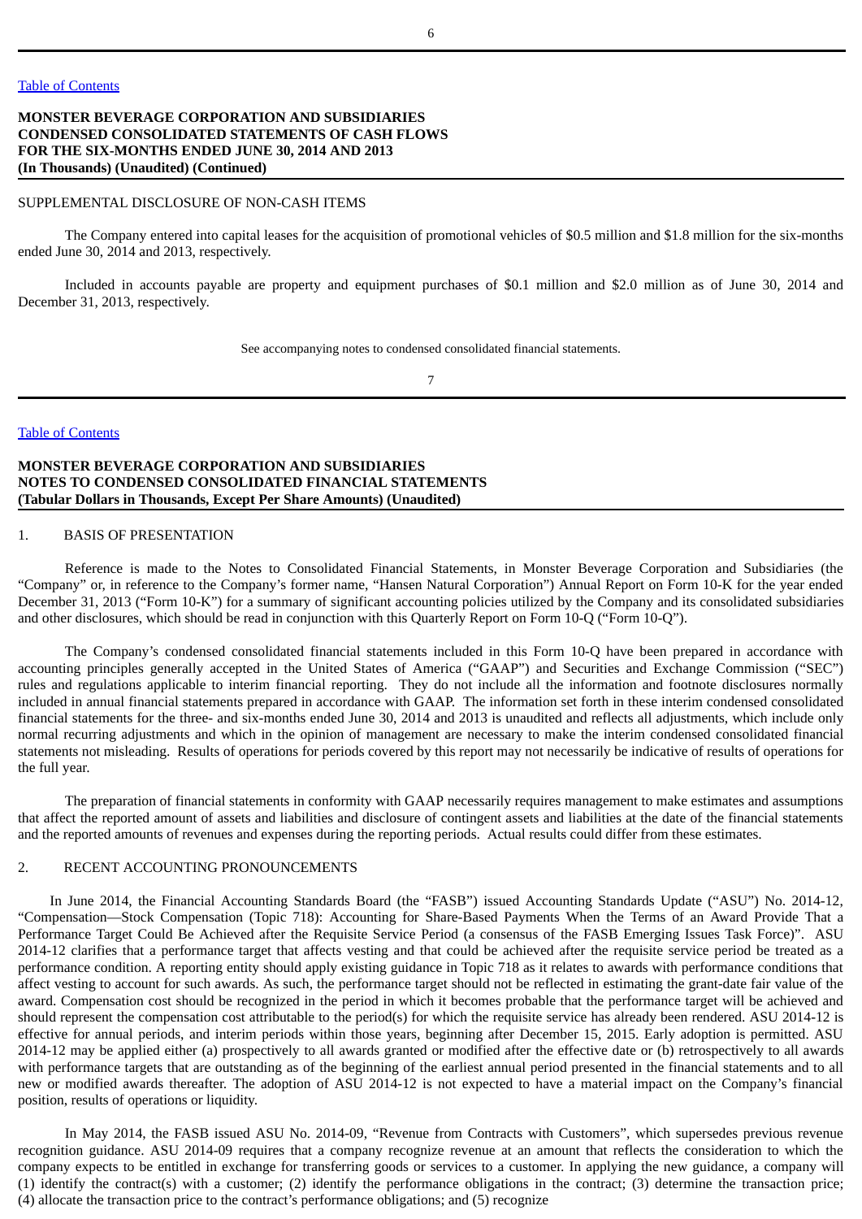[Table of Contents](#)

**MONSTER BEVERAGE CORPORATION AND SUBSIDIARIES**
**CONDENSED CONSOLIDATED STATEMENTS OF CASH FLOWS**
**FOR THE SIX-MONTHS ENDED JUNE 30, 2014 AND 2013**
**(In Thousands) (Unaudited) (Continued)**

SUPPLEMENTAL DISCLOSURE OF NON-CASH ITEMS

The Company entered into capital leases for the acquisition of promotional vehicles of $0.5 million and $1.8 million for the six-months ended June 30, 2014 and 2013, respectively.

Included in accounts payable are property and equipment purchases of $0.1 million and $2.0 million as of June 30, 2014 and December 31, 2013, respectively.

See accompanying notes to condensed consolidated financial statements.

[Table of Contents](#)

**MONSTER BEVERAGE CORPORATION AND SUBSIDIARIES**
**NOTES TO CONDENSED CONSOLIDATED FINANCIAL STATEMENTS**
**(Tabular Dollars in Thousands, Except Per Share Amounts) (Unaudited)**

1. BASIS OF PRESENTATION

Reference is made to the Notes to Consolidated Financial Statements, in Monster Beverage Corporation and Subsidiaries (the "Company" or, in reference to the Company's former name, "Hansen Natural Corporation") Annual Report on Form 10-K for the year ended December 31, 2013 ("Form 10-K") for a summary of significant accounting policies utilized by the Company and its consolidated subsidiaries and other disclosures, which should be read in conjunction with this Quarterly Report on Form 10-Q ("Form 10-Q").

The Company's condensed consolidated financial statements included in this Form 10-Q have been prepared in accordance with accounting principles generally accepted in the United States of America ("GAAP") and Securities and Exchange Commission ("SEC") rules and regulations applicable to interim financial reporting. They do not include all the information and footnote disclosures normally included in annual financial statements prepared in accordance with GAAP. The information set forth in these interim condensed consolidated financial statements for the three- and six-months ended June 30, 2014 and 2013 is unaudited and reflects all adjustments, which include only normal recurring adjustments and which in the opinion of management are necessary to make the interim condensed consolidated financial statements not misleading. Results of operations for periods covered by this report may not necessarily be indicative of results of operations for the full year.

The preparation of financial statements in conformity with GAAP necessarily requires management to make estimates and assumptions that affect the reported amount of assets and liabilities and disclosure of contingent assets and liabilities at the date of the financial statements and the reported amounts of revenues and expenses during the reporting periods. Actual results could differ from these estimates.

2. RECENT ACCOUNTING PRONOUNCEMENTS

In June 2014, the Financial Accounting Standards Board (the "FASB") issued Accounting Standards Update ("ASU") No. 2014-12, "Compensation—Stock Compensation (Topic 718): Accounting for Share-Based Payments When the Terms of an Award Provide That a Performance Target Could Be Achieved after the Requisite Service Period (a consensus of the FASB Emerging Issues Task Force)". ASU 2014-12 clarifies that a performance target that affects vesting and that could be achieved after the requisite service period be treated as a performance condition. A reporting entity should apply existing guidance in Topic 718 as it relates to awards with performance conditions that affect vesting to account for such awards. As such, the performance target should not be reflected in estimating the grant-date fair value of the award. Compensation cost should be recognized in the period in which it becomes probable that the performance target will be achieved and should represent the compensation cost attributable to the period(s) for which the requisite service has already been rendered. ASU 2014-12 is effective for annual periods, and interim periods within those years, beginning after December 15, 2015. Early adoption is permitted. ASU 2014-12 may be applied either (a) prospectively to all awards granted or modified after the effective date or (b) retrospectively to all awards with performance targets that are outstanding as of the beginning of the earliest annual period presented in the financial statements and to all new or modified awards thereafter. The adoption of ASU 2014-12 is not expected to have a material impact on the Company's financial position, results of operations or liquidity.

In May 2014, the FASB issued ASU No. 2014-09, "Revenue from Contracts with Customers", which supersedes previous revenue recognition guidance. ASU 2014-09 requires that a company recognize revenue at an amount that reflects the consideration to which the company expects to be entitled in exchange for transferring goods or services to a customer. In applying the new guidance, a company will (1) identify the contract(s) with a customer; (2) identify the performance obligations in the contract; (3) determine the transaction price; (4) allocate the transaction price to the contract's performance obligations; and (5) recognize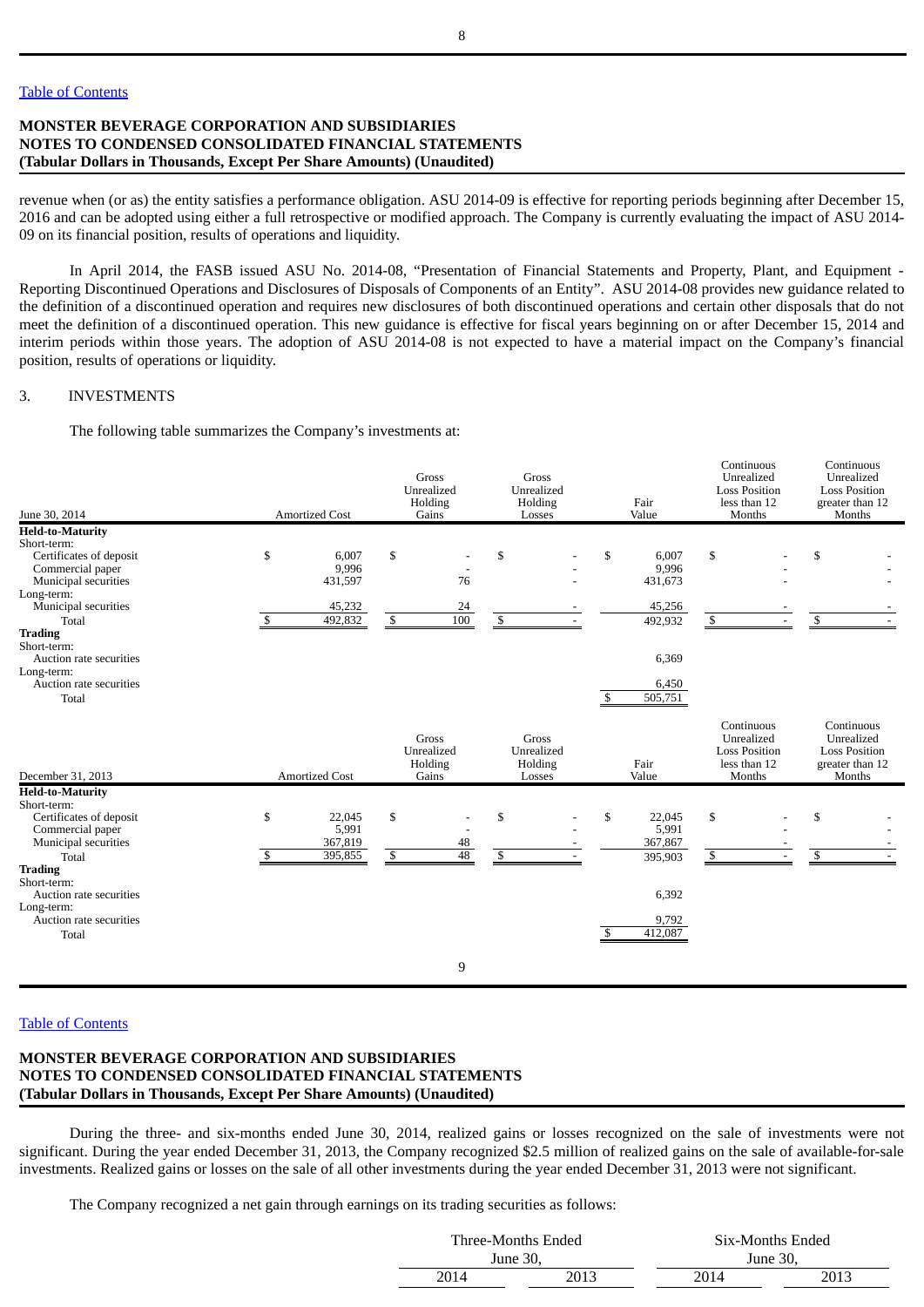revenue when (or as) the entity satisfies a performance obligation. ASU 2014-09 is effective for reporting periods beginning after December 15, 2016 and can be adopted using either a full retrospective or modified approach. The Company is currently evaluating the impact of ASU 2014-09 on its financial position, results of operations and liquidity.

In April 2014, the FASB issued ASU No. 2014-08, "Presentation of Financial Statements and Property, Plant, and Equipment - Reporting Discontinued Operations and Disclosures of Disposals of Components of an Entity". ASU 2014-08 provides new guidance related to the definition of a discontinued operation and requires new disclosures of both discontinued operations and certain other disposals that do not meet the definition of a discontinued operation. This new guidance is effective for fiscal years beginning on or after December 15, 2014 and interim periods within those years. The adoption of ASU 2014-08 is not expected to have a material impact on the Company's financial position, results of operations or liquidity.

3. INVESTMENTS

The following table summarizes the Company's investments at:

| June 30, 2014 | Amortized Cost | Gross Unrealized Holding Gains | Gross Unrealized Holding Losses | Fair Value | Continuous Unrealized Loss Position less than 12 Months | Continuous Unrealized Loss Position greater than 12 Months |
|---|---|---|---|---|---|---|
| **Held-to-Maturity** | | | | | | |
| Short-term: | | | | | | |
| Certificates of deposit | $ 6,007 | $ - | $ - | $ 6,007 | $ - | $ - |
| Commercial paper | 9,996 | - | - | 9,996 | - | - |
| Municipal securities | 431,597 | 76 | - | 431,673 | - | - |
| Long-term: | | | | | | |
| Municipal securities | 45,232 | 24 | - | 45,256 | - | - |
| Total | $ 492,832 | $ 100 | $ - | 492,932 | $ - | $ - |
| **Trading** | | | | | | |
| Short-term: | | | | | | |
| Auction rate securities | | | | 6,369 | | |
| Long-term: | | | | | | |
| Auction rate securities | | | | 6,450 | | |
| Total | | | | $ 505,751 | | |

| December 31, 2013 | Amortized Cost | Gross Unrealized Holding Gains | Gross Unrealized Holding Losses | Fair Value | Continuous Unrealized Loss Position less than 12 Months | Continuous Unrealized Loss Position greater than 12 Months |
|---|---|---|---|---|---|---|
| **Held-to-Maturity** | | | | | | |
| Short-term: | | | | | | |
| Certificates of deposit | $ 22,045 | $ - | $ - | $ 22,045 | $ - | $ - |
| Commercial paper | 5,991 | - | - | 5,991 | - | - |
| Municipal securities | 367,819 | 48 | - | 367,867 | - | - |
| Total | $ 395,855 | $ 48 | $ - | 395,903 | $ - | $ - |
| **Trading** | | | | | | |
| Short-term: | | | | | | |
| Auction rate securities | | | | 6,392 | | |
| Long-term: | | | | | | |
| Auction rate securities | | | | 9,792 | | |
| Total | | | | $ 412,087 | | |

During the three- and six-months ended June 30, 2014, realized gains or losses recognized on the sale of investments were not significant. During the year ended December 31, 2013, the Company recognized $2.5 million of realized gains on the sale of available-for-sale investments. Realized gains or losses on the sale of all other investments during the year ended December 31, 2013 were not significant.

The Company recognized a net gain through earnings on its trading securities as follows:

| Three-Months Ended June 30, | | Six-Months Ended June 30, | |
|---|---|---|---|
| 2014 | 2013 | 2014 | 2013 |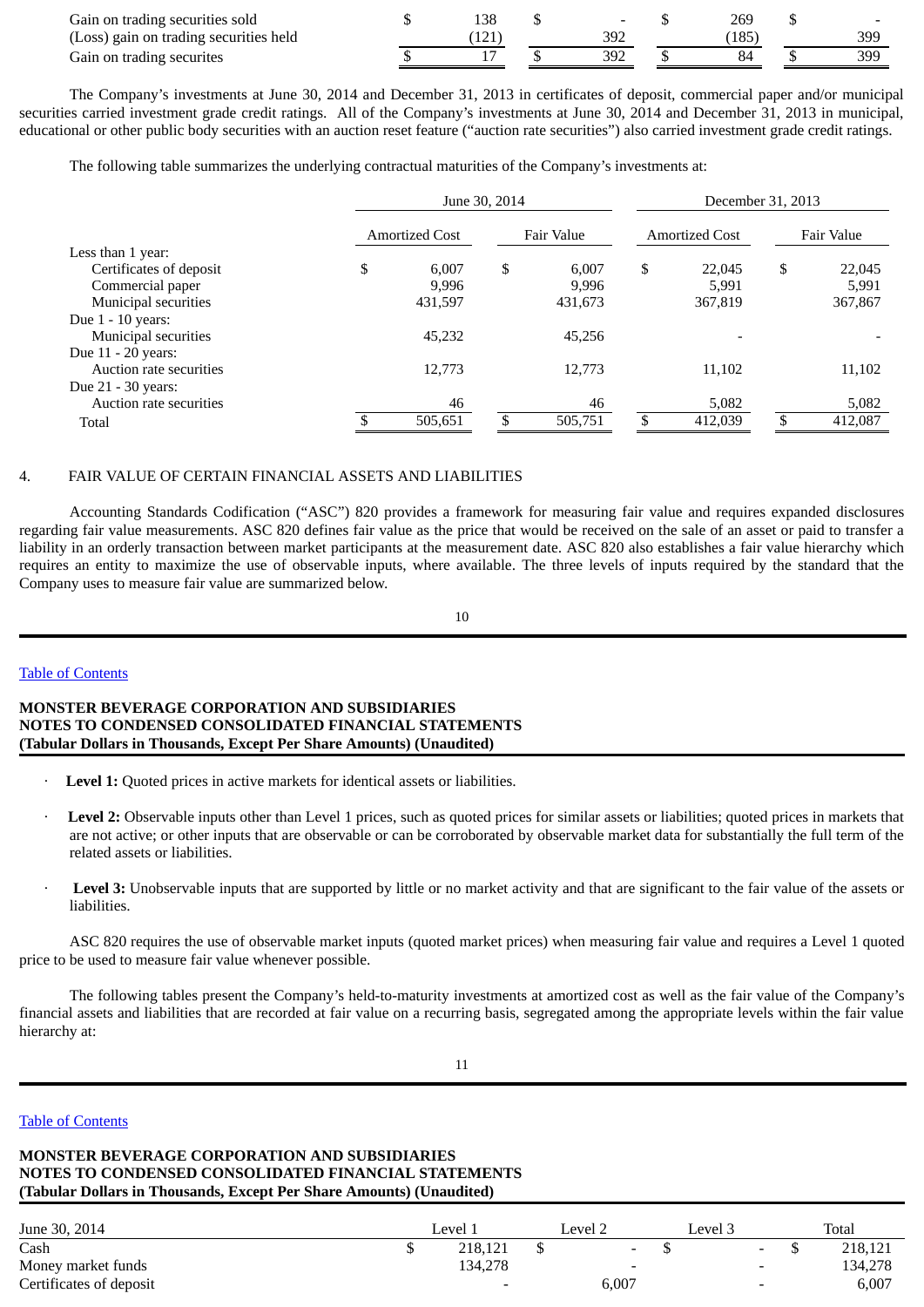| | | | | |
|---|---|---|---|---|
| Gain on trading securities sold | $ 138 | $ - | $ 269 | $ - |
| (Loss) gain on trading securities held | (121) | 392 | (185) | 399 |
| Gain on trading securites | $ 17 | $ 392 | $ 84 | $ 399 |

The Company's investments at June 30, 2014 and December 31, 2013 in certificates of deposit, commercial paper and/or municipal securities carried investment grade credit ratings. All of the Company's investments at June 30, 2014 and December 31, 2013 in municipal, educational or other public body securities with an auction reset feature ("auction rate securities") also carried investment grade credit ratings.

The following table summarizes the underlying contractual maturities of the Company's investments at:

| | June 30, 2014 | | December 31, 2013 | |
|---|---|---|---|---|
| | Amortized Cost | Fair Value | Amortized Cost | Fair Value |
| Less than 1 year: | | | | |
| Certificates of deposit | $ 6,007 | $ 6,007 | $ 22,045 | $ 22,045 |
| Commercial paper | 9,996 | 9,996 | 5,991 | 5,991 |
| Municipal securities | 431,597 | 431,673 | 367,819 | 367,867 |
| Due 1 - 10 years: | | | | |
| Municipal securities | 45,232 | 45,256 | - | - |
| Due 11 - 20 years: | | | | |
| Auction rate securities | 12,773 | 12,773 | 11,102 | 11,102 |
| Due 21 - 30 years: | | | | |
| Auction rate securities | 46 | 46 | 5,082 | 5,082 |
| Total | $ 505,651 | $ 505,751 | $ 412,039 | $ 412,087 |

4. FAIR VALUE OF CERTAIN FINANCIAL ASSETS AND LIABILITIES

Accounting Standards Codification ("ASC") 820 provides a framework for measuring fair value and requires expanded disclosures regarding fair value measurements. ASC 820 defines fair value as the price that would be received on the sale of an asset or paid to transfer a liability in an orderly transaction between market participants at the measurement date. ASC 820 also establishes a fair value hierarchy which requires an entity to maximize the use of observable inputs, where available. The three levels of inputs required by the standard that the Company uses to measure fair value are summarized below.

- **Level 1:** Quoted prices in active markets for identical assets or liabilities.
- **Level 2:** Observable inputs other than Level 1 prices, such as quoted prices for similar assets or liabilities; quoted prices in markets that are not active; or other inputs that are observable or can be corroborated by observable market data for substantially the full term of the related assets or liabilities.
- **Level 3:** Unobservable inputs that are supported by little or no market activity and that are significant to the fair value of the assets or liabilities.

ASC 820 requires the use of observable market inputs (quoted market prices) when measuring fair value and requires a Level 1 quoted price to be used to measure fair value whenever possible.

The following tables present the Company's held-to-maturity investments at amortized cost as well as the fair value of the Company's financial assets and liabilities that are recorded at fair value on a recurring basis, segregated among the appropriate levels within the fair value hierarchy at:

| June 30, 2014 | Level 1 | Level 2 | Level 3 | Total |
|---|---|---|---|---|
| Cash | $ 218,121 | $ - | $ - | $ 218,121 |
| Money market funds | 134,278 | - | - | 134,278 |
| Certificates of deposit | - | 6,007 | - | 6,007 |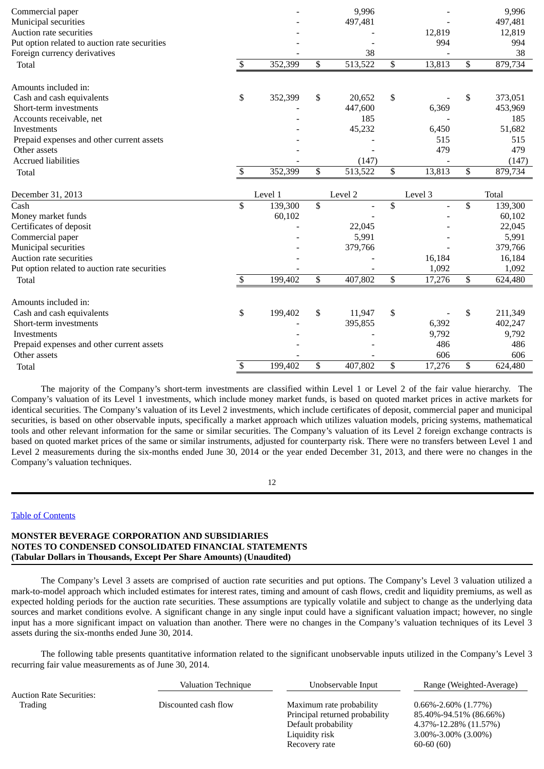| | Level 1 | Level 2 | Level 3 | Total |
|---|---|---|---|---|
| Commercial paper | - | 9,996 | - | 9,996 |
| Municipal securities | - | 497,481 | - | 497,481 |
| Auction rate securities | - | - | 12,819 | 12,819 |
| Put option related to auction rate securities | - | - | 994 | 994 |
| Foreign currency derivatives | - | 38 | - | 38 |
| Total | $ 352,399 | $ 513,522 | $ 13,813 | $ 879,734 |
| | | | | |
| Amounts included in: | | | | |
| Cash and cash equivalents | $ 352,399 | $ 20,652 | $ - | $ 373,051 |
| Short-term investments | - | 447,600 | 6,369 | 453,969 |
| Accounts receivable, net | - | 185 | - | 185 |
| Investments | - | 45,232 | 6,450 | 51,682 |
| Prepaid expenses and other current assets | - | - | 515 | 515 |
| Other assets | - | - | 479 | 479 |
| Accrued liabilities | - | (147) | - | (147) |
| Total | $ 352,399 | $ 513,522 | $ 13,813 | $ 879,734 |

| December 31, 2013 | Level 1 | Level 2 | Level 3 | Total |
|---|---|---|---|---|
| Cash | $ 139,300 | $ - | $ - | $ 139,300 |
| Money market funds | 60,102 | - | - | 60,102 |
| Certificates of deposit | - | 22,045 | - | 22,045 |
| Commercial paper | - | 5,991 | - | 5,991 |
| Municipal securities | - | 379,766 | - | 379,766 |
| Auction rate securities | - | - | 16,184 | 16,184 |
| Put option related to auction rate securities | - | - | 1,092 | 1,092 |
| Total | $ 199,402 | $ 407,802 | $ 17,276 | $ 624,480 |
| | | | | |
| Amounts included in: | | | | |
| Cash and cash equivalents | $ 199,402 | $ 11,947 | $ - | $ 211,349 |
| Short-term investments | - | 395,855 | 6,392 | 402,247 |
| Investments | - | - | 9,792 | 9,792 |
| Prepaid expenses and other current assets | - | - | 486 | 486 |
| Other assets | - | - | 606 | 606 |
| Total | $ 199,402 | $ 407,802 | $ 17,276 | $ 624,480 |

The majority of the Company's short-term investments are classified within Level 1 or Level 2 of the fair value hierarchy. The Company's valuation of its Level 1 investments, which include money market funds, is based on quoted market prices in active markets for identical securities. The Company's valuation of its Level 2 investments, which include certificates of deposit, commercial paper and municipal securities, is based on other observable inputs, specifically a market approach which utilizes valuation models, pricing systems, mathematical tools and other relevant information for the same or similar securities. The Company's valuation of its Level 2 foreign exchange contracts is based on quoted market prices of the same or similar instruments, adjusted for counterparty risk. There were no transfers between Level 1 and Level 2 measurements during the six-months ended June 30, 2014 or the year ended December 31, 2013, and there were no changes in the Company's valuation techniques.

[Table of Contents]

**MONSTER BEVERAGE CORPORATION AND SUBSIDIARIES**
**NOTES TO CONDENSED CONSOLIDATED FINANCIAL STATEMENTS**
**(Tabular Dollars in Thousands, Except Per Share Amounts) (Unaudited)**

The Company's Level 3 assets are comprised of auction rate securities and put options. The Company's Level 3 valuation utilized a mark-to-model approach which included estimates for interest rates, timing and amount of cash flows, credit and liquidity premiums, as well as expected holding periods for the auction rate securities. These assumptions are typically volatile and subject to change as the underlying data sources and market conditions evolve. A significant change in any single input could have a significant valuation impact; however, no single input has a more significant impact on valuation than another. There were no changes in the Company's valuation techniques of its Level 3 assets during the six-months ended June 30, 2014.

The following table presents quantitative information related to the significant unobservable inputs utilized in the Company's Level 3 recurring fair value measurements as of June 30, 2014.

| | Valuation Technique | Unobservable Input | Range (Weighted-Average) |
|---|---|---|---|
| Auction Rate Securities: | | | |
| Trading | Discounted cash flow | Maximum rate probability | 0.66%-2.60% (1.77%) |
| | | Principal returned probability | 85.40%-94.51% (86.66%) |
| | | Default probability | 4.37%-12.28% (11.57%) |
| | | Liquidity risk | 3.00%-3.00% (3.00%) |
| | | Recovery rate | 60-60 (60) |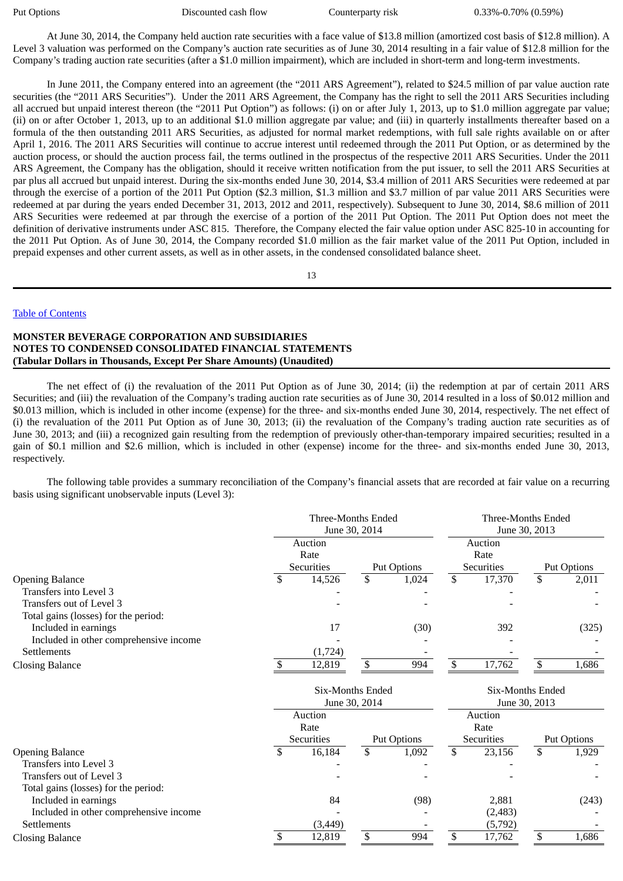| Put Options | Discounted cash flow | Counterparty risk | 0.33%-0.70% (0.59%) |
|---|---|---|---|

At June 30, 2014, the Company held auction rate securities with a face value of $13.8 million (amortized cost basis of $12.8 million). A Level 3 valuation was performed on the Company's auction rate securities as of June 30, 2014 resulting in a fair value of $12.8 million for the Company's trading auction rate securities (after a $1.0 million impairment), which are included in short-term and long-term investments.

In June 2011, the Company entered into an agreement (the "2011 ARS Agreement"), related to $24.5 million of par value auction rate securities (the "2011 ARS Securities"). Under the 2011 ARS Agreement, the Company has the right to sell the 2011 ARS Securities including all accrued but unpaid interest thereon (the "2011 Put Option") as follows: (i) on or after July 1, 2013, up to $1.0 million aggregate par value; (ii) on or after October 1, 2013, up to an additional $1.0 million aggregate par value; and (iii) in quarterly installments thereafter based on a formula of the then outstanding 2011 ARS Securities, as adjusted for normal market redemptions, with full sale rights available on or after April 1, 2016. The 2011 ARS Securities will continue to accrue interest until redeemed through the 2011 Put Option, or as determined by the auction process, or should the auction process fail, the terms outlined in the prospectus of the respective 2011 ARS Securities. Under the 2011 ARS Agreement, the Company has the obligation, should it receive written notification from the put issuer, to sell the 2011 ARS Securities at par plus all accrued but unpaid interest. During the six-months ended June 30, 2014, $3.4 million of 2011 ARS Securities were redeemed at par through the exercise of a portion of the 2011 Put Option ($2.3 million, $1.3 million and $3.7 million of par value 2011 ARS Securities were redeemed at par during the years ended December 31, 2013, 2012 and 2011, respectively). Subsequent to June 30, 2014, $8.6 million of 2011 ARS Securities were redeemed at par through the exercise of a portion of the 2011 Put Option. The 2011 Put Option does not meet the definition of derivative instruments under ASC 815. Therefore, the Company elected the fair value option under ASC 825-10 in accounting for the 2011 Put Option. As of June 30, 2014, the Company recorded $1.0 million as the fair market value of the 2011 Put Option, included in prepaid expenses and other current assets, as well as in other assets, in the condensed consolidated balance sheet.

The net effect of (i) the revaluation of the 2011 Put Option as of June 30, 2014; (ii) the redemption at par of certain 2011 ARS Securities; and (iii) the revaluation of the Company's trading auction rate securities as of June 30, 2014 resulted in a loss of $0.012 million and $0.013 million, which is included in other income (expense) for the three- and six-months ended June 30, 2014, respectively. The net effect of (i) the revaluation of the 2011 Put Option as of June 30, 2013; (ii) the revaluation of the Company's trading auction rate securities as of June 30, 2013; and (iii) a recognized gain resulting from the redemption of previously other-than-temporary impaired securities; resulted in a gain of $0.1 million and $2.6 million, which is included in other (expense) income for the three- and six-months ended June 30, 2013, respectively.

The following table provides a summary reconciliation of the Company's financial assets that are recorded at fair value on a recurring basis using significant unobservable inputs (Level 3):

| | Three-Months Ended June 30, 2014 | | Three-Months Ended June 30, 2013 | |
|---|---|---|---|---|
| | Auction Rate Securities | Put Options | Auction Rate Securities | Put Options |
| Opening Balance | $ 14,526 | $ 1,024 | $ 17,370 | $ 2,011 |
| Transfers into Level 3 | - | - | - | - |
| Transfers out of Level 3 | - | - | - | - |
| Total gains (losses) for the period: | | | | |
| Included in earnings | 17 | (30) | 392 | (325) |
| Included in other comprehensive income | - | - | - | - |
| Settlements | (1,724) | - | - | - |
| Closing Balance | $ 12,819 | $ 994 | $ 17,762 | $ 1,686 |

| | Six-Months Ended June 30, 2014 | | Six-Months Ended June 30, 2013 | |
|---|---|---|---|---|
| | Auction Rate Securities | Put Options | Auction Rate Securities | Put Options |
| Opening Balance | $ 16,184 | $ 1,092 | $ 23,156 | $ 1,929 |
| Transfers into Level 3 | - | - | - | - |
| Transfers out of Level 3 | - | - | - | - |
| Total gains (losses) for the period: | | | | |
| Included in earnings | 84 | (98) | 2,881 | (243) |
| Included in other comprehensive income | - | - | (2,483) | - |
| Settlements | (3,449) | - | (5,792) | - |
| Closing Balance | $ 12,819 | $ 994 | $ 17,762 | $ 1,686 |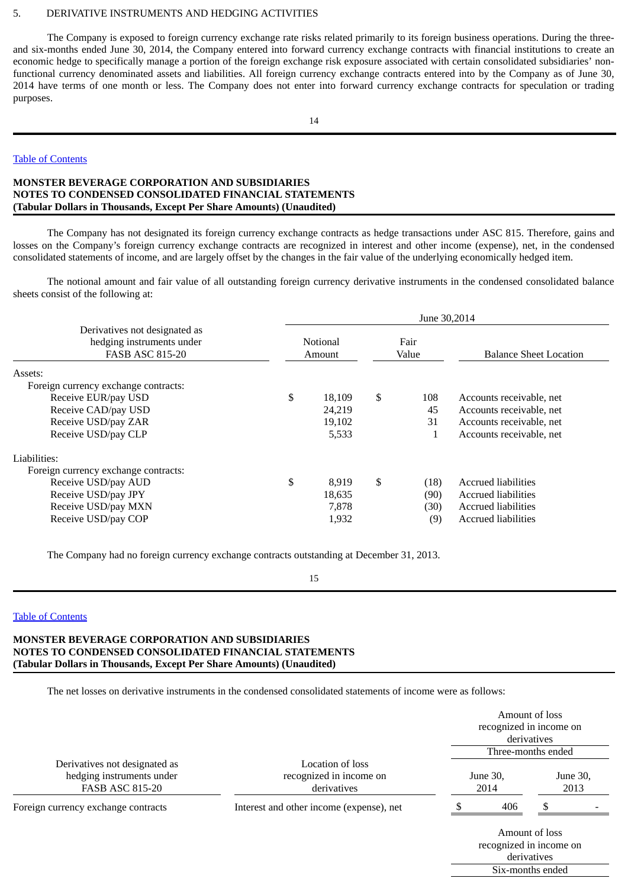5. DERIVATIVE INSTRUMENTS AND HEDGING ACTIVITIES

The Company is exposed to foreign currency exchange rate risks related primarily to its foreign business operations. During the three- and six-months ended June 30, 2014, the Company entered into forward currency exchange contracts with financial institutions to create an economic hedge to specifically manage a portion of the foreign exchange risk exposure associated with certain consolidated subsidiaries' non-functional currency denominated assets and liabilities. All foreign currency exchange contracts entered into by the Company as of June 30, 2014 have terms of one month or less. The Company does not enter into forward currency exchange contracts for speculation or trading purposes.

[Table of Contents](#)

**MONSTER BEVERAGE CORPORATION AND SUBSIDIARIES**
**NOTES TO CONDENSED CONSOLIDATED FINANCIAL STATEMENTS**
**(Tabular Dollars in Thousands, Except Per Share Amounts) (Unaudited)**

The Company has not designated its foreign currency exchange contracts as hedge transactions under ASC 815. Therefore, gains and losses on the Company's foreign currency exchange contracts are recognized in interest and other income (expense), net, in the condensed consolidated statements of income, and are largely offset by the changes in the fair value of the underlying economically hedged item.

The notional amount and fair value of all outstanding foreign currency derivative instruments in the condensed consolidated balance sheets consist of the following at:

| Derivatives not designated as hedging instruments under FASB ASC 815-20 | June 30,2014 Notional Amount | Fair Value | Balance Sheet Location |
|---|---|---|---|
| Assets: | | | |
| Foreign currency exchange contracts: | | | |
| Receive EUR/pay USD | $ 18,109 | $ 108 | Accounts receivable, net |
| Receive CAD/pay USD | 24,219 | 45 | Accounts receivable, net |
| Receive USD/pay ZAR | 19,102 | 31 | Accounts receivable, net |
| Receive USD/pay CLP | 5,533 | 1 | Accounts receivable, net |
| Liabilities: | | | |
| Foreign currency exchange contracts: | | | |
| Receive USD/pay AUD | $ 8,919 | $ (18) | Accrued liabilities |
| Receive USD/pay JPY | 18,635 | (90) | Accrued liabilities |
| Receive USD/pay MXN | 7,878 | (30) | Accrued liabilities |
| Receive USD/pay COP | 1,932 | (9) | Accrued liabilities |

The Company had no foreign currency exchange contracts outstanding at December 31, 2013.

[Table of Contents](#)

**MONSTER BEVERAGE CORPORATION AND SUBSIDIARIES**
**NOTES TO CONDENSED CONSOLIDATED FINANCIAL STATEMENTS**
**(Tabular Dollars in Thousands, Except Per Share Amounts) (Unaudited)**

The net losses on derivative instruments in the condensed consolidated statements of income were as follows:

| Derivatives not designated as hedging instruments under FASB ASC 815-20 | Location of loss recognized in income on derivatives | Amount of loss recognized in income on derivatives Three-months ended June 30, 2014 | June 30, 2013 |
|---|---|---|---|
| Foreign currency exchange contracts | Interest and other income (expense), net | $ 406 | $ - |

| | Amount of loss recognized in income on derivatives |
|---|---|
| | Six-months ended |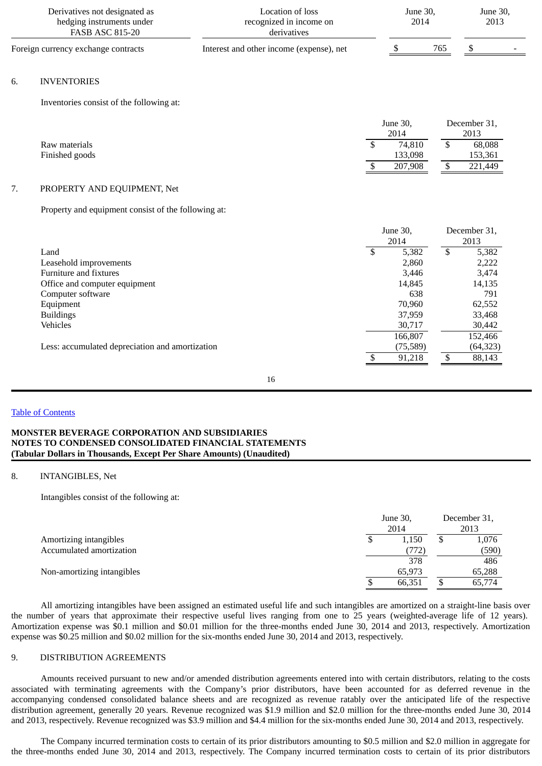| Derivatives not designated as hedging instruments under FASB ASC 815-20 | Location of loss recognized in income on derivatives | June 30, 2014 | June 30, 2013 |
|---|---|---|---|
| Foreign currency exchange contracts | Interest and other income (expense), net | $ 765 | $ - |

6. INVENTORIES

Inventories consist of the following at:

| | June 30, 2014 | December 31, 2013 |
|---|---|---|
| Raw materials | $ 74,810 | $ 68,088 |
| Finished goods | 133,098 | 153,361 |
| | $ 207,908 | $ 221,449 |

7. PROPERTY AND EQUIPMENT, Net

Property and equipment consist of the following at:

| | June 30, 2014 | December 31, 2013 |
|---|---|---|
| Land | $ 5,382 | $ 5,382 |
| Leasehold improvements | 2,860 | 2,222 |
| Furniture and fixtures | 3,446 | 3,474 |
| Office and computer equipment | 14,845 | 14,135 |
| Computer software | 638 | 791 |
| Equipment | 70,960 | 62,552 |
| Buildings | 37,959 | 33,468 |
| Vehicles | 30,717 | 30,442 |
| | 166,807 | 152,466 |
| Less: accumulated depreciation and amortization | (75,589) | (64,323) |
| | $ 91,218 | $ 88,143 |

**MONSTER BEVERAGE CORPORATION AND SUBSIDIARIES**
**NOTES TO CONDENSED CONSOLIDATED FINANCIAL STATEMENTS**
**(Tabular Dollars in Thousands, Except Per Share Amounts) (Unaudited)**

8. INTANGIBLES, Net

Intangibles consist of the following at:

| | June 30, 2014 | December 31, 2013 |
|---|---|---|
| Amortizing intangibles | $ 1,150 | $ 1,076 |
| Accumulated amortization | (772) | (590) |
| | 378 | 486 |
| Non-amortizing intangibles | 65,973 | 65,288 |
| | $ 66,351 | $ 65,774 |

All amortizing intangibles have been assigned an estimated useful life and such intangibles are amortized on a straight-line basis over the number of years that approximate their respective useful lives ranging from one to 25 years (weighted-average life of 12 years). Amortization expense was $0.1 million and $0.01 million for the three-months ended June 30, 2014 and 2013, respectively. Amortization expense was $0.25 million and $0.02 million for the six-months ended June 30, 2014 and 2013, respectively.

9. DISTRIBUTION AGREEMENTS

Amounts received pursuant to new and/or amended distribution agreements entered into with certain distributors, relating to the costs associated with terminating agreements with the Company's prior distributors, have been accounted for as deferred revenue in the accompanying condensed consolidated balance sheets and are recognized as revenue ratably over the anticipated life of the respective distribution agreement, generally 20 years. Revenue recognized was $1.9 million and $2.0 million for the three-months ended June 30, 2014 and 2013, respectively. Revenue recognized was $3.9 million and $4.4 million for the six-months ended June 30, 2014 and 2013, respectively.

The Company incurred termination costs to certain of its prior distributors amounting to $0.5 million and $2.0 million in aggregate for the three-months ended June 30, 2014 and 2013, respectively. The Company incurred termination costs to certain of its prior distributors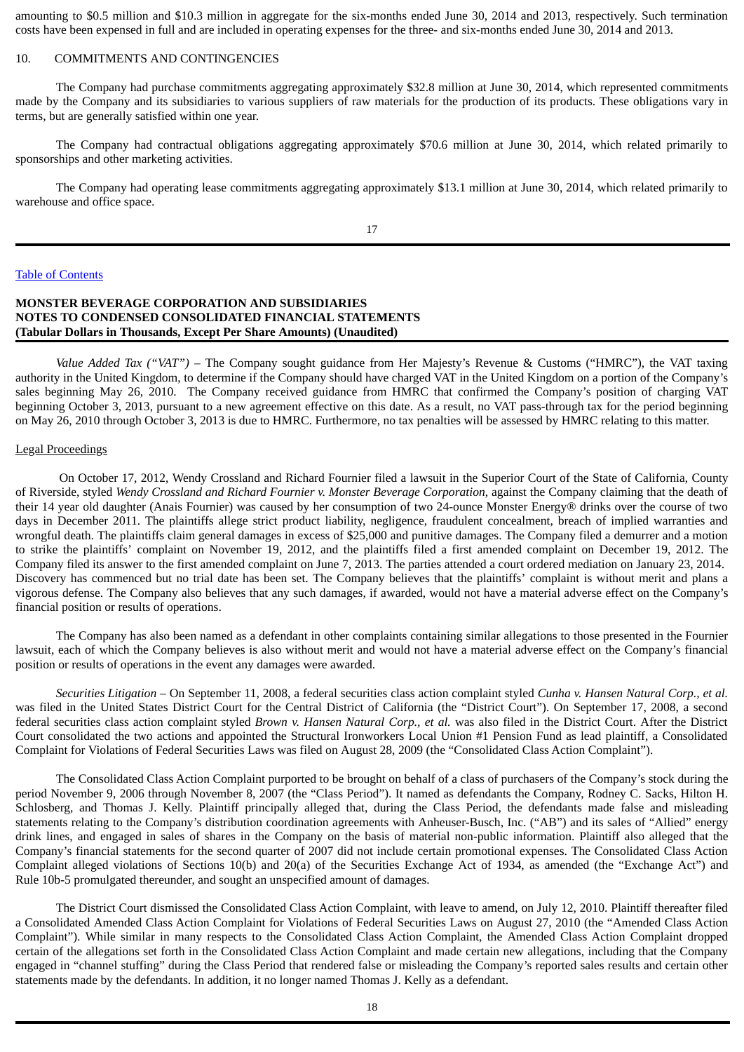amounting to \$0.5 million and \$10.3 million in aggregate for the six-months ended June 30, 2014 and 2013, respectively. Such termination costs have been expensed in full and are included in operating expenses for the three- and six-months ended June 30, 2014 and 2013.

## 10. COMMITMENTS AND CONTINGENCIES

The Company had purchase commitments aggregating approximately \$32.8 million at June 30, 2014, which represented commitments made by the Company and its subsidiaries to various suppliers of raw materials for the production of its products. These obligations vary in terms, but are generally satisfied within one year.

The Company had contractual obligations aggregating approximately \$70.6 million at June 30, 2014, which related primarily to sponsorships and other marketing activities.

The Company had operating lease commitments aggregating approximately \$13.1 million at June 30, 2014, which related primarily to warehouse and office space.

*Value Added Tax ("VAT")* – The Company sought guidance from Her Majesty's Revenue & Customs ("HMRC"), the VAT taxing authority in the United Kingdom, to determine if the Company should have charged VAT in the United Kingdom on a portion of the Company's sales beginning May 26, 2010. The Company received guidance from HMRC that confirmed the Company's position of charging VAT beginning October 3, 2013, pursuant to a new agreement effective on this date. As a result, no VAT pass-through tax for the period beginning on May 26, 2010 through October 3, 2013 is due to HMRC. Furthermore, no tax penalties will be assessed by HMRC relating to this matter.

### Legal Proceedings

On October 17, 2012, Wendy Crossland and Richard Fournier filed a lawsuit in the Superior Court of the State of California, County of Riverside, styled *Wendy Crossland and Richard Fournier v. Monster Beverage Corporation*, against the Company claiming that the death of their 14 year old daughter (Anais Fournier) was caused by her consumption of two 24-ounce Monster Energy® drinks over the course of two days in December 2011. The plaintiffs allege strict product liability, negligence, fraudulent concealment, breach of implied warranties and wrongful death. The plaintiffs claim general damages in excess of \$25,000 and punitive damages. The Company filed a demurrer and a motion to strike the plaintiffs' complaint on November 19, 2012, and the plaintiffs filed a first amended complaint on December 19, 2012. The Company filed its answer to the first amended complaint on June 7, 2013. The parties attended a court ordered mediation on January 23, 2014. Discovery has commenced but no trial date has been set. The Company believes that the plaintiffs' complaint is without merit and plans a vigorous defense. The Company also believes that any such damages, if awarded, would not have a material adverse effect on the Company's financial position or results of operations.

The Company has also been named as a defendant in other complaints containing similar allegations to those presented in the Fournier lawsuit, each of which the Company believes is also without merit and would not have a material adverse effect on the Company's financial position or results of operations in the event any damages were awarded.

*Securities Litigation* – On September 11, 2008, a federal securities class action complaint styled *Cunha v. Hansen Natural Corp., et al.* was filed in the United States District Court for the Central District of California (the "District Court"). On September 17, 2008, a second federal securities class action complaint styled *Brown v. Hansen Natural Corp., et al.* was also filed in the District Court. After the District Court consolidated the two actions and appointed the Structural Ironworkers Local Union #1 Pension Fund as lead plaintiff, a Consolidated Complaint for Violations of Federal Securities Laws was filed on August 28, 2009 (the "Consolidated Class Action Complaint").

The Consolidated Class Action Complaint purported to be brought on behalf of a class of purchasers of the Company's stock during the period November 9, 2006 through November 8, 2007 (the "Class Period"). It named as defendants the Company, Rodney C. Sacks, Hilton H. Schlosberg, and Thomas J. Kelly. Plaintiff principally alleged that, during the Class Period, the defendants made false and misleading statements relating to the Company's distribution coordination agreements with Anheuser-Busch, Inc. ("AB") and its sales of "Allied" energy drink lines, and engaged in sales of shares in the Company on the basis of material non-public information. Plaintiff also alleged that the Company's financial statements for the second quarter of 2007 did not include certain promotional expenses. The Consolidated Class Action Complaint alleged violations of Sections 10(b) and 20(a) of the Securities Exchange Act of 1934, as amended (the "Exchange Act") and Rule 10b-5 promulgated thereunder, and sought an unspecified amount of damages.

The District Court dismissed the Consolidated Class Action Complaint, with leave to amend, on July 12, 2010. Plaintiff thereafter filed a Consolidated Amended Class Action Complaint for Violations of Federal Securities Laws on August 27, 2010 (the "Amended Class Action Complaint"). While similar in many respects to the Consolidated Class Action Complaint, the Amended Class Action Complaint dropped certain of the allegations set forth in the Consolidated Class Action Complaint and made certain new allegations, including that the Company engaged in "channel stuffing" during the Class Period that rendered false or misleading the Company's reported sales results and certain other statements made by the defendants. In addition, it no longer named Thomas J. Kelly as a defendant.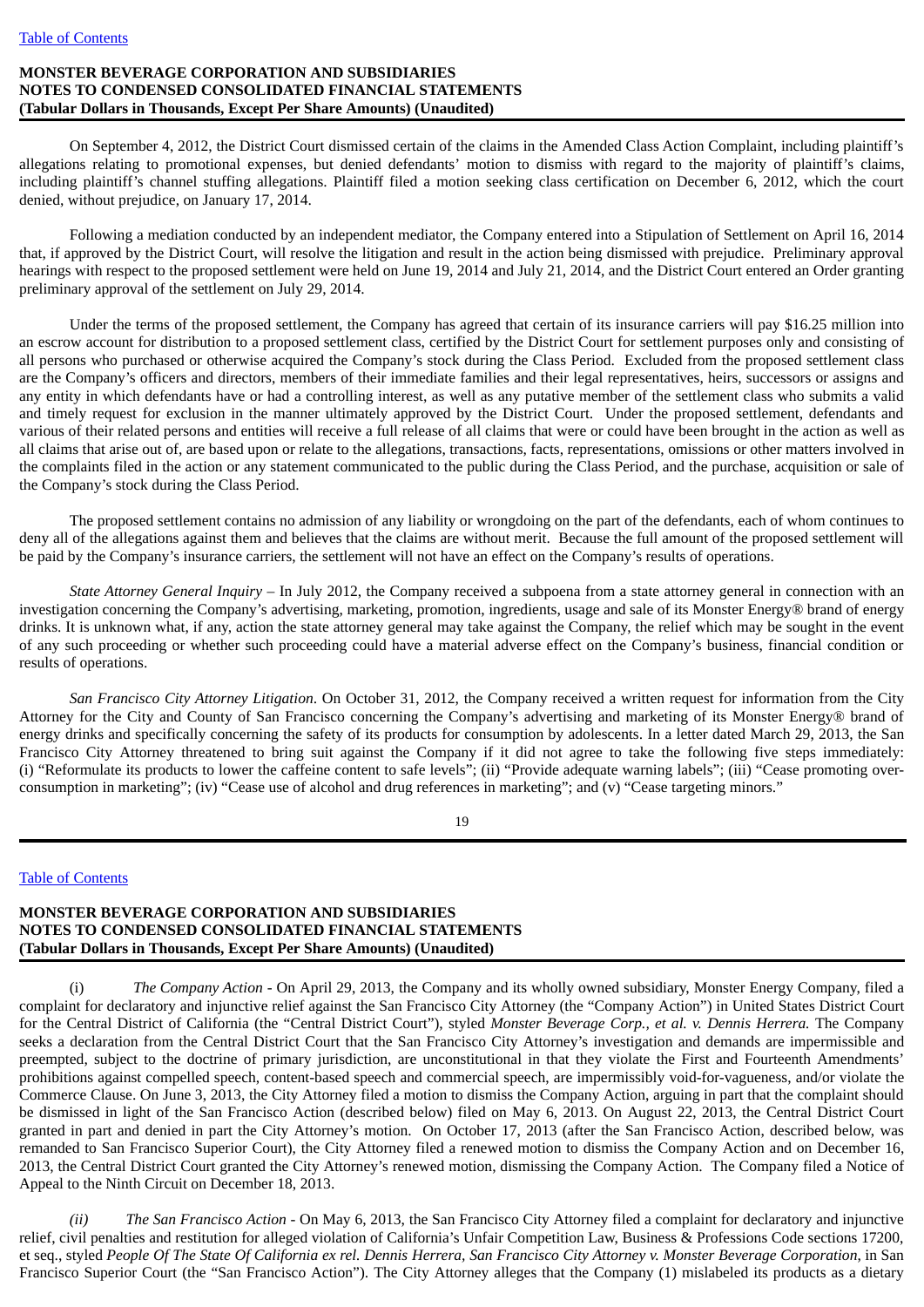On September 4, 2012, the District Court dismissed certain of the claims in the Amended Class Action Complaint, including plaintiff's allegations relating to promotional expenses, but denied defendants' motion to dismiss with regard to the majority of plaintiff's claims, including plaintiff's channel stuffing allegations. Plaintiff filed a motion seeking class certification on December 6, 2012, which the court denied, without prejudice, on January 17, 2014.

Following a mediation conducted by an independent mediator, the Company entered into a Stipulation of Settlement on April 16, 2014 that, if approved by the District Court, will resolve the litigation and result in the action being dismissed with prejudice. Preliminary approval hearings with respect to the proposed settlement were held on June 19, 2014 and July 21, 2014, and the District Court entered an Order granting preliminary approval of the settlement on July 29, 2014.

Under the terms of the proposed settlement, the Company has agreed that certain of its insurance carriers will pay $16.25 million into an escrow account for distribution to a proposed settlement class, certified by the District Court for settlement purposes only and consisting of all persons who purchased or otherwise acquired the Company's stock during the Class Period. Excluded from the proposed settlement class are the Company's officers and directors, members of their immediate families and their legal representatives, heirs, successors or assigns and any entity in which defendants have or had a controlling interest, as well as any putative member of the settlement class who submits a valid and timely request for exclusion in the manner ultimately approved by the District Court. Under the proposed settlement, defendants and various of their related persons and entities will receive a full release of all claims that were or could have been brought in the action as well as all claims that arise out of, are based upon or relate to the allegations, transactions, facts, representations, omissions or other matters involved in the complaints filed in the action or any statement communicated to the public during the Class Period, and the purchase, acquisition or sale of the Company's stock during the Class Period.

The proposed settlement contains no admission of any liability or wrongdoing on the part of the defendants, each of whom continues to deny all of the allegations against them and believes that the claims are without merit. Because the full amount of the proposed settlement will be paid by the Company's insurance carriers, the settlement will not have an effect on the Company's results of operations.

*State Attorney General Inquiry* – In July 2012, the Company received a subpoena from a state attorney general in connection with an investigation concerning the Company's advertising, marketing, promotion, ingredients, usage and sale of its Monster Energy® brand of energy drinks. It is unknown what, if any, action the state attorney general may take against the Company, the relief which may be sought in the event of any such proceeding or whether such proceeding could have a material adverse effect on the Company's business, financial condition or results of operations.

*San Francisco City Attorney Litigation*. On October 31, 2012, the Company received a written request for information from the City Attorney for the City and County of San Francisco concerning the Company's advertising and marketing of its Monster Energy® brand of energy drinks and specifically concerning the safety of its products for consumption by adolescents. In a letter dated March 29, 2013, the San Francisco City Attorney threatened to bring suit against the Company if it did not agree to take the following five steps immediately: (i) "Reformulate its products to lower the caffeine content to safe levels"; (ii) "Provide adequate warning labels"; (iii) "Cease promoting over-consumption in marketing"; (iv) "Cease use of alcohol and drug references in marketing"; and (v) "Cease targeting minors."

(i) *The Company Action* - On April 29, 2013, the Company and its wholly owned subsidiary, Monster Energy Company, filed a complaint for declaratory and injunctive relief against the San Francisco City Attorney (the "Company Action") in United States District Court for the Central District of California (the "Central District Court"), styled *Monster Beverage Corp., et al. v. Dennis Herrera.* The Company seeks a declaration from the Central District Court that the San Francisco City Attorney's investigation and demands are impermissible and preempted, subject to the doctrine of primary jurisdiction, are unconstitutional in that they violate the First and Fourteenth Amendments' prohibitions against compelled speech, content-based speech and commercial speech, are impermissibly void-for-vagueness, and/or violate the Commerce Clause. On June 3, 2013, the City Attorney filed a motion to dismiss the Company Action, arguing in part that the complaint should be dismissed in light of the San Francisco Action (described below) filed on May 6, 2013. On August 22, 2013, the Central District Court granted in part and denied in part the City Attorney's motion. On October 17, 2013 (after the San Francisco Action, described below, was remanded to San Francisco Superior Court), the City Attorney filed a renewed motion to dismiss the Company Action and on December 16, 2013, the Central District Court granted the City Attorney's renewed motion, dismissing the Company Action. The Company filed a Notice of Appeal to the Ninth Circuit on December 18, 2013.

*(ii)* *The San Francisco Action* - On May 6, 2013, the San Francisco City Attorney filed a complaint for declaratory and injunctive relief, civil penalties and restitution for alleged violation of California's Unfair Competition Law, Business & Professions Code sections 17200, et seq., styled *People Of The State Of California ex rel. Dennis Herrera, San Francisco City Attorney v. Monster Beverage Corporation*, in San Francisco Superior Court (the "San Francisco Action"). The City Attorney alleges that the Company (1) mislabeled its products as a dietary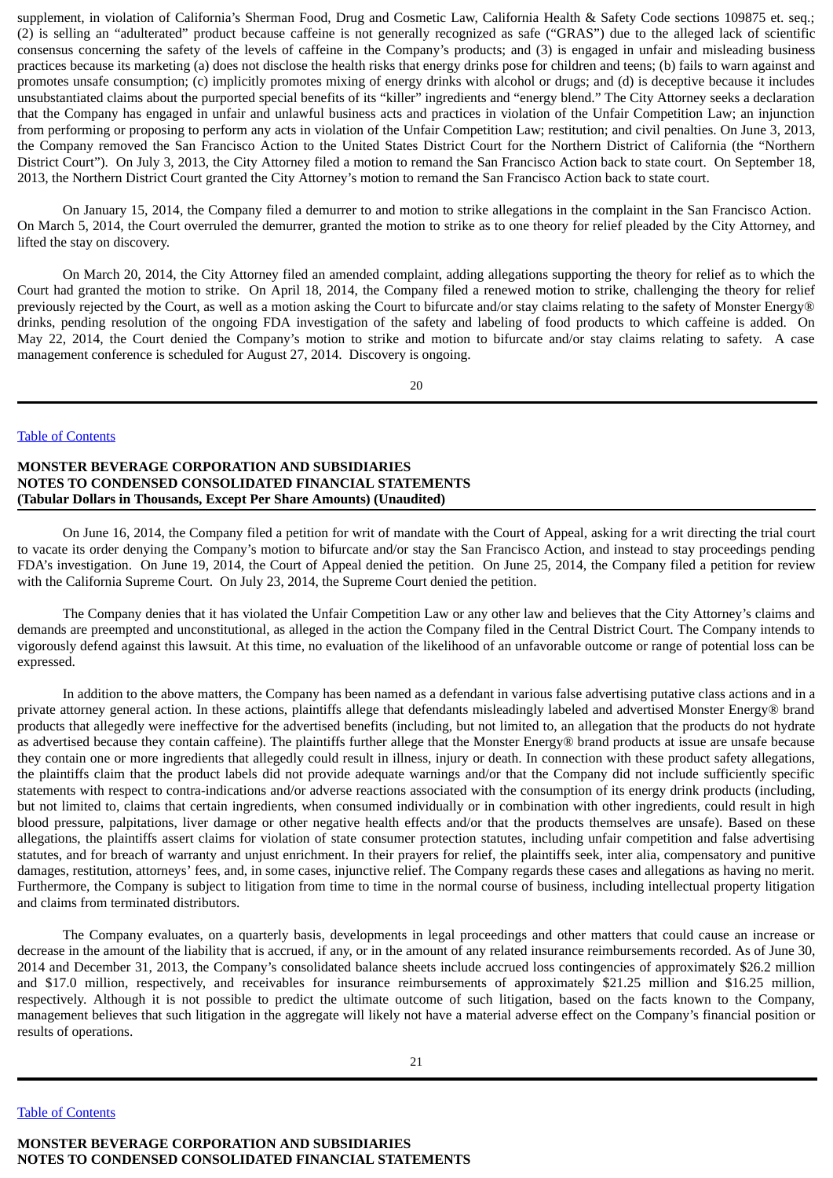supplement, in violation of California's Sherman Food, Drug and Cosmetic Law, California Health & Safety Code sections 109875 et. seq.; (2) is selling an "adulterated" product because caffeine is not generally recognized as safe ("GRAS") due to the alleged lack of scientific consensus concerning the safety of the levels of caffeine in the Company's products; and (3) is engaged in unfair and misleading business practices because its marketing (a) does not disclose the health risks that energy drinks pose for children and teens; (b) fails to warn against and promotes unsafe consumption; (c) implicitly promotes mixing of energy drinks with alcohol or drugs; and (d) is deceptive because it includes unsubstantiated claims about the purported special benefits of its "killer" ingredients and "energy blend." The City Attorney seeks a declaration that the Company has engaged in unfair and unlawful business acts and practices in violation of the Unfair Competition Law; an injunction from performing or proposing to perform any acts in violation of the Unfair Competition Law; restitution; and civil penalties. On June 3, 2013, the Company removed the San Francisco Action to the United States District Court for the Northern District of California (the "Northern District Court"). On July 3, 2013, the City Attorney filed a motion to remand the San Francisco Action back to state court. On September 18, 2013, the Northern District Court granted the City Attorney's motion to remand the San Francisco Action back to state court.

On January 15, 2014, the Company filed a demurrer to and motion to strike allegations in the complaint in the San Francisco Action. On March 5, 2014, the Court overruled the demurrer, granted the motion to strike as to one theory for relief pleaded by the City Attorney, and lifted the stay on discovery.

On March 20, 2014, the City Attorney filed an amended complaint, adding allegations supporting the theory for relief as to which the Court had granted the motion to strike. On April 18, 2014, the Company filed a renewed motion to strike, challenging the theory for relief previously rejected by the Court, as well as a motion asking the Court to bifurcate and/or stay claims relating to the safety of Monster Energy® drinks, pending resolution of the ongoing FDA investigation of the safety and labeling of food products to which caffeine is added. On May 22, 2014, the Court denied the Company's motion to strike and motion to bifurcate and/or stay claims relating to safety. A case management conference is scheduled for August 27, 2014. Discovery is ongoing.

On June 16, 2014, the Company filed a petition for writ of mandate with the Court of Appeal, asking for a writ directing the trial court to vacate its order denying the Company's motion to bifurcate and/or stay the San Francisco Action, and instead to stay proceedings pending FDA's investigation. On June 19, 2014, the Court of Appeal denied the petition. On June 25, 2014, the Company filed a petition for review with the California Supreme Court. On July 23, 2014, the Supreme Court denied the petition.

The Company denies that it has violated the Unfair Competition Law or any other law and believes that the City Attorney's claims and demands are preempted and unconstitutional, as alleged in the action the Company filed in the Central District Court. The Company intends to vigorously defend against this lawsuit. At this time, no evaluation of the likelihood of an unfavorable outcome or range of potential loss can be expressed.

In addition to the above matters, the Company has been named as a defendant in various false advertising putative class actions and in a private attorney general action. In these actions, plaintiffs allege that defendants misleadingly labeled and advertised Monster Energy® brand products that allegedly were ineffective for the advertised benefits (including, but not limited to, an allegation that the products do not hydrate as advertised because they contain caffeine). The plaintiffs further allege that the Monster Energy® brand products at issue are unsafe because they contain one or more ingredients that allegedly could result in illness, injury or death. In connection with these product safety allegations, the plaintiffs claim that the product labels did not provide adequate warnings and/or that the Company did not include sufficiently specific statements with respect to contra-indications and/or adverse reactions associated with the consumption of its energy drink products (including, but not limited to, claims that certain ingredients, when consumed individually or in combination with other ingredients, could result in high blood pressure, palpitations, liver damage or other negative health effects and/or that the products themselves are unsafe). Based on these allegations, the plaintiffs assert claims for violation of state consumer protection statutes, including unfair competition and false advertising statutes, and for breach of warranty and unjust enrichment. In their prayers for relief, the plaintiffs seek, inter alia, compensatory and punitive damages, restitution, attorneys' fees, and, in some cases, injunctive relief. The Company regards these cases and allegations as having no merit. Furthermore, the Company is subject to litigation from time to time in the normal course of business, including intellectual property litigation and claims from terminated distributors.

The Company evaluates, on a quarterly basis, developments in legal proceedings and other matters that could cause an increase or decrease in the amount of the liability that is accrued, if any, or in the amount of any related insurance reimbursements recorded. As of June 30, 2014 and December 31, 2013, the Company's consolidated balance sheets include accrued loss contingencies of approximately $26.2 million and $17.0 million, respectively, and receivables for insurance reimbursements of approximately $21.25 million and $16.25 million, respectively. Although it is not possible to predict the ultimate outcome of such litigation, based on the facts known to the Company, management believes that such litigation in the aggregate will likely not have a material adverse effect on the Company's financial position or results of operations.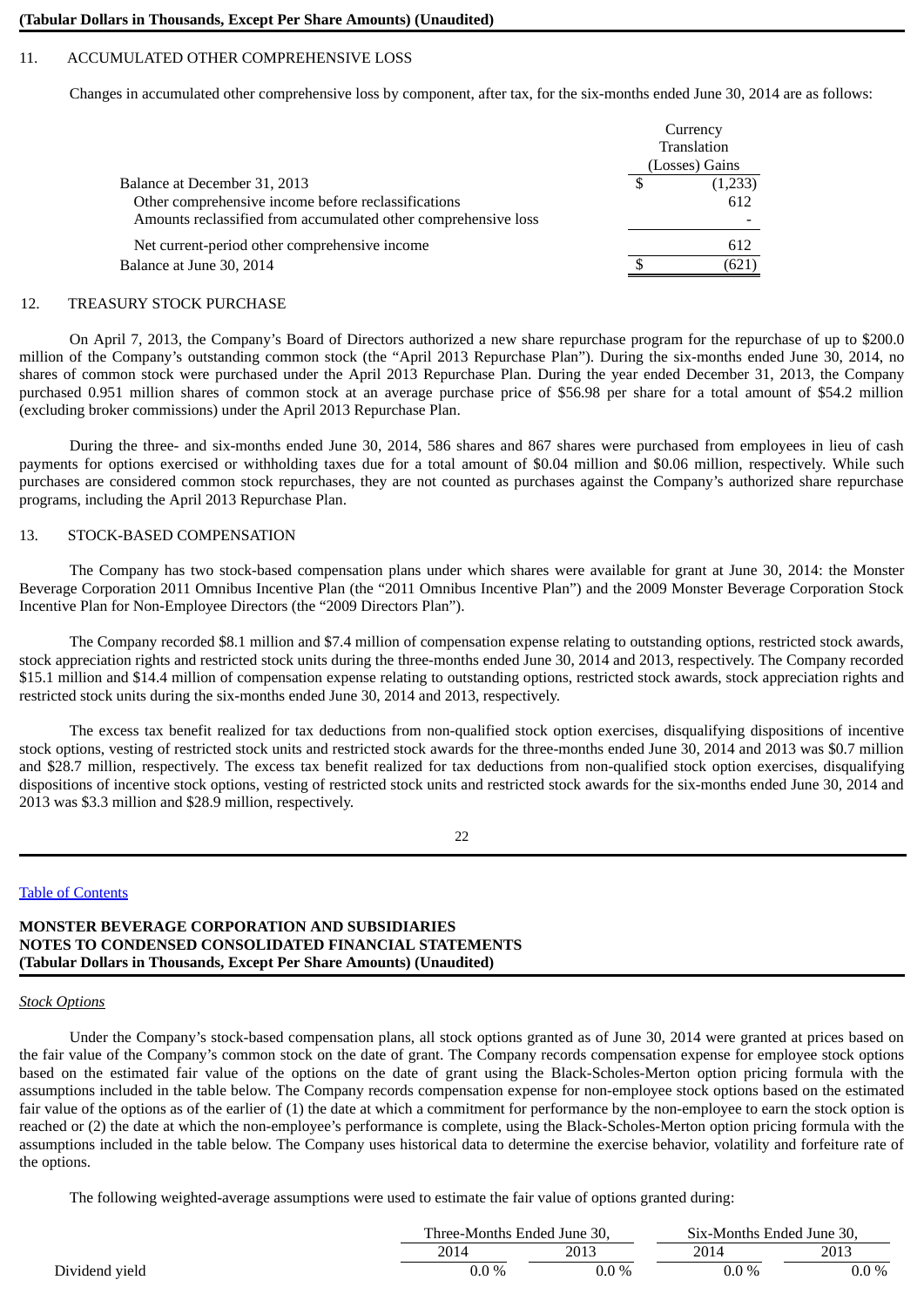11. ACCUMULATED OTHER COMPREHENSIVE LOSS

Changes in accumulated other comprehensive loss by component, after tax, for the six-months ended June 30, 2014 are as follows:

| | Currency Translation (Losses) Gains |
|---|---|
| Balance at December 31, 2013 | $ (1,233) |
| Other comprehensive income before reclassifications | 612 |
| Amounts reclassified from accumulated other comprehensive loss | - |
| Net current-period other comprehensive income | 612 |
| Balance at June 30, 2014 | $ (621) |

12. TREASURY STOCK PURCHASE

On April 7, 2013, the Company's Board of Directors authorized a new share repurchase program for the repurchase of up to $200.0 million of the Company's outstanding common stock (the "April 2013 Repurchase Plan"). During the six-months ended June 30, 2014, no shares of common stock were purchased under the April 2013 Repurchase Plan. During the year ended December 31, 2013, the Company purchased 0.951 million shares of common stock at an average purchase price of $56.98 per share for a total amount of $54.2 million (excluding broker commissions) under the April 2013 Repurchase Plan.

During the three- and six-months ended June 30, 2014, 586 shares and 867 shares were purchased from employees in lieu of cash payments for options exercised or withholding taxes due for a total amount of $0.04 million and $0.06 million, respectively. While such purchases are considered common stock repurchases, they are not counted as purchases against the Company's authorized share repurchase programs, including the April 2013 Repurchase Plan.

13. STOCK-BASED COMPENSATION

The Company has two stock-based compensation plans under which shares were available for grant at June 30, 2014: the Monster Beverage Corporation 2011 Omnibus Incentive Plan (the "2011 Omnibus Incentive Plan") and the 2009 Monster Beverage Corporation Stock Incentive Plan for Non-Employee Directors (the "2009 Directors Plan").

The Company recorded $8.1 million and $7.4 million of compensation expense relating to outstanding options, restricted stock awards, stock appreciation rights and restricted stock units during the three-months ended June 30, 2014 and 2013, respectively. The Company recorded $15.1 million and $14.4 million of compensation expense relating to outstanding options, restricted stock awards, stock appreciation rights and restricted stock units during the six-months ended June 30, 2014 and 2013, respectively.

The excess tax benefit realized for tax deductions from non-qualified stock option exercises, disqualifying dispositions of incentive stock options, vesting of restricted stock units and restricted stock awards for the three-months ended June 30, 2014 and 2013 was $0.7 million and $28.7 million, respectively. The excess tax benefit realized for tax deductions from non-qualified stock option exercises, disqualifying dispositions of incentive stock options, vesting of restricted stock units and restricted stock awards for the six-months ended June 30, 2014 and 2013 was $3.3 million and $28.9 million, respectively.

*Stock Options*

Under the Company's stock-based compensation plans, all stock options granted as of June 30, 2014 were granted at prices based on the fair value of the Company's common stock on the date of grant. The Company records compensation expense for employee stock options based on the estimated fair value of the options on the date of grant using the Black-Scholes-Merton option pricing formula with the assumptions included in the table below. The Company records compensation expense for non-employee stock options based on the estimated fair value of the options as of the earlier of (1) the date at which a commitment for performance by the non-employee to earn the stock option is reached or (2) the date at which the non-employee's performance is complete, using the Black-Scholes-Merton option pricing formula with the assumptions included in the table below. The Company uses historical data to determine the exercise behavior, volatility and forfeiture rate of the options.

The following weighted-average assumptions were used to estimate the fair value of options granted during:

| | Three-Months Ended June 30, | | Six-Months Ended June 30, | |
|---|---|---|---|---|
| | 2014 | 2013 | 2014 | 2013 |
| Dividend yield | 0.0 % | 0.0 % | 0.0 % | 0.0 % |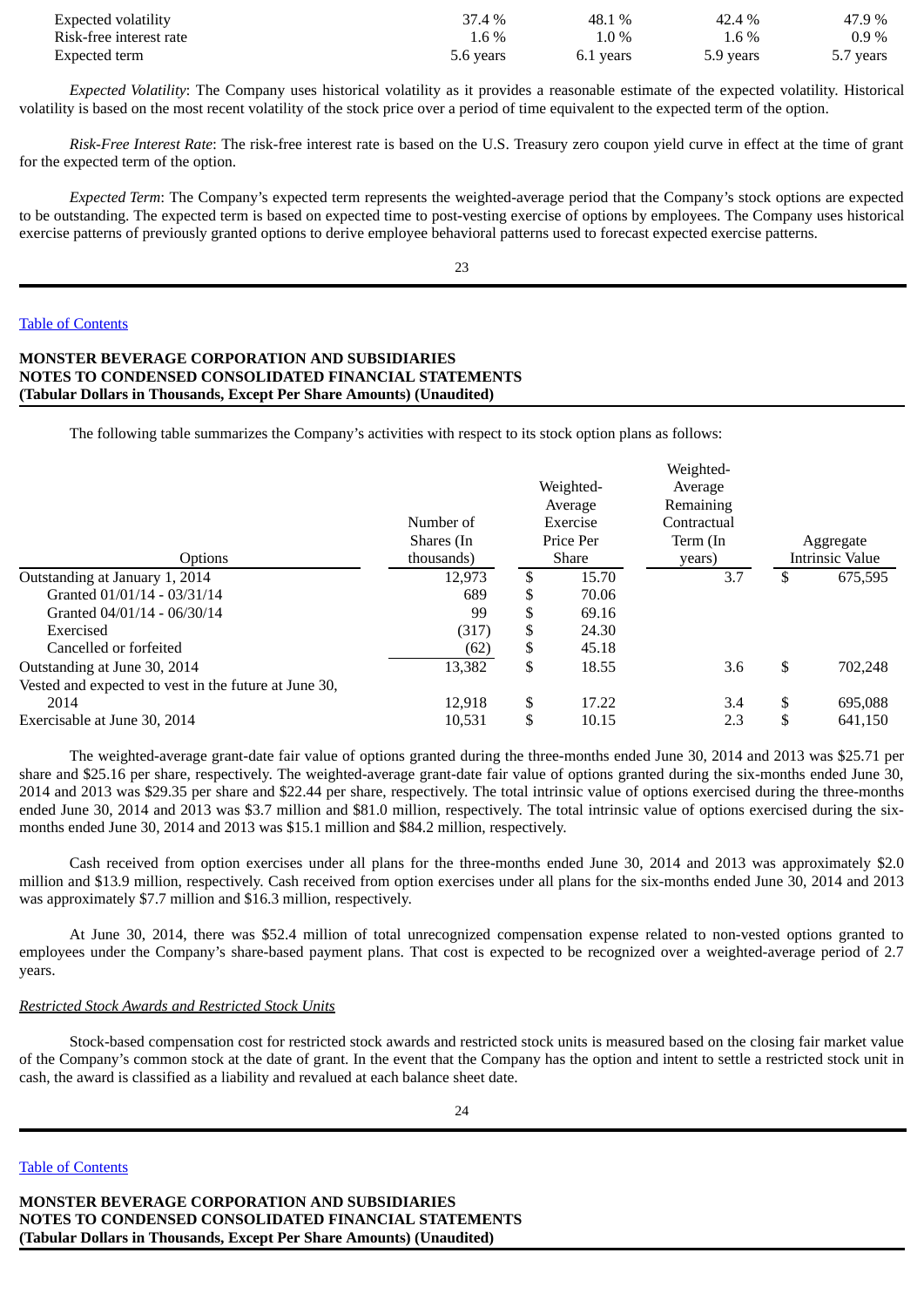| | | | | |
|---|---|---|---|---|
| Expected volatility | 37.4 % | 48.1 % | 42.4 % | 47.9 % |
| Risk-free interest rate | 1.6 % | 1.0 % | 1.6 % | 0.9 % |
| Expected term | 5.6 years | 6.1 years | 5.9 years | 5.7 years |

*Expected Volatility*: The Company uses historical volatility as it provides a reasonable estimate of the expected volatility. Historical volatility is based on the most recent volatility of the stock price over a period of time equivalent to the expected term of the option.

*Risk-Free Interest Rate*: The risk-free interest rate is based on the U.S. Treasury zero coupon yield curve in effect at the time of grant for the expected term of the option.

*Expected Term*: The Company's expected term represents the weighted-average period that the Company's stock options are expected to be outstanding. The expected term is based on expected time to post-vesting exercise of options by employees. The Company uses historical exercise patterns of previously granted options to derive employee behavioral patterns used to forecast expected exercise patterns.

**MONSTER BEVERAGE CORPORATION AND SUBSIDIARIES**
**NOTES TO CONDENSED CONSOLIDATED FINANCIAL STATEMENTS**
**(Tabular Dollars in Thousands, Except Per Share Amounts) (Unaudited)**

The following table summarizes the Company's activities with respect to its stock option plans as follows:

| Options | Number of Shares (In thousands) | Weighted-Average Exercise Price Per Share | Weighted-Average Remaining Contractual Term (In years) | Aggregate Intrinsic Value |
|---|---|---|---|---|
| Outstanding at January 1, 2014 | 12,973 | $ 15.70 | 3.7 | $ 675,595 |
| Granted 01/01/14 - 03/31/14 | 689 | $ 70.06 | | |
| Granted 04/01/14 - 06/30/14 | 99 | $ 69.16 | | |
| Exercised | (317) | $ 24.30 | | |
| Cancelled or forfeited | (62) | $ 45.18 | | |
| Outstanding at June 30, 2014 | 13,382 | $ 18.55 | 3.6 | $ 702,248 |
| Vested and expected to vest in the future at June 30, 2014 | 12,918 | $ 17.22 | 3.4 | $ 695,088 |
| Exercisable at June 30, 2014 | 10,531 | $ 10.15 | 2.3 | $ 641,150 |

The weighted-average grant-date fair value of options granted during the three-months ended June 30, 2014 and 2013 was $25.71 per share and $25.16 per share, respectively. The weighted-average grant-date fair value of options granted during the six-months ended June 30, 2014 and 2013 was $29.35 per share and $22.44 per share, respectively. The total intrinsic value of options exercised during the three-months ended June 30, 2014 and 2013 was $3.7 million and $81.0 million, respectively. The total intrinsic value of options exercised during the six-months ended June 30, 2014 and 2013 was $15.1 million and $84.2 million, respectively.

Cash received from option exercises under all plans for the three-months ended June 30, 2014 and 2013 was approximately $2.0 million and $13.9 million, respectively. Cash received from option exercises under all plans for the six-months ended June 30, 2014 and 2013 was approximately $7.7 million and $16.3 million, respectively.

At June 30, 2014, there was $52.4 million of total unrecognized compensation expense related to non-vested options granted to employees under the Company's share-based payment plans. That cost is expected to be recognized over a weighted-average period of 2.7 years.

*Restricted Stock Awards and Restricted Stock Units*

Stock-based compensation cost for restricted stock awards and restricted stock units is measured based on the closing fair market value of the Company's common stock at the date of grant. In the event that the Company has the option and intent to settle a restricted stock unit in cash, the award is classified as a liability and revalued at each balance sheet date.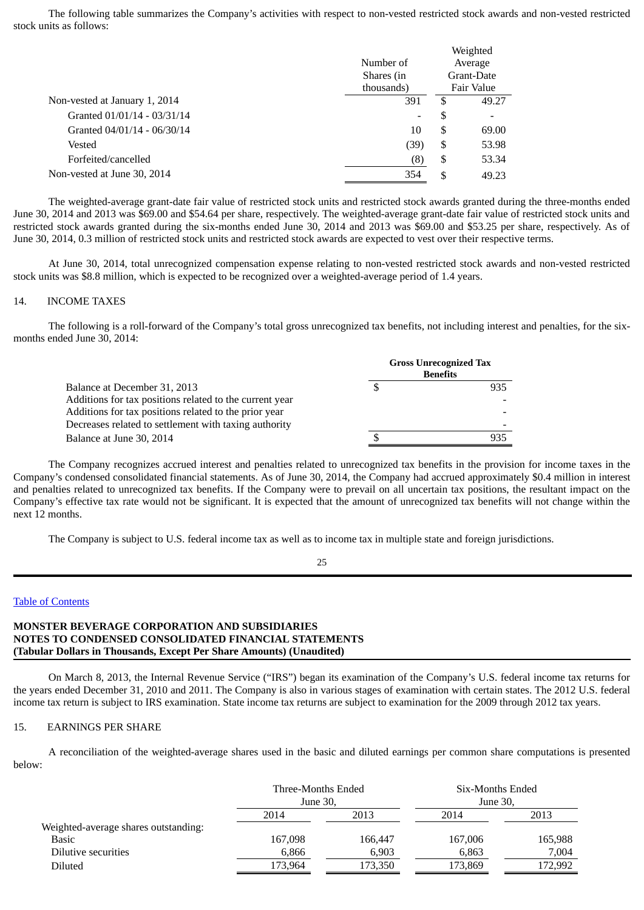The following table summarizes the Company's activities with respect to non-vested restricted stock awards and non-vested restricted stock units as follows:

| | Number of Shares (in thousands) | Weighted Average Grant-Date Fair Value |
|---|---|---|
| Non-vested at January 1, 2014 | 391 | $ 49.27 |
| Granted 01/01/14 - 03/31/14 | - | $ - |
| Granted 04/01/14 - 06/30/14 | 10 | $ 69.00 |
| Vested | (39) | $ 53.98 |
| Forfeited/cancelled | (8) | $ 53.34 |
| Non-vested at June 30, 2014 | 354 | $ 49.23 |

The weighted-average grant-date fair value of restricted stock units and restricted stock awards granted during the three-months ended June 30, 2014 and 2013 was $69.00 and $54.64 per share, respectively. The weighted-average grant-date fair value of restricted stock units and restricted stock awards granted during the six-months ended June 30, 2014 and 2013 was $69.00 and $53.25 per share, respectively. As of June 30, 2014, 0.3 million of restricted stock units and restricted stock awards are expected to vest over their respective terms.

At June 30, 2014, total unrecognized compensation expense relating to non-vested restricted stock awards and non-vested restricted stock units was $8.8 million, which is expected to be recognized over a weighted-average period of 1.4 years.

## 14. INCOME TAXES

The following is a roll-forward of the Company's total gross unrecognized tax benefits, not including interest and penalties, for the six-months ended June 30, 2014:

| | Gross Unrecognized Tax Benefits |
|---|---|
| Balance at December 31, 2013 | $ 935 |
| Additions for tax positions related to the current year | - |
| Additions for tax positions related to the prior year | - |
| Decreases related to settlement with taxing authority | - |
| Balance at June 30, 2014 | $ 935 |

The Company recognizes accrued interest and penalties related to unrecognized tax benefits in the provision for income taxes in the Company's condensed consolidated financial statements. As of June 30, 2014, the Company had accrued approximately $0.4 million in interest and penalties related to unrecognized tax benefits. If the Company were to prevail on all uncertain tax positions, the resultant impact on the Company's effective tax rate would not be significant. It is expected that the amount of unrecognized tax benefits will not change within the next 12 months.

The Company is subject to U.S. federal income tax as well as to income tax in multiple state and foreign jurisdictions.

On March 8, 2013, the Internal Revenue Service ("IRS") began its examination of the Company's U.S. federal income tax returns for the years ended December 31, 2010 and 2011. The Company is also in various stages of examination with certain states. The 2012 U.S. federal income tax return is subject to IRS examination. State income tax returns are subject to examination for the 2009 through 2012 tax years.

## 15. EARNINGS PER SHARE

A reconciliation of the weighted-average shares used in the basic and diluted earnings per common share computations is presented below:

| | Three-Months Ended June 30, | | Six-Months Ended June 30, | |
|---|---|---|---|---|
| | 2014 | 2013 | 2014 | 2013 |
| Weighted-average shares outstanding: | | | | |
| Basic | 167,098 | 166,447 | 167,006 | 165,988 |
| Dilutive securities | 6,866 | 6,903 | 6,863 | 7,004 |
| Diluted | 173,964 | 173,350 | 173,869 | 172,992 |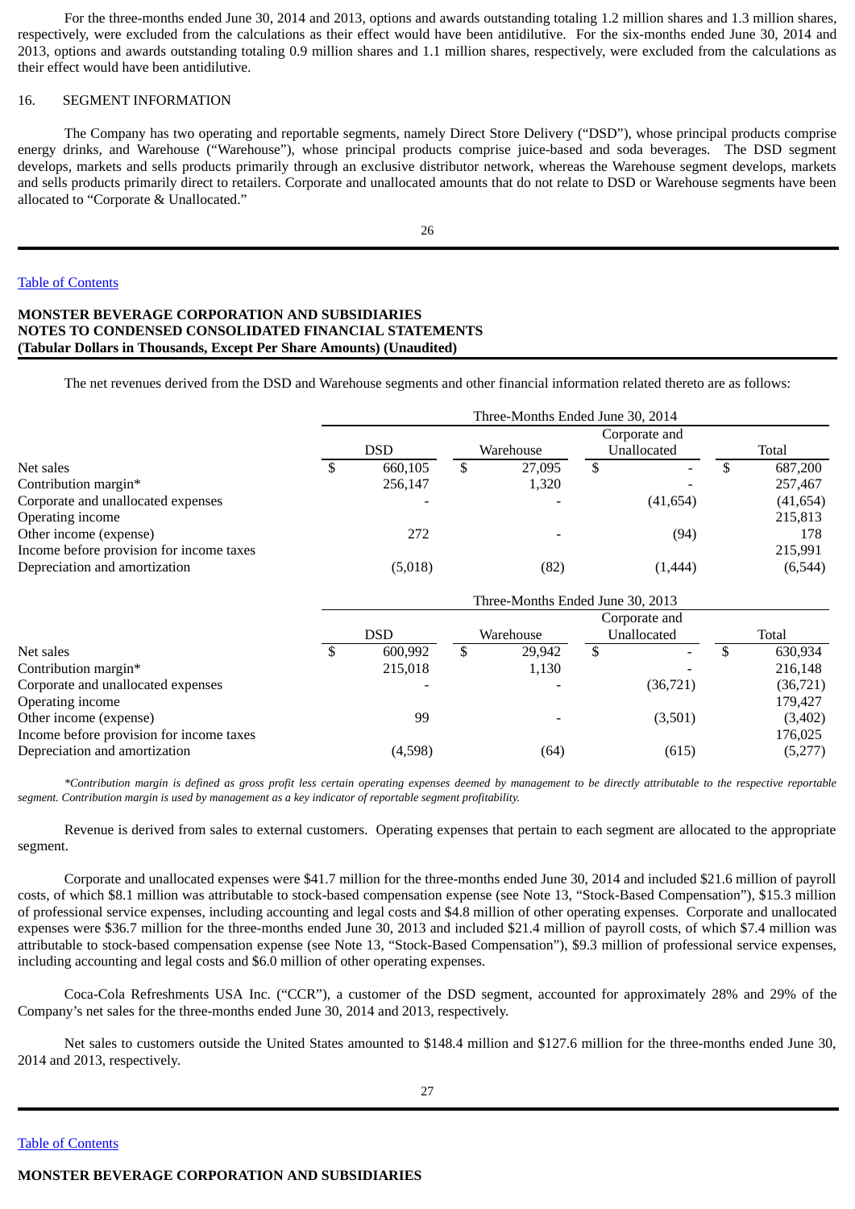For the three-months ended June 30, 2014 and 2013, options and awards outstanding totaling 1.2 million shares and 1.3 million shares, respectively, were excluded from the calculations as their effect would have been antidilutive. For the six-months ended June 30, 2014 and 2013, options and awards outstanding totaling 0.9 million shares and 1.1 million shares, respectively, were excluded from the calculations as their effect would have been antidilutive.

## 16. SEGMENT INFORMATION

The Company has two operating and reportable segments, namely Direct Store Delivery ("DSD"), whose principal products comprise energy drinks, and Warehouse ("Warehouse"), whose principal products comprise juice-based and soda beverages. The DSD segment develops, markets and sells products primarily through an exclusive distributor network, whereas the Warehouse segment develops, markets and sells products primarily direct to retailers. Corporate and unallocated amounts that do not relate to DSD or Warehouse segments have been allocated to "Corporate & Unallocated."

**MONSTER BEVERAGE CORPORATION AND SUBSIDIARIES**
**NOTES TO CONDENSED CONSOLIDATED FINANCIAL STATEMENTS**
**(Tabular Dollars in Thousands, Except Per Share Amounts) (Unaudited)**

The net revenues derived from the DSD and Warehouse segments and other financial information related thereto are as follows:

| | Three-Months Ended June 30, 2014 | | | |
|---|---|---|---|---|
| | DSD | Warehouse | Corporate and Unallocated | Total |
| Net sales | $ 660,105 | $ 27,095 | $ - | $ 687,200 |
| Contribution margin* | 256,147 | 1,320 | - | 257,467 |
| Corporate and unallocated expenses | - | - | (41,654) | (41,654) |
| Operating income | | | | 215,813 |
| Other income (expense) | 272 | - | (94) | 178 |
| Income before provision for income taxes | | | | 215,991 |
| Depreciation and amortization | (5,018) | (82) | (1,444) | (6,544) |

| | Three-Months Ended June 30, 2013 | | | |
|---|---|---|---|---|
| | DSD | Warehouse | Corporate and Unallocated | Total |
| Net sales | $ 600,992 | $ 29,942 | $ - | $ 630,934 |
| Contribution margin* | 215,018 | 1,130 | - | 216,148 |
| Corporate and unallocated expenses | - | - | (36,721) | (36,721) |
| Operating income | | | | 179,427 |
| Other income (expense) | 99 | - | (3,501) | (3,402) |
| Income before provision for income taxes | | | | 176,025 |
| Depreciation and amortization | (4,598) | (64) | (615) | (5,277) |

*\*Contribution margin is defined as gross profit less certain operating expenses deemed by management to be directly attributable to the respective reportable segment. Contribution margin is used by management as a key indicator of reportable segment profitability.*

Revenue is derived from sales to external customers. Operating expenses that pertain to each segment are allocated to the appropriate segment.

Corporate and unallocated expenses were $41.7 million for the three-months ended June 30, 2014 and included $21.6 million of payroll costs, of which $8.1 million was attributable to stock-based compensation expense (see Note 13, "Stock-Based Compensation"), $15.3 million of professional service expenses, including accounting and legal costs and $4.8 million of other operating expenses. Corporate and unallocated expenses were $36.7 million for the three-months ended June 30, 2013 and included $21.4 million of payroll costs, of which $7.4 million was attributable to stock-based compensation expense (see Note 13, "Stock-Based Compensation"), $9.3 million of professional service expenses, including accounting and legal costs and $6.0 million of other operating expenses.

Coca-Cola Refreshments USA Inc. ("CCR"), a customer of the DSD segment, accounted for approximately 28% and 29% of the Company's net sales for the three-months ended June 30, 2014 and 2013, respectively.

Net sales to customers outside the United States amounted to $148.4 million and $127.6 million for the three-months ended June 30, 2014 and 2013, respectively.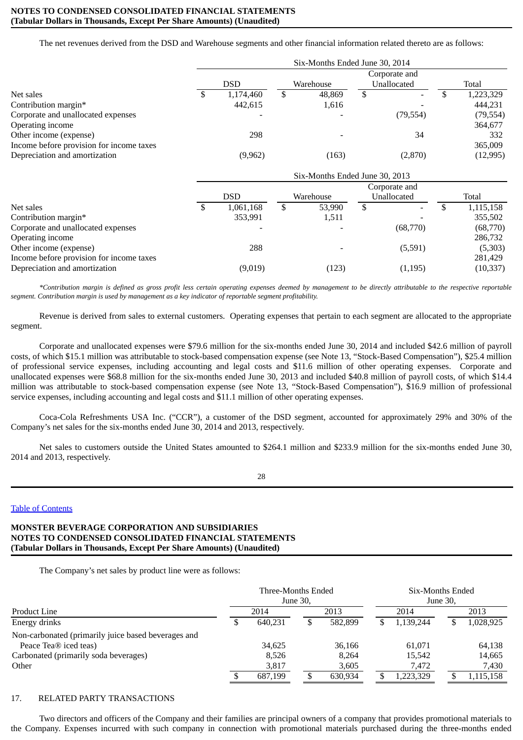**NOTES TO CONDENSED CONSOLIDATED FINANCIAL STATEMENTS**
**(Tabular Dollars in Thousands, Except Per Share Amounts) (Unaudited)**

The net revenues derived from the DSD and Warehouse segments and other financial information related thereto are as follows:

| | Six-Months Ended June 30, 2014 | | | |
|---|---|---|---|---|
| | DSD | Warehouse | Corporate and Unallocated | Total |
| Net sales | $ 1,174,460 | $ 48,869 | $ - | $ 1,223,329 |
| Contribution margin* | 442,615 | 1,616 | - | 444,231 |
| Corporate and unallocated expenses | - | - | (79,554) | (79,554) |
| Operating income | | | | 364,677 |
| Other income (expense) | 298 | - | 34 | 332 |
| Income before provision for income taxes | | | | 365,009 |
| Depreciation and amortization | (9,962) | (163) | (2,870) | (12,995) |

| | Six-Months Ended June 30, 2013 | | | |
|---|---|---|---|---|
| | DSD | Warehouse | Corporate and Unallocated | Total |
| Net sales | $ 1,061,168 | $ 53,990 | $ - | $ 1,115,158 |
| Contribution margin* | 353,991 | 1,511 | - | 355,502 |
| Corporate and unallocated expenses | - | - | (68,770) | (68,770) |
| Operating income | | | | 286,732 |
| Other income (expense) | 288 | - | (5,591) | (5,303) |
| Income before provision for income taxes | | | | 281,429 |
| Depreciation and amortization | (9,019) | (123) | (1,195) | (10,337) |

*\*Contribution margin is defined as gross profit less certain operating expenses deemed by management to be directly attributable to the respective reportable segment. Contribution margin is used by management as a key indicator of reportable segment profitability.*

Revenue is derived from sales to external customers. Operating expenses that pertain to each segment are allocated to the appropriate segment.

Corporate and unallocated expenses were $79.6 million for the six-months ended June 30, 2014 and included $42.6 million of payroll costs, of which $15.1 million was attributable to stock-based compensation expense (see Note 13, "Stock-Based Compensation"), $25.4 million of professional service expenses, including accounting and legal costs and $11.6 million of other operating expenses. Corporate and unallocated expenses were $68.8 million for the six-months ended June 30, 2013 and included $40.8 million of payroll costs, of which $14.4 million was attributable to stock-based compensation expense (see Note 13, "Stock-Based Compensation"), $16.9 million of professional service expenses, including accounting and legal costs and $11.1 million of other operating expenses.

Coca-Cola Refreshments USA Inc. ("CCR"), a customer of the DSD segment, accounted for approximately 29% and 30% of the Company's net sales for the six-months ended June 30, 2014 and 2013, respectively.

Net sales to customers outside the United States amounted to $264.1 million and $233.9 million for the six-months ended June 30, 2014 and 2013, respectively.

Table of Contents

**MONSTER BEVERAGE CORPORATION AND SUBSIDIARIES**
**NOTES TO CONDENSED CONSOLIDATED FINANCIAL STATEMENTS**
**(Tabular Dollars in Thousands, Except Per Share Amounts) (Unaudited)**

The Company's net sales by product line were as follows:

| | Three-Months Ended June 30, | | Six-Months Ended June 30, | |
|---|---|---|---|---|
| Product Line | 2014 | 2013 | 2014 | 2013 |
| Energy drinks | $ 640,231 | $ 582,899 | $ 1,139,244 | $ 1,028,925 |
| Non-carbonated (primarily juice based beverages and Peace Tea® iced teas) | 34,625 | 36,166 | 61,071 | 64,138 |
| Carbonated (primarily soda beverages) | 8,526 | 8,264 | 15,542 | 14,665 |
| Other | 3,817 | 3,605 | 7,472 | 7,430 |
| | $ 687,199 | $ 630,934 | $ 1,223,329 | $ 1,115,158 |

17. RELATED PARTY TRANSACTIONS

Two directors and officers of the Company and their families are principal owners of a company that provides promotional materials to the Company. Expenses incurred with such company in connection with promotional materials purchased during the three-months ended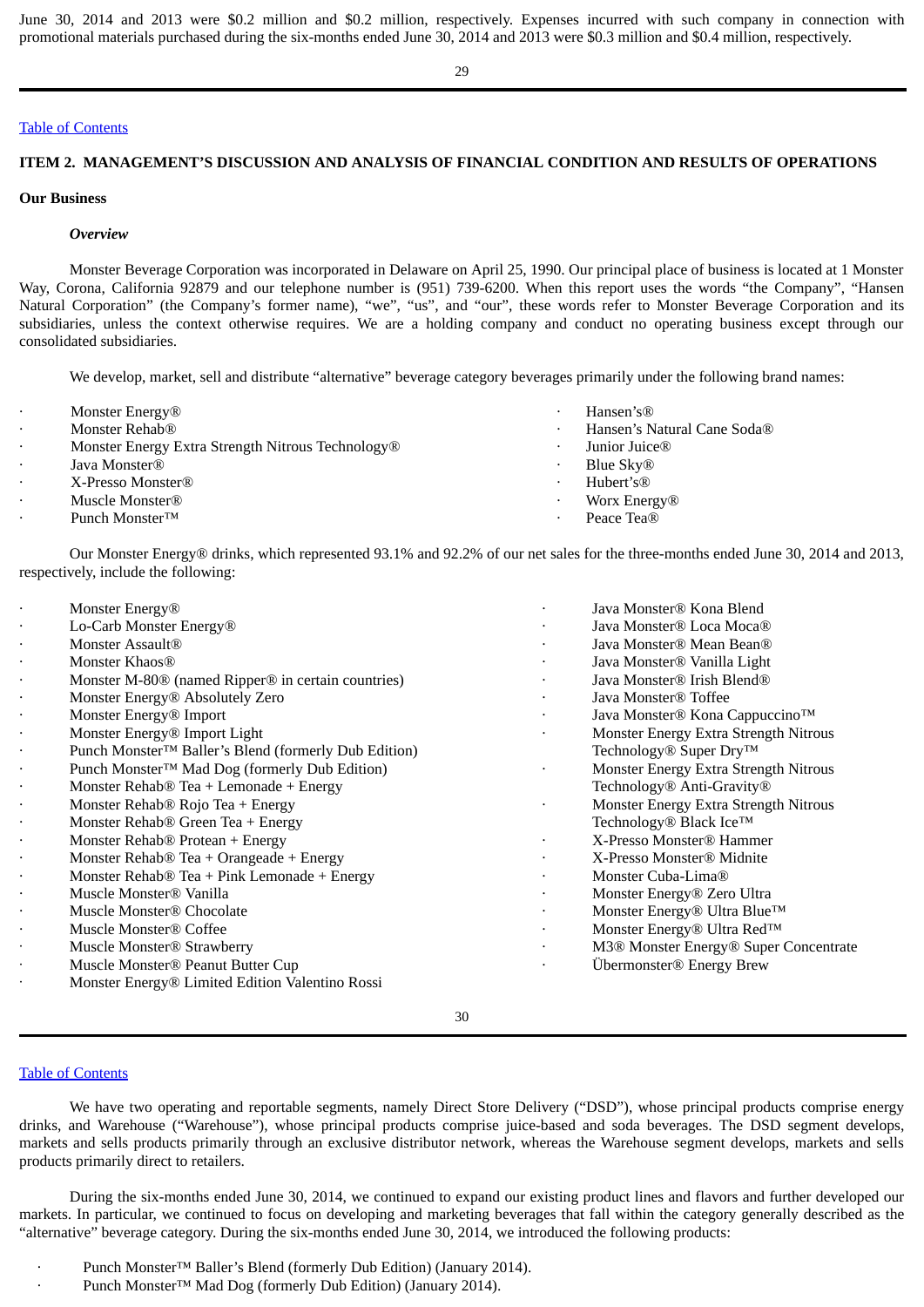June 30, 2014 and 2013 were $0.2 million and $0.2 million, respectively. Expenses incurred with such company in connection with promotional materials purchased during the six-months ended June 30, 2014 and 2013 were $0.3 million and $0.4 million, respectively.

Table of Contents

## ITEM 2. MANAGEMENT'S DISCUSSION AND ANALYSIS OF FINANCIAL CONDITION AND RESULTS OF OPERATIONS

**Our Business**

***Overview***

Monster Beverage Corporation was incorporated in Delaware on April 25, 1990. Our principal place of business is located at 1 Monster Way, Corona, California 92879 and our telephone number is (951) 739-6200. When this report uses the words "the Company", "Hansen Natural Corporation" (the Company's former name), "we", "us", and "our", these words refer to Monster Beverage Corporation and its subsidiaries, unless the context otherwise requires. We are a holding company and conduct no operating business except through our consolidated subsidiaries.

We develop, market, sell and distribute "alternative" beverage category beverages primarily under the following brand names:

- Monster Energy®
- Monster Rehab®
- Monster Energy Extra Strength Nitrous Technology®
- Java Monster®
- X-Presso Monster®
- Muscle Monster®
- Punch Monster™
- Hansen's®
- Hansen's Natural Cane Soda®
- Junior Juice®
- Blue Sky®
- Hubert's®
- Worx Energy®
- Peace Tea®

Our Monster Energy® drinks, which represented 93.1% and 92.2% of our net sales for the three-months ended June 30, 2014 and 2013, respectively, include the following:

- Monster Energy®
- Lo-Carb Monster Energy®
- Monster Assault®
- Monster Khaos®
- Monster M-80® (named Ripper® in certain countries)
- Monster Energy® Absolutely Zero
- Monster Energy® Import
- Monster Energy® Import Light
- Punch Monster™ Baller's Blend (formerly Dub Edition)
- Punch Monster™ Mad Dog (formerly Dub Edition)
- Monster Rehab® Tea + Lemonade + Energy
- Monster Rehab® Rojo Tea + Energy
- Monster Rehab® Green Tea + Energy
- Monster Rehab® Protean + Energy
- Monster Rehab® Tea + Orangeade + Energy
- Monster Rehab® Tea + Pink Lemonade + Energy
- Muscle Monster® Vanilla
- Muscle Monster® Chocolate
- Muscle Monster® Coffee
- Muscle Monster® Strawberry
- Muscle Monster® Peanut Butter Cup
- Monster Energy® Limited Edition Valentino Rossi
- Java Monster® Kona Blend
- Java Monster® Loca Moca®
- Java Monster® Mean Bean®
- Java Monster® Vanilla Light
- Java Monster® Irish Blend®
- Java Monster® Toffee
- Java Monster® Kona Cappuccino™
- Monster Energy Extra Strength Nitrous Technology® Super Dry™
- Monster Energy Extra Strength Nitrous Technology® Anti-Gravity®
- Monster Energy Extra Strength Nitrous Technology® Black Ice™
- X-Presso Monster® Hammer
- X-Presso Monster® Midnite
- Monster Cuba-Lima®
- Monster Energy® Zero Ultra
- Monster Energy® Ultra Blue™
- Monster Energy® Ultra Red™
- M3® Monster Energy® Super Concentrate
- Übermonster® Energy Brew

Table of Contents

We have two operating and reportable segments, namely Direct Store Delivery ("DSD"), whose principal products comprise energy drinks, and Warehouse ("Warehouse"), whose principal products comprise juice-based and soda beverages. The DSD segment develops, markets and sells products primarily through an exclusive distributor network, whereas the Warehouse segment develops, markets and sells products primarily direct to retailers.

During the six-months ended June 30, 2014, we continued to expand our existing product lines and flavors and further developed our markets. In particular, we continued to focus on developing and marketing beverages that fall within the category generally described as the "alternative" beverage category. During the six-months ended June 30, 2014, we introduced the following products:

- Punch Monster™ Baller's Blend (formerly Dub Edition) (January 2014).
- Punch Monster™ Mad Dog (formerly Dub Edition) (January 2014).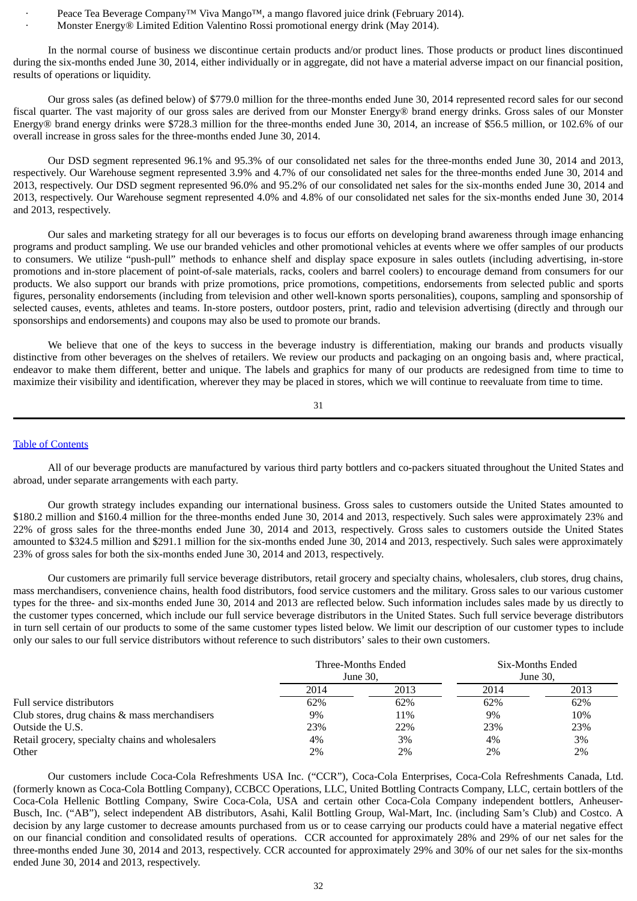- Peace Tea Beverage Company™ Viva Mango™, a mango flavored juice drink (February 2014).
- Monster Energy® Limited Edition Valentino Rossi promotional energy drink (May 2014).

In the normal course of business we discontinue certain products and/or product lines. Those products or product lines discontinued during the six-months ended June 30, 2014, either individually or in aggregate, did not have a material adverse impact on our financial position, results of operations or liquidity.

Our gross sales (as defined below) of $779.0 million for the three-months ended June 30, 2014 represented record sales for our second fiscal quarter. The vast majority of our gross sales are derived from our Monster Energy® brand energy drinks. Gross sales of our Monster Energy® brand energy drinks were $728.3 million for the three-months ended June 30, 2014, an increase of $56.5 million, or 102.6% of our overall increase in gross sales for the three-months ended June 30, 2014.

Our DSD segment represented 96.1% and 95.3% of our consolidated net sales for the three-months ended June 30, 2014 and 2013, respectively. Our Warehouse segment represented 3.9% and 4.7% of our consolidated net sales for the three-months ended June 30, 2014 and 2013, respectively. Our DSD segment represented 96.0% and 95.2% of our consolidated net sales for the six-months ended June 30, 2014 and 2013, respectively. Our Warehouse segment represented 4.0% and 4.8% of our consolidated net sales for the six-months ended June 30, 2014 and 2013, respectively.

Our sales and marketing strategy for all our beverages is to focus our efforts on developing brand awareness through image enhancing programs and product sampling. We use our branded vehicles and other promotional vehicles at events where we offer samples of our products to consumers. We utilize "push-pull" methods to enhance shelf and display space exposure in sales outlets (including advertising, in-store promotions and in-store placement of point-of-sale materials, racks, coolers and barrel coolers) to encourage demand from consumers for our products. We also support our brands with prize promotions, price promotions, competitions, endorsements from selected public and sports figures, personality endorsements (including from television and other well-known sports personalities), coupons, sampling and sponsorship of selected causes, events, athletes and teams. In-store posters, outdoor posters, print, radio and television advertising (directly and through our sponsorships and endorsements) and coupons may also be used to promote our brands.

We believe that one of the keys to success in the beverage industry is differentiation, making our brands and products visually distinctive from other beverages on the shelves of retailers. We review our products and packaging on an ongoing basis and, where practical, endeavor to make them different, better and unique. The labels and graphics for many of our products are redesigned from time to time to maximize their visibility and identification, wherever they may be placed in stores, which we will continue to reevaluate from time to time.

All of our beverage products are manufactured by various third party bottlers and co-packers situated throughout the United States and abroad, under separate arrangements with each party.

Our growth strategy includes expanding our international business. Gross sales to customers outside the United States amounted to $180.2 million and $160.4 million for the three-months ended June 30, 2014 and 2013, respectively. Such sales were approximately 23% and 22% of gross sales for the three-months ended June 30, 2014 and 2013, respectively. Gross sales to customers outside the United States amounted to $324.5 million and $291.1 million for the six-months ended June 30, 2014 and 2013, respectively. Such sales were approximately 23% of gross sales for both the six-months ended June 30, 2014 and 2013, respectively.

Our customers are primarily full service beverage distributors, retail grocery and specialty chains, wholesalers, club stores, drug chains, mass merchandisers, convenience chains, health food distributors, food service customers and the military. Gross sales to our various customer types for the three- and six-months ended June 30, 2014 and 2013 are reflected below. Such information includes sales made by us directly to the customer types concerned, which include our full service beverage distributors in the United States. Such full service beverage distributors in turn sell certain of our products to some of the same customer types listed below. We limit our description of our customer types to include only our sales to our full service distributors without reference to such distributors' sales to their own customers.

| | Three-Months Ended June 30, | | Six-Months Ended June 30, | |
|---|---|---|---|---|
| | 2014 | 2013 | 2014 | 2013 |
| Full service distributors | 62% | 62% | 62% | 62% |
| Club stores, drug chains & mass merchandisers | 9% | 11% | 9% | 10% |
| Outside the U.S. | 23% | 22% | 23% | 23% |
| Retail grocery, specialty chains and wholesalers | 4% | 3% | 4% | 3% |
| Other | 2% | 2% | 2% | 2% |

Our customers include Coca-Cola Refreshments USA Inc. ("CCR"), Coca-Cola Enterprises, Coca-Cola Refreshments Canada, Ltd. (formerly known as Coca-Cola Bottling Company), CCBCC Operations, LLC, United Bottling Contracts Company, LLC, certain bottlers of the Coca-Cola Hellenic Bottling Company, Swire Coca-Cola, USA and certain other Coca-Cola Company independent bottlers, Anheuser-Busch, Inc. ("AB"), select independent AB distributors, Asahi, Kalil Bottling Group, Wal-Mart, Inc. (including Sam's Club) and Costco. A decision by any large customer to decrease amounts purchased from us or to cease carrying our products could have a material negative effect on our financial condition and consolidated results of operations. CCR accounted for approximately 28% and 29% of our net sales for the three-months ended June 30, 2014 and 2013, respectively. CCR accounted for approximately 29% and 30% of our net sales for the six-months ended June 30, 2014 and 2013, respectively.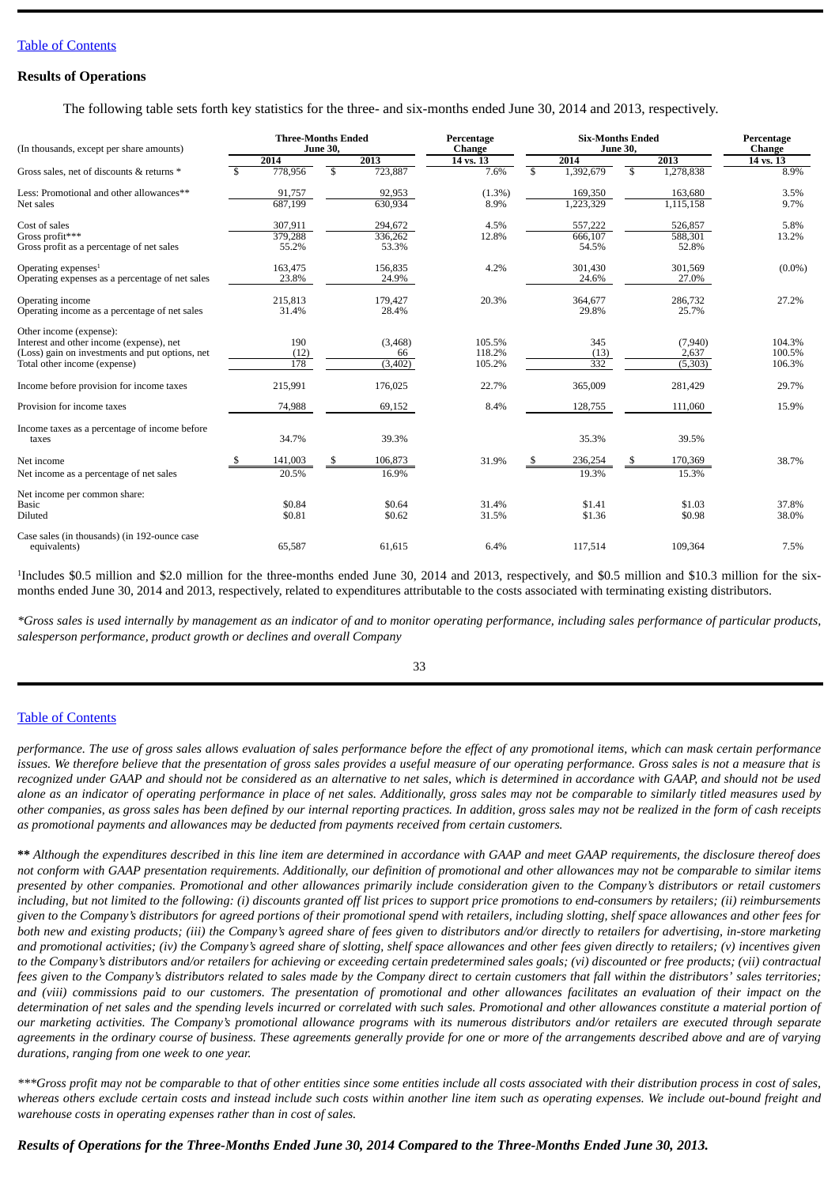## Results of Operations

The following table sets forth key statistics for the three- and six-months ended June 30, 2014 and 2013, respectively.

| (In thousands, except per share amounts) | Three-Months Ended June 30, | | Percentage Change | Six-Months Ended June 30, | | Percentage Change |
|---|---|---|---|---|---|---|
| | 2014 | 2013 | 14 vs. 13 | 2014 | 2013 | 14 vs. 13 |
| Gross sales, net of discounts & returns * | $ 778,956 | $ 723,887 | 7.6% | $ 1,392,679 | $ 1,278,838 | 8.9% |
| Less: Promotional and other allowances** | 91,757 | 92,953 | (1.3%) | 169,350 | 163,680 | 3.5% |
| Net sales | 687,199 | 630,934 | 8.9% | 1,223,329 | 1,115,158 | 9.7% |
| Cost of sales | 307,911 | 294,672 | 4.5% | 557,222 | 526,857 | 5.8% |
| Gross profit*** | 379,288 | 336,262 | 12.8% | 666,107 | 588,301 | 13.2% |
| Gross profit as a percentage of net sales | 55.2% | 53.3% | | 54.5% | 52.8% | |
| Operating expenses[1] | 163,475 | 156,835 | 4.2% | 301,430 | 301,569 | (0.0%) |
| Operating expenses as a percentage of net sales | 23.8% | 24.9% | | 24.6% | 27.0% | |
| Operating income | 215,813 | 179,427 | 20.3% | 364,677 | 286,732 | 27.2% |
| Operating income as a percentage of net sales | 31.4% | 28.4% | | 29.8% | 25.7% | |
| Other income (expense): | | | | | | |
| Interest and other income (expense), net | 190 | (3,468) | 105.5% | 345 | (7,940) | 104.3% |
| (Loss) gain on investments and put options, net | (12) | 66 | 118.2% | (13) | 2,637 | 100.5% |
| Total other income (expense) | 178 | (3,402) | 105.2% | 332 | (5,303) | 106.3% |
| Income before provision for income taxes | 215,991 | 176,025 | 22.7% | 365,009 | 281,429 | 29.7% |
| Provision for income taxes | 74,988 | 69,152 | 8.4% | 128,755 | 111,060 | 15.9% |
| Income taxes as a percentage of income before taxes | 34.7% | 39.3% | | 35.3% | 39.5% | |
| Net income | $ 141,003 | $ 106,873 | 31.9% | $ 236,254 | $ 170,369 | 38.7% |
| Net income as a percentage of net sales | 20.5% | 16.9% | | 19.3% | 15.3% | |
| Net income per common share: | | | | | | |
| Basic | $0.84 | $0.64 | 31.4% | $1.41 | $1.03 | 37.8% |
| Diluted | $0.81 | $0.62 | 31.5% | $1.36 | $0.98 | 38.0% |
| Case sales (in thousands) (in 192-ounce case equivalents) | 65,587 | 61,615 | 6.4% | 117,514 | 109,364 | 7.5% |

[1]Includes $0.5 million and $2.0 million for the three-months ended June 30, 2014 and 2013, respectively, and $0.5 million and $10.3 million for the six-months ended June 30, 2014 and 2013, respectively, related to expenditures attributable to the costs associated with terminating existing distributors.

*\*Gross sales is used internally by management as an indicator of and to monitor operating performance, including sales performance of particular products, salesperson performance, product growth or declines and overall Company performance. The use of gross sales allows evaluation of sales performance before the effect of any promotional items, which can mask certain performance issues. We therefore believe that the presentation of gross sales provides a useful measure of our operating performance. Gross sales is not a measure that is recognized under GAAP and should not be considered as an alternative to net sales, which is determined in accordance with GAAP, and should not be used alone as an indicator of operating performance in place of net sales. Additionally, gross sales may not be comparable to similarly titled measures used by other companies, as gross sales has been defined by our internal reporting practices. In addition, gross sales may not be realized in the form of cash receipts as promotional payments and allowances may be deducted from payments received from certain customers.*

**\*\*** *Although the expenditures described in this line item are determined in accordance with GAAP and meet GAAP requirements, the disclosure thereof does not conform with GAAP presentation requirements. Additionally, our definition of promotional and other allowances may not be comparable to similar items presented by other companies. Promotional and other allowances primarily include consideration given to the Company's distributors or retail customers including, but not limited to the following: (i) discounts granted off list prices to support price promotions to end-consumers by retailers; (ii) reimbursements given to the Company's distributors for agreed portions of their promotional spend with retailers, including slotting, shelf space allowances and other fees for both new and existing products; (iii) the Company's agreed share of fees given to distributors and/or directly to retailers for advertising, in-store marketing and promotional activities; (iv) the Company's agreed share of slotting, shelf space allowances and other fees given directly to retailers; (v) incentives given to the Company's distributors and/or retailers for achieving or exceeding certain predetermined sales goals; (vi) discounted or free products; (vii) contractual fees given to the Company's distributors related to sales made by the Company direct to certain customers that fall within the distributors' sales territories; and (viii) commissions paid to our customers. The presentation of promotional and other allowances facilitates an evaluation of their impact on the determination of net sales and the spending levels incurred or correlated with such sales. Promotional and other allowances constitute a material portion of our marketing activities. The Company's promotional allowance programs with its numerous distributors and/or retailers are executed through separate agreements in the ordinary course of business. These agreements generally provide for one or more of the arrangements described above and are of varying durations, ranging from one week to one year.*

*\*\*\*Gross profit may not be comparable to that of other entities since some entities include all costs associated with their distribution process in cost of sales, whereas others exclude certain costs and instead include such costs within another line item such as operating expenses. We include out-bound freight and warehouse costs in operating expenses rather than in cost of sales.*

***Results of Operations for the Three-Months Ended June 30, 2014 Compared to the Three-Months Ended June 30, 2013.***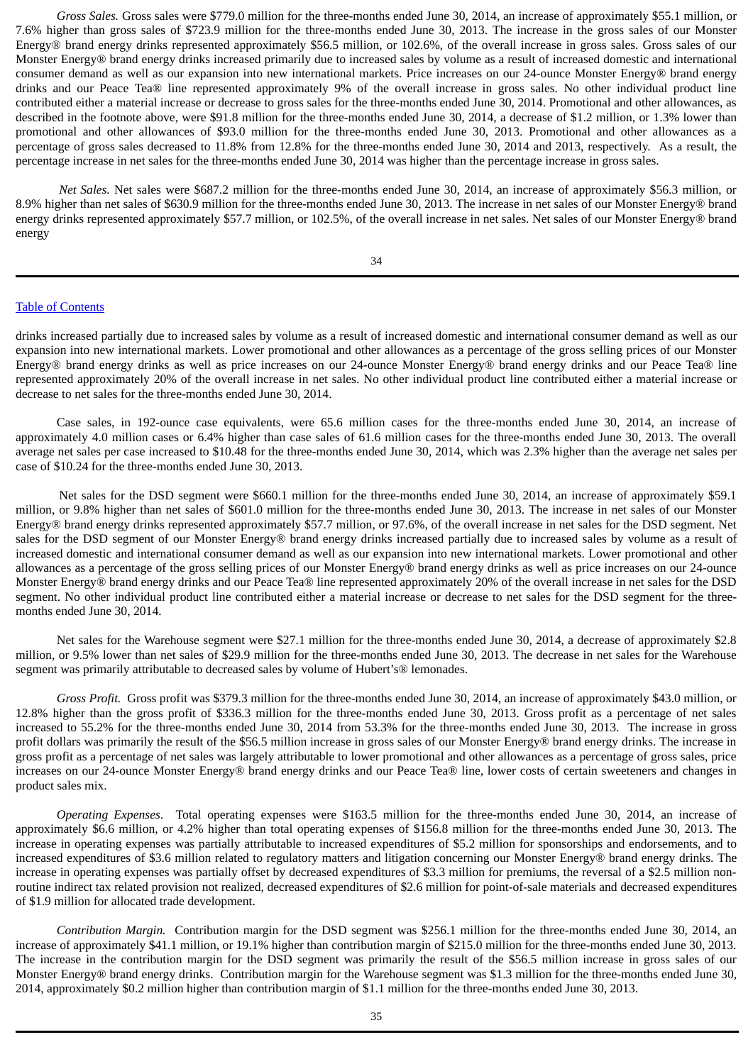*Gross Sales.* Gross sales were $779.0 million for the three-months ended June 30, 2014, an increase of approximately $55.1 million, or 7.6% higher than gross sales of $723.9 million for the three-months ended June 30, 2013. The increase in the gross sales of our Monster Energy® brand energy drinks represented approximately $56.5 million, or 102.6%, of the overall increase in gross sales. Gross sales of our Monster Energy® brand energy drinks increased primarily due to increased sales by volume as a result of increased domestic and international consumer demand as well as our expansion into new international markets. Price increases on our 24-ounce Monster Energy® brand energy drinks and our Peace Tea® line represented approximately 9% of the overall increase in gross sales. No other individual product line contributed either a material increase or decrease to gross sales for the three-months ended June 30, 2014. Promotional and other allowances, as described in the footnote above, were $91.8 million for the three-months ended June 30, 2014, a decrease of $1.2 million, or 1.3% lower than promotional and other allowances of $93.0 million for the three-months ended June 30, 2013. Promotional and other allowances as a percentage of gross sales decreased to 11.8% from 12.8% for the three-months ended June 30, 2014 and 2013, respectively. As a result, the percentage increase in net sales for the three-months ended June 30, 2014 was higher than the percentage increase in gross sales.

*Net Sales.* Net sales were $687.2 million for the three-months ended June 30, 2014, an increase of approximately $56.3 million, or 8.9% higher than net sales of $630.9 million for the three-months ended June 30, 2013. The increase in net sales of our Monster Energy® brand energy drinks represented approximately $57.7 million, or 102.5%, of the overall increase in net sales. Net sales of our Monster Energy® brand energy drinks increased partially due to increased sales by volume as a result of increased domestic and international consumer demand as well as our expansion into new international markets. Lower promotional and other allowances as a percentage of the gross selling prices of our Monster Energy® brand energy drinks as well as price increases on our 24-ounce Monster Energy® brand energy drinks and our Peace Tea® line represented approximately 20% of the overall increase in net sales. No other individual product line contributed either a material increase or decrease to net sales for the three-months ended June 30, 2014.

Case sales, in 192-ounce case equivalents, were 65.6 million cases for the three-months ended June 30, 2014, an increase of approximately 4.0 million cases or 6.4% higher than case sales of 61.6 million cases for the three-months ended June 30, 2013. The overall average net sales per case increased to $10.48 for the three-months ended June 30, 2014, which was 2.3% higher than the average net sales per case of $10.24 for the three-months ended June 30, 2013.

Net sales for the DSD segment were $660.1 million for the three-months ended June 30, 2014, an increase of approximately $59.1 million, or 9.8% higher than net sales of $601.0 million for the three-months ended June 30, 2013. The increase in net sales of our Monster Energy® brand energy drinks represented approximately $57.7 million, or 97.6%, of the overall increase in net sales for the DSD segment. Net sales for the DSD segment of our Monster Energy® brand energy drinks increased partially due to increased sales by volume as a result of increased domestic and international consumer demand as well as our expansion into new international markets. Lower promotional and other allowances as a percentage of the gross selling prices of our Monster Energy® brand energy drinks as well as price increases on our 24-ounce Monster Energy® brand energy drinks and our Peace Tea® line represented approximately 20% of the overall increase in net sales for the DSD segment. No other individual product line contributed either a material increase or decrease to net sales for the DSD segment for the three-months ended June 30, 2014.

Net sales for the Warehouse segment were $27.1 million for the three-months ended June 30, 2014, a decrease of approximately $2.8 million, or 9.5% lower than net sales of $29.9 million for the three-months ended June 30, 2013. The decrease in net sales for the Warehouse segment was primarily attributable to decreased sales by volume of Hubert's® lemonades.

*Gross Profit.* Gross profit was $379.3 million for the three-months ended June 30, 2014, an increase of approximately $43.0 million, or 12.8% higher than the gross profit of $336.3 million for the three-months ended June 30, 2013. Gross profit as a percentage of net sales increased to 55.2% for the three-months ended June 30, 2014 from 53.3% for the three-months ended June 30, 2013. The increase in gross profit dollars was primarily the result of the $56.5 million increase in gross sales of our Monster Energy® brand energy drinks. The increase in gross profit as a percentage of net sales was largely attributable to lower promotional and other allowances as a percentage of gross sales, price increases on our 24-ounce Monster Energy® brand energy drinks and our Peace Tea® line, lower costs of certain sweeteners and changes in product sales mix.

*Operating Expenses*. Total operating expenses were $163.5 million for the three-months ended June 30, 2014, an increase of approximately $6.6 million, or 4.2% higher than total operating expenses of $156.8 million for the three-months ended June 30, 2013. The increase in operating expenses was partially attributable to increased expenditures of $5.2 million for sponsorships and endorsements, and to increased expenditures of $3.6 million related to regulatory matters and litigation concerning our Monster Energy® brand energy drinks. The increase in operating expenses was partially offset by decreased expenditures of $3.3 million for premiums, the reversal of a $2.5 million non-routine indirect tax related provision not realized, decreased expenditures of $2.6 million for point-of-sale materials and decreased expenditures of $1.9 million for allocated trade development.

*Contribution Margin.* Contribution margin for the DSD segment was $256.1 million for the three-months ended June 30, 2014, an increase of approximately $41.1 million, or 19.1% higher than contribution margin of $215.0 million for the three-months ended June 30, 2013. The increase in the contribution margin for the DSD segment was primarily the result of the $56.5 million increase in gross sales of our Monster Energy® brand energy drinks. Contribution margin for the Warehouse segment was $1.3 million for the three-months ended June 30, 2014, approximately $0.2 million higher than contribution margin of $1.1 million for the three-months ended June 30, 2013.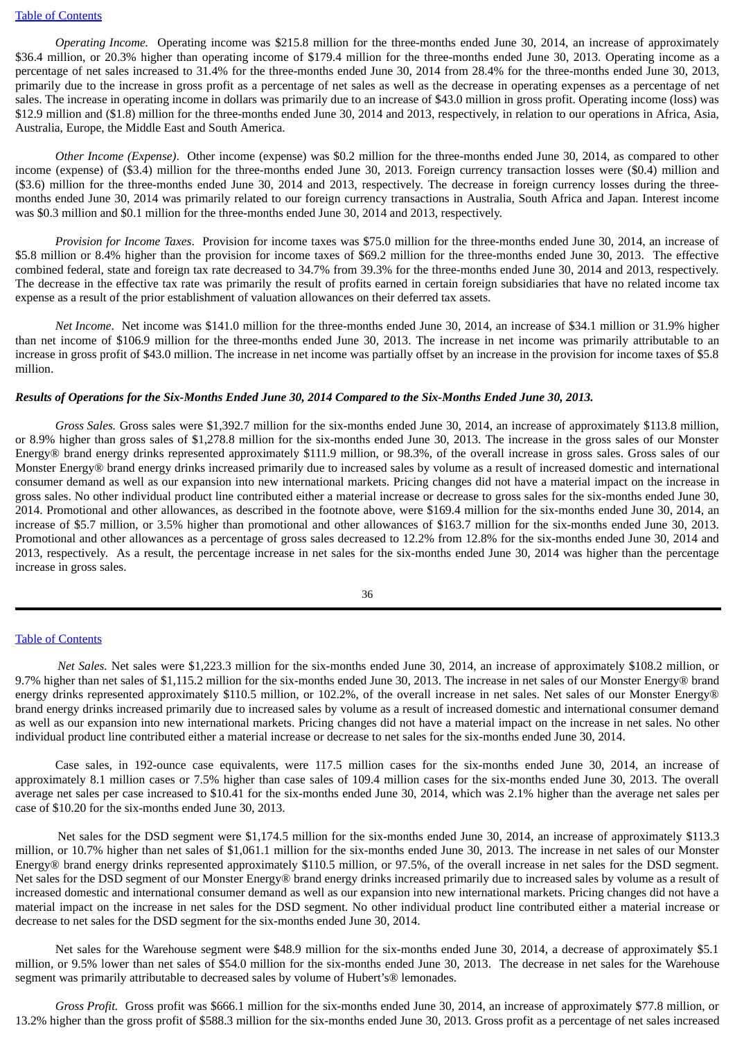*Operating Income.* Operating income was $215.8 million for the three-months ended June 30, 2014, an increase of approximately $36.4 million, or 20.3% higher than operating income of $179.4 million for the three-months ended June 30, 2013. Operating income as a percentage of net sales increased to 31.4% for the three-months ended June 30, 2014 from 28.4% for the three-months ended June 30, 2013, primarily due to the increase in gross profit as a percentage of net sales as well as the decrease in operating expenses as a percentage of net sales. The increase in operating income in dollars was primarily due to an increase of $43.0 million in gross profit. Operating income (loss) was $12.9 million and ($1.8) million for the three-months ended June 30, 2014 and 2013, respectively, in relation to our operations in Africa, Asia, Australia, Europe, the Middle East and South America.

*Other Income (Expense)*. Other income (expense) was $0.2 million for the three-months ended June 30, 2014, as compared to other income (expense) of ($3.4) million for the three-months ended June 30, 2013. Foreign currency transaction losses were ($0.4) million and ($3.6) million for the three-months ended June 30, 2014 and 2013, respectively. The decrease in foreign currency losses during the three-months ended June 30, 2014 was primarily related to our foreign currency transactions in Australia, South Africa and Japan. Interest income was $0.3 million and $0.1 million for the three-months ended June 30, 2014 and 2013, respectively.

*Provision for Income Taxes*. Provision for income taxes was $75.0 million for the three-months ended June 30, 2014, an increase of $5.8 million or 8.4% higher than the provision for income taxes of $69.2 million for the three-months ended June 30, 2013. The effective combined federal, state and foreign tax rate decreased to 34.7% from 39.3% for the three-months ended June 30, 2014 and 2013, respectively. The decrease in the effective tax rate was primarily the result of profits earned in certain foreign subsidiaries that have no related income tax expense as a result of the prior establishment of valuation allowances on their deferred tax assets.

*Net Income*. Net income was $141.0 million for the three-months ended June 30, 2014, an increase of $34.1 million or 31.9% higher than net income of $106.9 million for the three-months ended June 30, 2013. The increase in net income was primarily attributable to an increase in gross profit of $43.0 million. The increase in net income was partially offset by an increase in the provision for income taxes of $5.8 million.

***Results of Operations for the Six-Months Ended June 30, 2014 Compared to the Six-Months Ended June 30, 2013.***

*Gross Sales.* Gross sales were $1,392.7 million for the six-months ended June 30, 2014, an increase of approximately $113.8 million, or 8.9% higher than gross sales of $1,278.8 million for the six-months ended June 30, 2013. The increase in the gross sales of our Monster Energy® brand energy drinks represented approximately $111.9 million, or 98.3%, of the overall increase in gross sales. Gross sales of our Monster Energy® brand energy drinks increased primarily due to increased sales by volume as a result of increased domestic and international consumer demand as well as our expansion into new international markets. Pricing changes did not have a material impact on the increase in gross sales. No other individual product line contributed either a material increase or decrease to gross sales for the six-months ended June 30, 2014. Promotional and other allowances, as described in the footnote above, were $169.4 million for the six-months ended June 30, 2014, an increase of $5.7 million, or 3.5% higher than promotional and other allowances of $163.7 million for the six-months ended June 30, 2013. Promotional and other allowances as a percentage of gross sales decreased to 12.2% from 12.8% for the six-months ended June 30, 2014 and 2013, respectively. As a result, the percentage increase in net sales for the six-months ended June 30, 2014 was higher than the percentage increase in gross sales.

*Net Sales.* Net sales were $1,223.3 million for the six-months ended June 30, 2014, an increase of approximately $108.2 million, or 9.7% higher than net sales of $1,115.2 million for the six-months ended June 30, 2013. The increase in net sales of our Monster Energy® brand energy drinks represented approximately $110.5 million, or 102.2%, of the overall increase in net sales. Net sales of our Monster Energy® brand energy drinks increased primarily due to increased sales by volume as a result of increased domestic and international consumer demand as well as our expansion into new international markets. Pricing changes did not have a material impact on the increase in net sales. No other individual product line contributed either a material increase or decrease to net sales for the six-months ended June 30, 2014.

Case sales, in 192-ounce case equivalents, were 117.5 million cases for the six-months ended June 30, 2014, an increase of approximately 8.1 million cases or 7.5% higher than case sales of 109.4 million cases for the six-months ended June 30, 2013. The overall average net sales per case increased to $10.41 for the six-months ended June 30, 2014, which was 2.1% higher than the average net sales per case of $10.20 for the six-months ended June 30, 2013.

Net sales for the DSD segment were $1,174.5 million for the six-months ended June 30, 2014, an increase of approximately $113.3 million, or 10.7% higher than net sales of $1,061.1 million for the six-months ended June 30, 2013. The increase in net sales of our Monster Energy® brand energy drinks represented approximately $110.5 million, or 97.5%, of the overall increase in net sales for the DSD segment. Net sales for the DSD segment of our Monster Energy® brand energy drinks increased primarily due to increased sales by volume as a result of increased domestic and international consumer demand as well as our expansion into new international markets. Pricing changes did not have a material impact on the increase in net sales for the DSD segment. No other individual product line contributed either a material increase or decrease to net sales for the DSD segment for the six-months ended June 30, 2014.

Net sales for the Warehouse segment were $48.9 million for the six-months ended June 30, 2014, a decrease of approximately $5.1 million, or 9.5% lower than net sales of $54.0 million for the six-months ended June 30, 2013. The decrease in net sales for the Warehouse segment was primarily attributable to decreased sales by volume of Hubert's® lemonades.

*Gross Profit.* Gross profit was $666.1 million for the six-months ended June 30, 2014, an increase of approximately $77.8 million, or 13.2% higher than the gross profit of $588.3 million for the six-months ended June 30, 2013. Gross profit as a percentage of net sales increased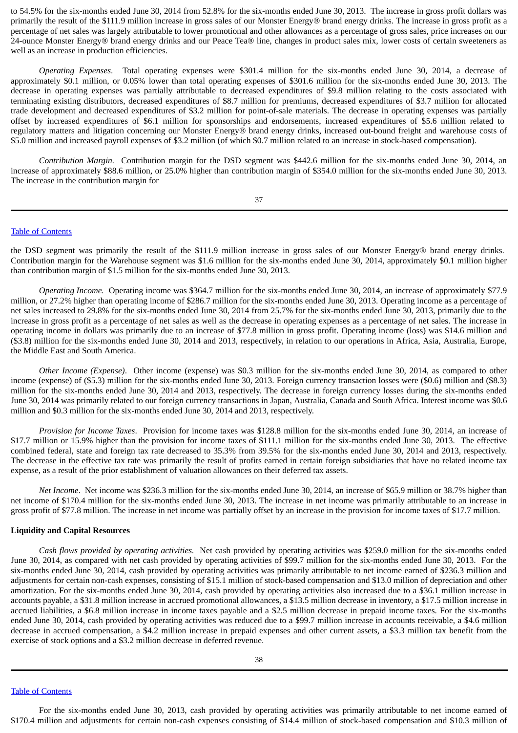to 54.5% for the six-months ended June 30, 2014 from 52.8% for the six-months ended June 30, 2013. The increase in gross profit dollars was primarily the result of the $111.9 million increase in gross sales of our Monster Energy® brand energy drinks. The increase in gross profit as a percentage of net sales was largely attributable to lower promotional and other allowances as a percentage of gross sales, price increases on our 24-ounce Monster Energy® brand energy drinks and our Peace Tea® line, changes in product sales mix, lower costs of certain sweeteners as well as an increase in production efficiencies.

*Operating Expenses*. Total operating expenses were $301.4 million for the six-months ended June 30, 2014, a decrease of approximately $0.1 million, or 0.05% lower than total operating expenses of $301.6 million for the six-months ended June 30, 2013. The decrease in operating expenses was partially attributable to decreased expenditures of $9.8 million relating to the costs associated with terminating existing distributors, decreased expenditures of $8.7 million for premiums, decreased expenditures of $3.7 million for allocated trade development and decreased expenditures of $3.2 million for point-of-sale materials. The decrease in operating expenses was partially offset by increased expenditures of $6.1 million for sponsorships and endorsements, increased expenditures of $5.6 million related to regulatory matters and litigation concerning our Monster Energy® brand energy drinks, increased out-bound freight and warehouse costs of $5.0 million and increased payroll expenses of $3.2 million (of which $0.7 million related to an increase in stock-based compensation).

*Contribution Margin*. Contribution margin for the DSD segment was $442.6 million for the six-months ended June 30, 2014, an increase of approximately $88.6 million, or 25.0% higher than contribution margin of $354.0 million for the six-months ended June 30, 2013. The increase in the contribution margin for the DSD segment was primarily the result of the $111.9 million increase in gross sales of our Monster Energy® brand energy drinks. Contribution margin for the Warehouse segment was $1.6 million for the six-months ended June 30, 2014, approximately $0.1 million higher than contribution margin of $1.5 million for the six-months ended June 30, 2013.

*Operating Income.* Operating income was $364.7 million for the six-months ended June 30, 2014, an increase of approximately $77.9 million, or 27.2% higher than operating income of $286.7 million for the six-months ended June 30, 2013. Operating income as a percentage of net sales increased to 29.8% for the six-months ended June 30, 2014 from 25.7% for the six-months ended June 30, 2013, primarily due to the increase in gross profit as a percentage of net sales as well as the decrease in operating expenses as a percentage of net sales. The increase in operating income in dollars was primarily due to an increase of $77.8 million in gross profit. Operating income (loss) was $14.6 million and ($3.8) million for the six-months ended June 30, 2014 and 2013, respectively, in relation to our operations in Africa, Asia, Australia, Europe, the Middle East and South America.

*Other Income (Expense)*. Other income (expense) was $0.3 million for the six-months ended June 30, 2014, as compared to other income (expense) of ($5.3) million for the six-months ended June 30, 2013. Foreign currency transaction losses were ($0.6) million and ($8.3) million for the six-months ended June 30, 2014 and 2013, respectively. The decrease in foreign currency losses during the six-months ended June 30, 2014 was primarily related to our foreign currency transactions in Japan, Australia, Canada and South Africa. Interest income was $0.6 million and $0.3 million for the six-months ended June 30, 2014 and 2013, respectively.

*Provision for Income Taxes*. Provision for income taxes was $128.8 million for the six-months ended June 30, 2014, an increase of $17.7 million or 15.9% higher than the provision for income taxes of $111.1 million for the six-months ended June 30, 2013. The effective combined federal, state and foreign tax rate decreased to 35.3% from 39.5% for the six-months ended June 30, 2014 and 2013, respectively. The decrease in the effective tax rate was primarily the result of profits earned in certain foreign subsidiaries that have no related income tax expense, as a result of the prior establishment of valuation allowances on their deferred tax assets.

*Net Income*. Net income was $236.3 million for the six-months ended June 30, 2014, an increase of $65.9 million or 38.7% higher than net income of $170.4 million for the six-months ended June 30, 2013. The increase in net income was primarily attributable to an increase in gross profit of $77.8 million. The increase in net income was partially offset by an increase in the provision for income taxes of $17.7 million.

**Liquidity and Capital Resources**

*Cash flows provided by operating activities.* Net cash provided by operating activities was $259.0 million for the six-months ended June 30, 2014, as compared with net cash provided by operating activities of $99.7 million for the six-months ended June 30, 2013. For the six-months ended June 30, 2014, cash provided by operating activities was primarily attributable to net income earned of $236.3 million and adjustments for certain non-cash expenses, consisting of $15.1 million of stock-based compensation and $13.0 million of depreciation and other amortization. For the six-months ended June 30, 2014, cash provided by operating activities also increased due to a $36.1 million increase in accounts payable, a $31.8 million increase in accrued promotional allowances, a $13.5 million decrease in inventory, a $17.5 million increase in accrued liabilities, a $6.8 million increase in income taxes payable and a $2.5 million decrease in prepaid income taxes. For the six-months ended June 30, 2014, cash provided by operating activities was reduced due to a $99.7 million increase in accounts receivable, a $4.6 million decrease in accrued compensation, a $4.2 million increase in prepaid expenses and other current assets, a $3.3 million tax benefit from the exercise of stock options and a $3.2 million decrease in deferred revenue.

For the six-months ended June 30, 2013, cash provided by operating activities was primarily attributable to net income earned of $170.4 million and adjustments for certain non-cash expenses consisting of $14.4 million of stock-based compensation and $10.3 million of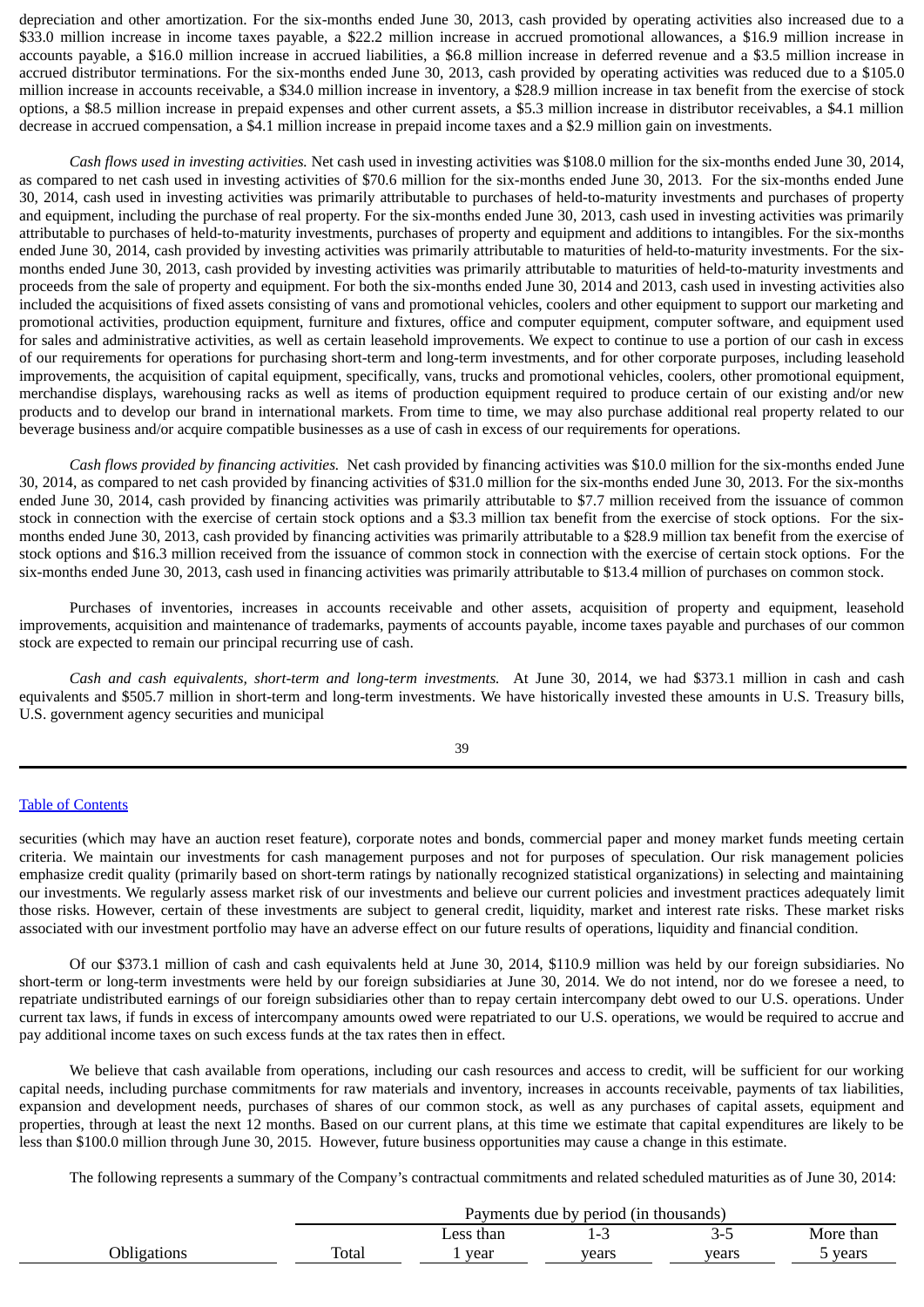depreciation and other amortization. For the six-months ended June 30, 2013, cash provided by operating activities also increased due to a $33.0 million increase in income taxes payable, a $22.2 million increase in accrued promotional allowances, a $16.9 million increase in accounts payable, a $16.0 million increase in accrued liabilities, a $6.8 million increase in deferred revenue and a $3.5 million increase in accrued distributor terminations. For the six-months ended June 30, 2013, cash provided by operating activities was reduced due to a $105.0 million increase in accounts receivable, a $34.0 million increase in inventory, a $28.9 million increase in tax benefit from the exercise of stock options, a $8.5 million increase in prepaid expenses and other current assets, a $5.3 million increase in distributor receivables, a $4.1 million decrease in accrued compensation, a $4.1 million increase in prepaid income taxes and a $2.9 million gain on investments.

*Cash flows used in investing activities.* Net cash used in investing activities was $108.0 million for the six-months ended June 30, 2014, as compared to net cash used in investing activities of $70.6 million for the six-months ended June 30, 2013. For the six-months ended June 30, 2014, cash used in investing activities was primarily attributable to purchases of held-to-maturity investments and purchases of property and equipment, including the purchase of real property. For the six-months ended June 30, 2013, cash used in investing activities was primarily attributable to purchases of held-to-maturity investments, purchases of property and equipment and additions to intangibles. For the six-months ended June 30, 2014, cash provided by investing activities was primarily attributable to maturities of held-to-maturity investments. For the six-months ended June 30, 2013, cash provided by investing activities was primarily attributable to maturities of held-to-maturity investments and proceeds from the sale of property and equipment. For both the six-months ended June 30, 2014 and 2013, cash used in investing activities also included the acquisitions of fixed assets consisting of vans and promotional vehicles, coolers and other equipment to support our marketing and promotional activities, production equipment, furniture and fixtures, office and computer equipment, computer software, and equipment used for sales and administrative activities, as well as certain leasehold improvements. We expect to continue to use a portion of our cash in excess of our requirements for operations for purchasing short-term and long-term investments, and for other corporate purposes, including leasehold improvements, the acquisition of capital equipment, specifically, vans, trucks and promotional vehicles, coolers, other promotional equipment, merchandise displays, warehousing racks as well as items of production equipment required to produce certain of our existing and/or new products and to develop our brand in international markets. From time to time, we may also purchase additional real property related to our beverage business and/or acquire compatible businesses as a use of cash in excess of our requirements for operations.

*Cash flows provided by financing activities.* Net cash provided by financing activities was $10.0 million for the six-months ended June 30, 2014, as compared to net cash provided by financing activities of $31.0 million for the six-months ended June 30, 2013. For the six-months ended June 30, 2014, cash provided by financing activities was primarily attributable to $7.7 million received from the issuance of common stock in connection with the exercise of certain stock options and a $3.3 million tax benefit from the exercise of stock options. For the six-months ended June 30, 2013, cash provided by financing activities was primarily attributable to a $28.9 million tax benefit from the exercise of stock options and $16.3 million received from the issuance of common stock in connection with the exercise of certain stock options. For the six-months ended June 30, 2013, cash used in financing activities was primarily attributable to $13.4 million of purchases on common stock.

Purchases of inventories, increases in accounts receivable and other assets, acquisition of property and equipment, leasehold improvements, acquisition and maintenance of trademarks, payments of accounts payable, income taxes payable and purchases of our common stock are expected to remain our principal recurring use of cash.

*Cash and cash equivalents, short-term and long-term investments.* At June 30, 2014, we had $373.1 million in cash and cash equivalents and $505.7 million in short-term and long-term investments. We have historically invested these amounts in U.S. Treasury bills, U.S. government agency securities and municipal securities (which may have an auction reset feature), corporate notes and bonds, commercial paper and money market funds meeting certain criteria. We maintain our investments for cash management purposes and not for purposes of speculation. Our risk management policies emphasize credit quality (primarily based on short-term ratings by nationally recognized statistical organizations) in selecting and maintaining our investments. We regularly assess market risk of our investments and believe our current policies and investment practices adequately limit those risks. However, certain of these investments are subject to general credit, liquidity, market and interest rate risks. These market risks associated with our investment portfolio may have an adverse effect on our future results of operations, liquidity and financial condition.

Of our $373.1 million of cash and cash equivalents held at June 30, 2014, $110.9 million was held by our foreign subsidiaries. No short-term or long-term investments were held by our foreign subsidiaries at June 30, 2014. We do not intend, nor do we foresee a need, to repatriate undistributed earnings of our foreign subsidiaries other than to repay certain intercompany debt owed to our U.S. operations. Under current tax laws, if funds in excess of intercompany amounts owed were repatriated to our U.S. operations, we would be required to accrue and pay additional income taxes on such excess funds at the tax rates then in effect.

We believe that cash available from operations, including our cash resources and access to credit, will be sufficient for our working capital needs, including purchase commitments for raw materials and inventory, increases in accounts receivable, payments of tax liabilities, expansion and development needs, purchases of shares of our common stock, as well as any purchases of capital assets, equipment and properties, through at least the next 12 months. Based on our current plans, at this time we estimate that capital expenditures are likely to be less than $100.0 million through June 30, 2015. However, future business opportunities may cause a change in this estimate.

The following represents a summary of the Company's contractual commitments and related scheduled maturities as of June 30, 2014:

| | Payments due by period (in thousands) | | | | |
|---|---|---|---|---|---|
| Obligations | Total | Less than 1 year | 1-3 years | 3-5 years | More than 5 years |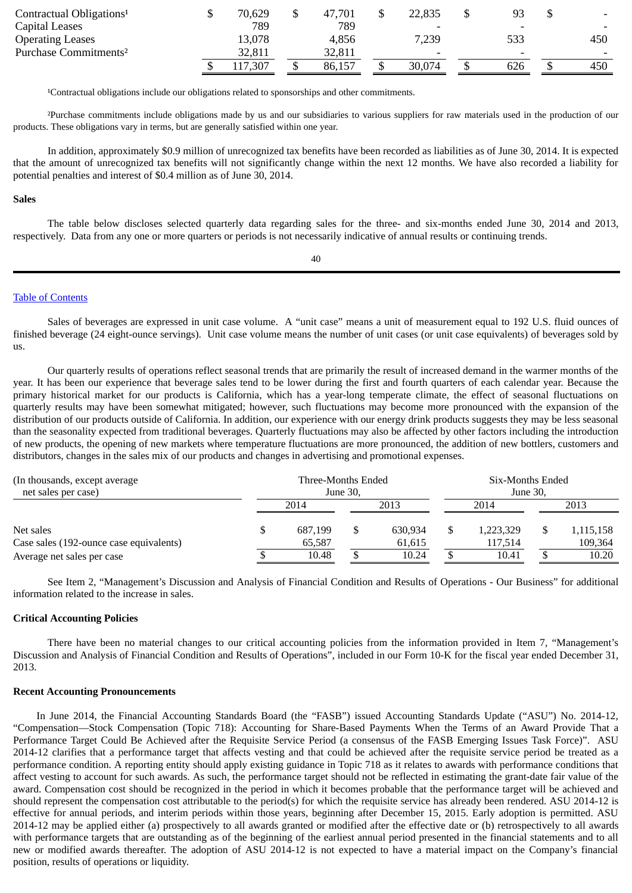| | | | | | | | | | |
|---|---|---|---|---|---|---|---|---|---|
| Contractual Obligations[1] | $ | 70,629 | $ | 47,701 | $ | 22,835 | $ | 93 | $ - |
| Capital Leases | | 789 | | 789 | | - | | - | - |
| Operating Leases | | 13,078 | | 4,856 | | 7,239 | | 533 | 450 |
| Purchase Commitments[2] | | 32,811 | | 32,811 | | - | | - | - |
| | $ | 117,307 | $ | 86,157 | $ | 30,074 | $ | 626 | $ 450 |

[1]Contractual obligations include our obligations related to sponsorships and other commitments.

[2]Purchase commitments include obligations made by us and our subsidiaries to various suppliers for raw materials used in the production of our products. These obligations vary in terms, but are generally satisfied within one year.

In addition, approximately $0.9 million of unrecognized tax benefits have been recorded as liabilities as of June 30, 2014. It is expected that the amount of unrecognized tax benefits will not significantly change within the next 12 months. We have also recorded a liability for potential penalties and interest of $0.4 million as of June 30, 2014.

**Sales**

The table below discloses selected quarterly data regarding sales for the three- and six-months ended June 30, 2014 and 2013, respectively. Data from any one or more quarters or periods is not necessarily indicative of annual results or continuing trends.

Sales of beverages are expressed in unit case volume. A "unit case" means a unit of measurement equal to 192 U.S. fluid ounces of finished beverage (24 eight-ounce servings). Unit case volume means the number of unit cases (or unit case equivalents) of beverages sold by us.

Our quarterly results of operations reflect seasonal trends that are primarily the result of increased demand in the warmer months of the year. It has been our experience that beverage sales tend to be lower during the first and fourth quarters of each calendar year. Because the primary historical market for our products is California, which has a year-long temperate climate, the effect of seasonal fluctuations on quarterly results may have been somewhat mitigated; however, such fluctuations may become more pronounced with the expansion of the distribution of our products outside of California. In addition, our experience with our energy drink products suggests they may be less seasonal than the seasonality expected from traditional beverages. Quarterly fluctuations may also be affected by other factors including the introduction of new products, the opening of new markets where temperature fluctuations are more pronounced, the addition of new bottlers, customers and distributors, changes in the sales mix of our products and changes in advertising and promotional expenses.

| (In thousands, except average net sales per case) | Three-Months Ended June 30, | | Six-Months Ended June 30, | |
|---|---|---|---|---|
| | 2014 | 2013 | 2014 | 2013 |
| Net sales | $ 687,199 | $ 630,934 | $ 1,223,329 | $ 1,115,158 |
| Case sales (192-ounce case equivalents) | 65,587 | 61,615 | 117,514 | 109,364 |
| Average net sales per case | $ 10.48 | $ 10.24 | $ 10.41 | $ 10.20 |

See Item 2, "Management's Discussion and Analysis of Financial Condition and Results of Operations - Our Business" for additional information related to the increase in sales.

**Critical Accounting Policies**

There have been no material changes to our critical accounting policies from the information provided in Item 7, "Management's Discussion and Analysis of Financial Condition and Results of Operations", included in our Form 10-K for the fiscal year ended December 31, 2013.

**Recent Accounting Pronouncements**

In June 2014, the Financial Accounting Standards Board (the "FASB") issued Accounting Standards Update ("ASU") No. 2014-12, "Compensation—Stock Compensation (Topic 718): Accounting for Share-Based Payments When the Terms of an Award Provide That a Performance Target Could Be Achieved after the Requisite Service Period (a consensus of the FASB Emerging Issues Task Force)". ASU 2014-12 clarifies that a performance target that affects vesting and that could be achieved after the requisite service period be treated as a performance condition. A reporting entity should apply existing guidance in Topic 718 as it relates to awards with performance conditions that affect vesting to account for such awards. As such, the performance target should not be reflected in estimating the grant-date fair value of the award. Compensation cost should be recognized in the period in which it becomes probable that the performance target will be achieved and should represent the compensation cost attributable to the period(s) for which the requisite service has already been rendered. ASU 2014-12 is effective for annual periods, and interim periods within those years, beginning after December 15, 2015. Early adoption is permitted. ASU 2014-12 may be applied either (a) prospectively to all awards granted or modified after the effective date or (b) retrospectively to all awards with performance targets that are outstanding as of the beginning of the earliest annual period presented in the financial statements and to all new or modified awards thereafter. The adoption of ASU 2014-12 is not expected to have a material impact on the Company's financial position, results of operations or liquidity.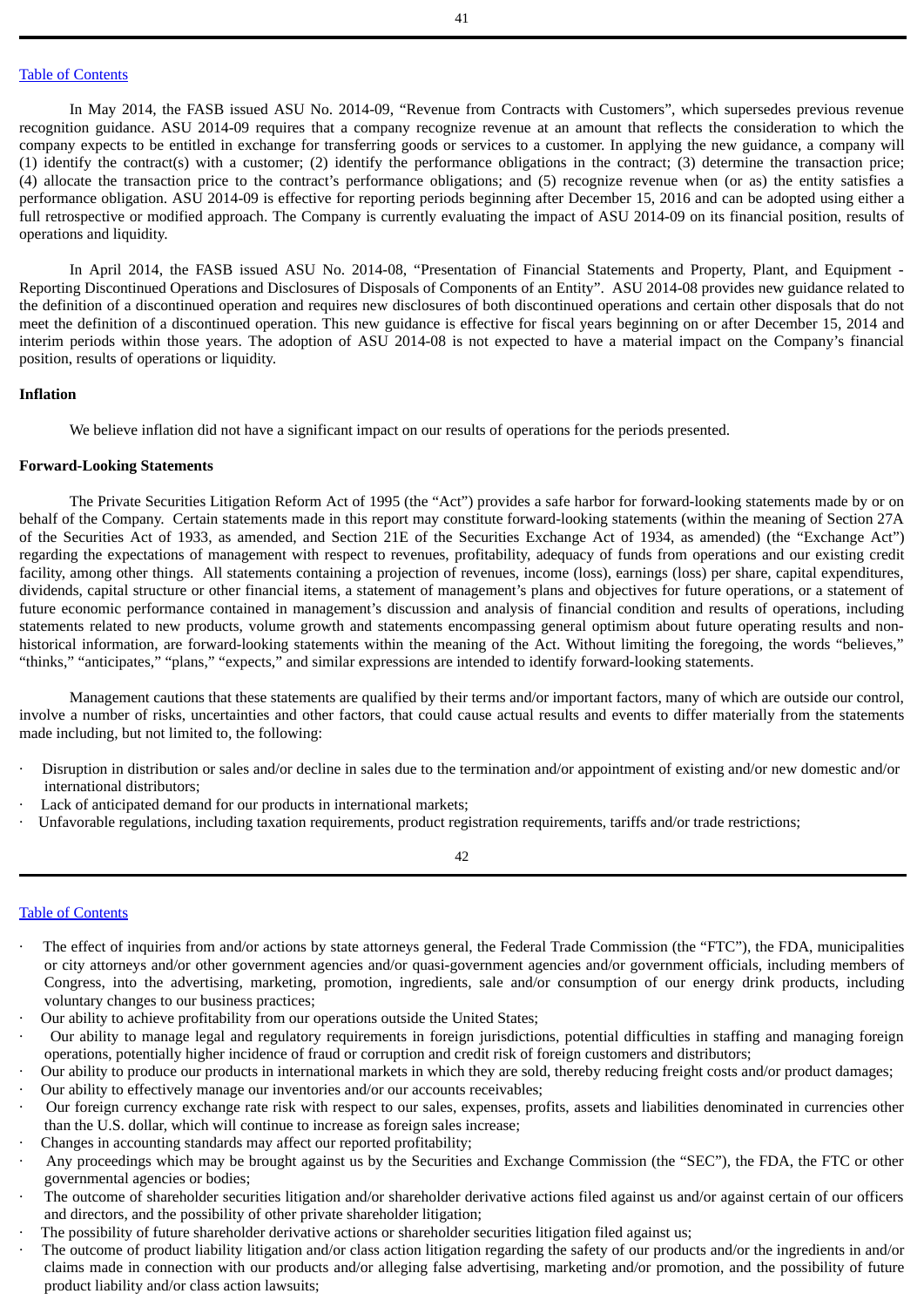[Table of Contents](#)

In May 2014, the FASB issued ASU No. 2014-09, "Revenue from Contracts with Customers", which supersedes previous revenue recognition guidance. ASU 2014-09 requires that a company recognize revenue at an amount that reflects the consideration to which the company expects to be entitled in exchange for transferring goods or services to a customer. In applying the new guidance, a company will (1) identify the contract(s) with a customer; (2) identify the performance obligations in the contract; (3) determine the transaction price; (4) allocate the transaction price to the contract's performance obligations; and (5) recognize revenue when (or as) the entity satisfies a performance obligation. ASU 2014-09 is effective for reporting periods beginning after December 15, 2016 and can be adopted using either a full retrospective or modified approach. The Company is currently evaluating the impact of ASU 2014-09 on its financial position, results of operations and liquidity.

In April 2014, the FASB issued ASU No. 2014-08, "Presentation of Financial Statements and Property, Plant, and Equipment - Reporting Discontinued Operations and Disclosures of Disposals of Components of an Entity". ASU 2014-08 provides new guidance related to the definition of a discontinued operation and requires new disclosures of both discontinued operations and certain other disposals that do not meet the definition of a discontinued operation. This new guidance is effective for fiscal years beginning on or after December 15, 2014 and interim periods within those years. The adoption of ASU 2014-08 is not expected to have a material impact on the Company's financial position, results of operations or liquidity.

**Inflation**

We believe inflation did not have a significant impact on our results of operations for the periods presented.

**Forward-Looking Statements**

The Private Securities Litigation Reform Act of 1995 (the "Act") provides a safe harbor for forward-looking statements made by or on behalf of the Company. Certain statements made in this report may constitute forward-looking statements (within the meaning of Section 27A of the Securities Act of 1933, as amended, and Section 21E of the Securities Exchange Act of 1934, as amended) (the "Exchange Act") regarding the expectations of management with respect to revenues, profitability, adequacy of funds from operations and our existing credit facility, among other things. All statements containing a projection of revenues, income (loss), earnings (loss) per share, capital expenditures, dividends, capital structure or other financial items, a statement of management's plans and objectives for future operations, or a statement of future economic performance contained in management's discussion and analysis of financial condition and results of operations, including statements related to new products, volume growth and statements encompassing general optimism about future operating results and non-historical information, are forward-looking statements within the meaning of the Act. Without limiting the foregoing, the words "believes," "thinks," "anticipates," "plans," "expects," and similar expressions are intended to identify forward-looking statements.

Management cautions that these statements are qualified by their terms and/or important factors, many of which are outside our control, involve a number of risks, uncertainties and other factors, that could cause actual results and events to differ materially from the statements made including, but not limited to, the following:

- Disruption in distribution or sales and/or decline in sales due to the termination and/or appointment of existing and/or new domestic and/or international distributors;
- Lack of anticipated demand for our products in international markets;
- Unfavorable regulations, including taxation requirements, product registration requirements, tariffs and/or trade restrictions;

[Table of Contents](#)

- The effect of inquiries from and/or actions by state attorneys general, the Federal Trade Commission (the "FTC"), the FDA, municipalities or city attorneys and/or other government agencies and/or quasi-government agencies and/or government officials, including members of Congress, into the advertising, marketing, promotion, ingredients, sale and/or consumption of our energy drink products, including voluntary changes to our business practices;
- Our ability to achieve profitability from our operations outside the United States;
- Our ability to manage legal and regulatory requirements in foreign jurisdictions, potential difficulties in staffing and managing foreign operations, potentially higher incidence of fraud or corruption and credit risk of foreign customers and distributors;
- Our ability to produce our products in international markets in which they are sold, thereby reducing freight costs and/or product damages;
- Our ability to effectively manage our inventories and/or our accounts receivables;
- Our foreign currency exchange rate risk with respect to our sales, expenses, profits, assets and liabilities denominated in currencies other than the U.S. dollar, which will continue to increase as foreign sales increase;
- Changes in accounting standards may affect our reported profitability;
- Any proceedings which may be brought against us by the Securities and Exchange Commission (the "SEC"), the FDA, the FTC or other governmental agencies or bodies;
- The outcome of shareholder securities litigation and/or shareholder derivative actions filed against us and/or against certain of our officers and directors, and the possibility of other private shareholder litigation;
- The possibility of future shareholder derivative actions or shareholder securities litigation filed against us;
- The outcome of product liability litigation and/or class action litigation regarding the safety of our products and/or the ingredients in and/or claims made in connection with our products and/or alleging false advertising, marketing and/or promotion, and the possibility of future product liability and/or class action lawsuits;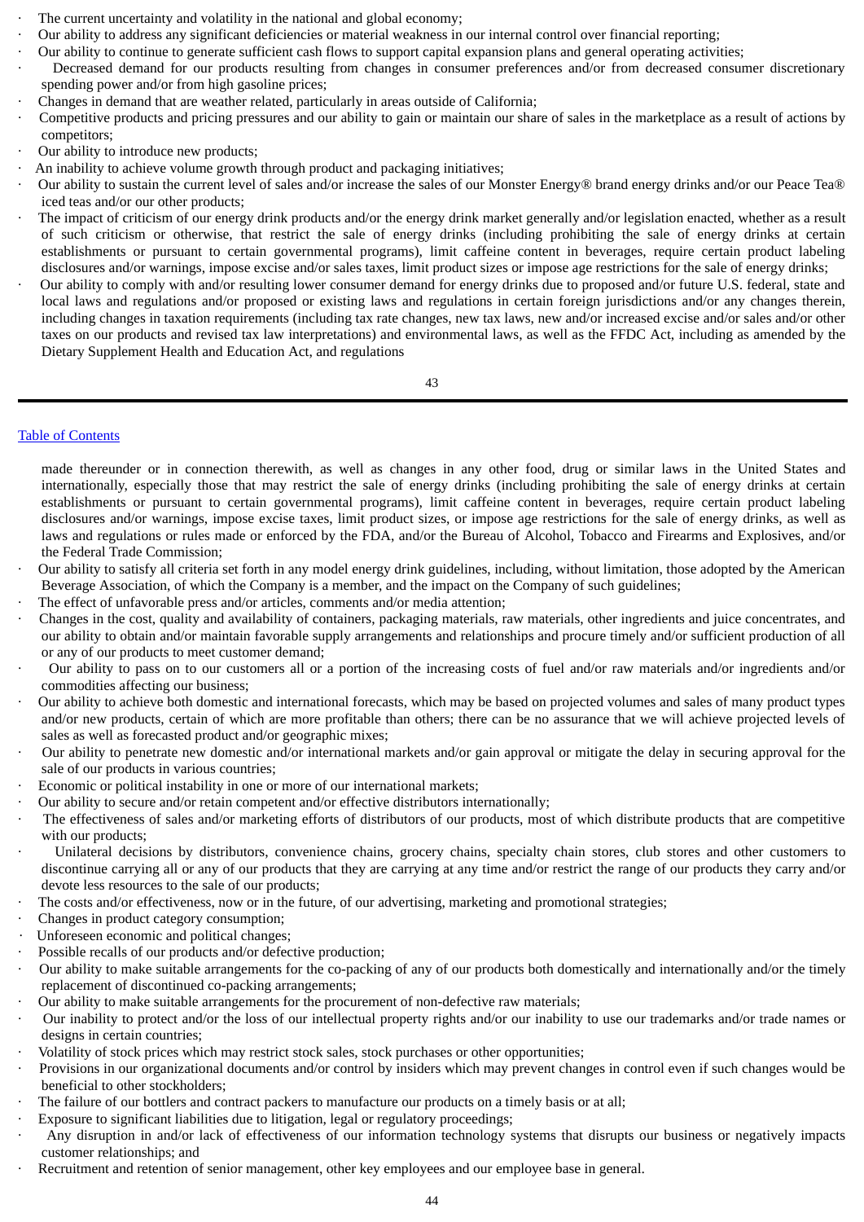- The current uncertainty and volatility in the national and global economy;
- Our ability to address any significant deficiencies or material weakness in our internal control over financial reporting;
- Our ability to continue to generate sufficient cash flows to support capital expansion plans and general operating activities;
- Decreased demand for our products resulting from changes in consumer preferences and/or from decreased consumer discretionary spending power and/or from high gasoline prices;
- Changes in demand that are weather related, particularly in areas outside of California;
- Competitive products and pricing pressures and our ability to gain or maintain our share of sales in the marketplace as a result of actions by competitors;
- Our ability to introduce new products;
- An inability to achieve volume growth through product and packaging initiatives;
- Our ability to sustain the current level of sales and/or increase the sales of our Monster Energy® brand energy drinks and/or our Peace Tea® iced teas and/or our other products;
- The impact of criticism of our energy drink products and/or the energy drink market generally and/or legislation enacted, whether as a result of such criticism or otherwise, that restrict the sale of energy drinks (including prohibiting the sale of energy drinks at certain establishments or pursuant to certain governmental programs), limit caffeine content in beverages, require certain product labeling disclosures and/or warnings, impose excise and/or sales taxes, limit product sizes or impose age restrictions for the sale of energy drinks;
- Our ability to comply with and/or resulting lower consumer demand for energy drinks due to proposed and/or future U.S. federal, state and local laws and regulations and/or proposed or existing laws and regulations in certain foreign jurisdictions and/or any changes therein, including changes in taxation requirements (including tax rate changes, new tax laws, new and/or increased excise and/or sales and/or other taxes on our products and revised tax law interpretations) and environmental laws, as well as the FFDC Act, including as amended by the Dietary Supplement Health and Education Act, and regulations made thereunder or in connection therewith, as well as changes in any other food, drug or similar laws in the United States and internationally, especially those that may restrict the sale of energy drinks (including prohibiting the sale of energy drinks at certain establishments or pursuant to certain governmental programs), limit caffeine content in beverages, require certain product labeling disclosures and/or warnings, impose excise taxes, limit product sizes, or impose age restrictions for the sale of energy drinks, as well as laws and regulations or rules made or enforced by the FDA, and/or the Bureau of Alcohol, Tobacco and Firearms and Explosives, and/or the Federal Trade Commission;
- Our ability to satisfy all criteria set forth in any model energy drink guidelines, including, without limitation, those adopted by the American Beverage Association, of which the Company is a member, and the impact on the Company of such guidelines;
- The effect of unfavorable press and/or articles, comments and/or media attention;
- Changes in the cost, quality and availability of containers, packaging materials, raw materials, other ingredients and juice concentrates, and our ability to obtain and/or maintain favorable supply arrangements and relationships and procure timely and/or sufficient production of all or any of our products to meet customer demand;
- Our ability to pass on to our customers all or a portion of the increasing costs of fuel and/or raw materials and/or ingredients and/or commodities affecting our business;
- Our ability to achieve both domestic and international forecasts, which may be based on projected volumes and sales of many product types and/or new products, certain of which are more profitable than others; there can be no assurance that we will achieve projected levels of sales as well as forecasted product and/or geographic mixes;
- Our ability to penetrate new domestic and/or international markets and/or gain approval or mitigate the delay in securing approval for the sale of our products in various countries;
- Economic or political instability in one or more of our international markets;
- Our ability to secure and/or retain competent and/or effective distributors internationally;
- The effectiveness of sales and/or marketing efforts of distributors of our products, most of which distribute products that are competitive with our products;
- Unilateral decisions by distributors, convenience chains, grocery chains, specialty chain stores, club stores and other customers to discontinue carrying all or any of our products that they are carrying at any time and/or restrict the range of our products they carry and/or devote less resources to the sale of our products;
- The costs and/or effectiveness, now or in the future, of our advertising, marketing and promotional strategies;
- Changes in product category consumption;
- Unforeseen economic and political changes;
- Possible recalls of our products and/or defective production;
- Our ability to make suitable arrangements for the co-packing of any of our products both domestically and internationally and/or the timely replacement of discontinued co-packing arrangements;
- Our ability to make suitable arrangements for the procurement of non-defective raw materials;
- Our inability to protect and/or the loss of our intellectual property rights and/or our inability to use our trademarks and/or trade names or designs in certain countries;
- Volatility of stock prices which may restrict stock sales, stock purchases or other opportunities;
- Provisions in our organizational documents and/or control by insiders which may prevent changes in control even if such changes would be beneficial to other stockholders;
- The failure of our bottlers and contract packers to manufacture our products on a timely basis or at all;
- Exposure to significant liabilities due to litigation, legal or regulatory proceedings;
- Any disruption in and/or lack of effectiveness of our information technology systems that disrupts our business or negatively impacts customer relationships; and
- Recruitment and retention of senior management, other key employees and our employee base in general.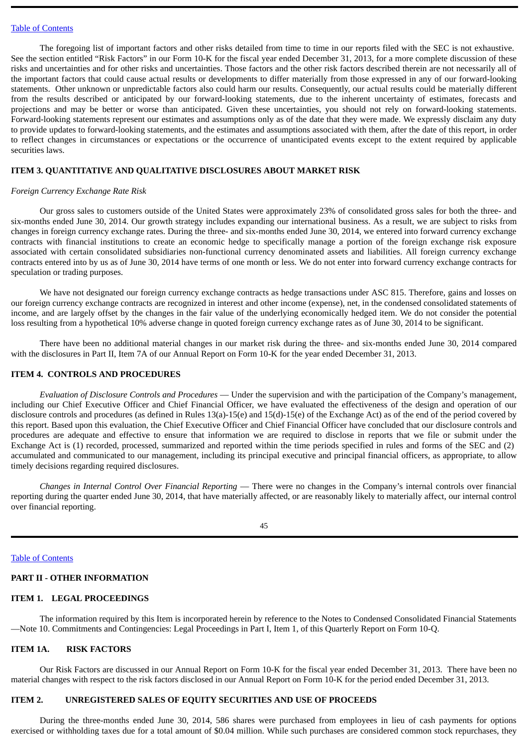The foregoing list of important factors and other risks detailed from time to time in our reports filed with the SEC is not exhaustive. See the section entitled "Risk Factors" in our Form 10-K for the fiscal year ended December 31, 2013, for a more complete discussion of these risks and uncertainties and for other risks and uncertainties. Those factors and the other risk factors described therein are not necessarily all of the important factors that could cause actual results or developments to differ materially from those expressed in any of our forward-looking statements. Other unknown or unpredictable factors also could harm our results. Consequently, our actual results could be materially different from the results described or anticipated by our forward-looking statements, due to the inherent uncertainty of estimates, forecasts and projections and may be better or worse than anticipated. Given these uncertainties, you should not rely on forward-looking statements. Forward-looking statements represent our estimates and assumptions only as of the date that they were made. We expressly disclaim any duty to provide updates to forward-looking statements, and the estimates and assumptions associated with them, after the date of this report, in order to reflect changes in circumstances or expectations or the occurrence of unanticipated events except to the extent required by applicable securities laws.

## ITEM 3. QUANTITATIVE AND QUALITATIVE DISCLOSURES ABOUT MARKET RISK

*Foreign Currency Exchange Rate Risk*

Our gross sales to customers outside of the United States were approximately 23% of consolidated gross sales for both the three- and six-months ended June 30, 2014. Our growth strategy includes expanding our international business. As a result, we are subject to risks from changes in foreign currency exchange rates. During the three- and six-months ended June 30, 2014, we entered into forward currency exchange contracts with financial institutions to create an economic hedge to specifically manage a portion of the foreign exchange risk exposure associated with certain consolidated subsidiaries non-functional currency denominated assets and liabilities. All foreign currency exchange contracts entered into by us as of June 30, 2014 have terms of one month or less. We do not enter into forward currency exchange contracts for speculation or trading purposes.

We have not designated our foreign currency exchange contracts as hedge transactions under ASC 815. Therefore, gains and losses on our foreign currency exchange contracts are recognized in interest and other income (expense), net, in the condensed consolidated statements of income, and are largely offset by the changes in the fair value of the underlying economically hedged item. We do not consider the potential loss resulting from a hypothetical 10% adverse change in quoted foreign currency exchange rates as of June 30, 2014 to be significant.

There have been no additional material changes in our market risk during the three- and six-months ended June 30, 2014 compared with the disclosures in Part II, Item 7A of our Annual Report on Form 10-K for the year ended December 31, 2013.

## ITEM 4. CONTROLS AND PROCEDURES

*Evaluation of Disclosure Controls and Procedures* — Under the supervision and with the participation of the Company's management, including our Chief Executive Officer and Chief Financial Officer, we have evaluated the effectiveness of the design and operation of our disclosure controls and procedures (as defined in Rules 13(a)-15(e) and 15(d)-15(e) of the Exchange Act) as of the end of the period covered by this report. Based upon this evaluation, the Chief Executive Officer and Chief Financial Officer have concluded that our disclosure controls and procedures are adequate and effective to ensure that information we are required to disclose in reports that we file or submit under the Exchange Act is (1) recorded, processed, summarized and reported within the time periods specified in rules and forms of the SEC and (2) accumulated and communicated to our management, including its principal executive and principal financial officers, as appropriate, to allow timely decisions regarding required disclosures.

*Changes in Internal Control Over Financial Reporting* — There were no changes in the Company's internal controls over financial reporting during the quarter ended June 30, 2014, that have materially affected, or are reasonably likely to materially affect, our internal control over financial reporting.

# PART II - OTHER INFORMATION

## ITEM 1. LEGAL PROCEEDINGS

The information required by this Item is incorporated herein by reference to the Notes to Condensed Consolidated Financial Statements —Note 10. Commitments and Contingencies: Legal Proceedings in Part I, Item 1, of this Quarterly Report on Form 10-Q.

## ITEM 1A. RISK FACTORS

Our Risk Factors are discussed in our Annual Report on Form 10-K for the fiscal year ended December 31, 2013. There have been no material changes with respect to the risk factors disclosed in our Annual Report on Form 10-K for the period ended December 31, 2013.

## ITEM 2. UNREGISTERED SALES OF EQUITY SECURITIES AND USE OF PROCEEDS

During the three-months ended June 30, 2014, 586 shares were purchased from employees in lieu of cash payments for options exercised or withholding taxes due for a total amount of $0.04 million. While such purchases are considered common stock repurchases, they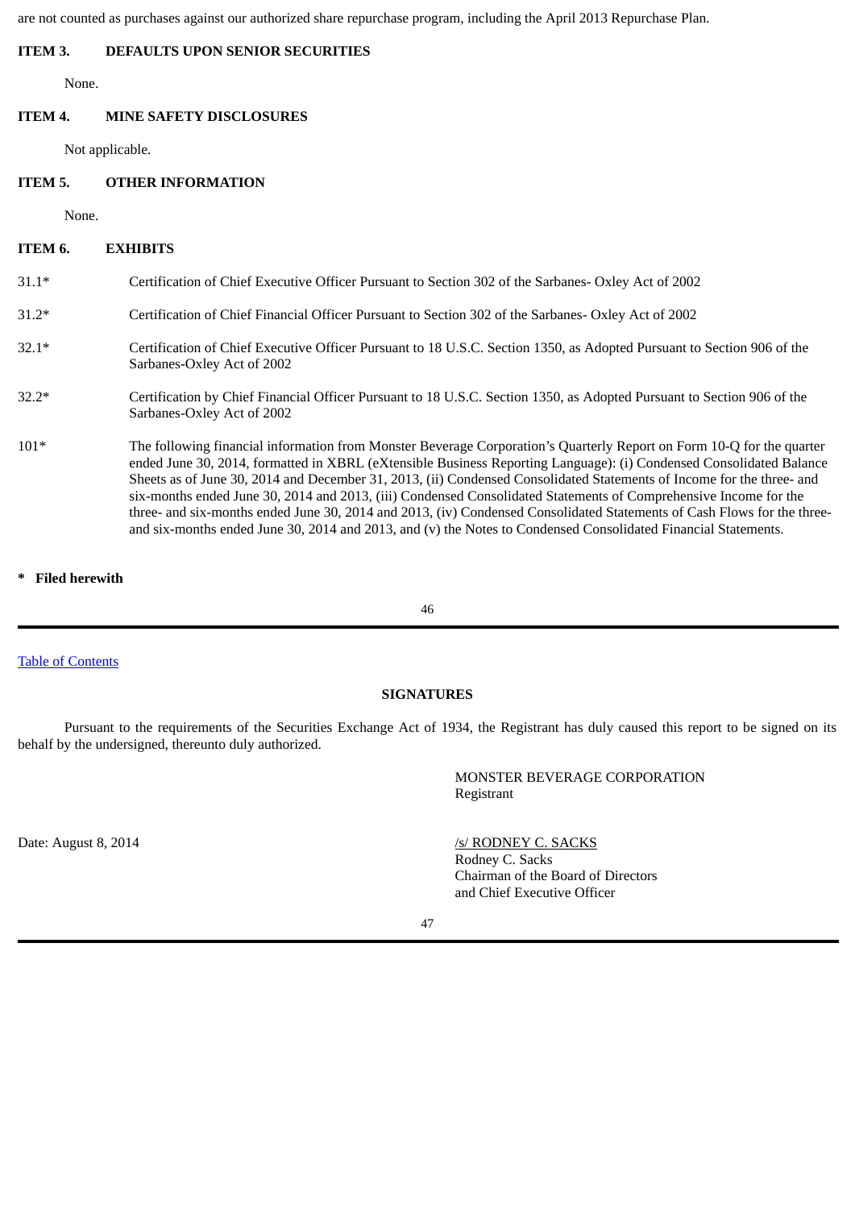are not counted as purchases against our authorized share repurchase program, including the April 2013 Repurchase Plan.

**ITEM 3. DEFAULTS UPON SENIOR SECURITIES**

None.

**ITEM 4. MINE SAFETY DISCLOSURES**

Not applicable.

**ITEM 5. OTHER INFORMATION**

None.

**ITEM 6. EXHIBITS**

| | |
|---|---|
| 31.1* | Certification of Chief Executive Officer Pursuant to Section 302 of the Sarbanes- Oxley Act of 2002 |
| 31.2* | Certification of Chief Financial Officer Pursuant to Section 302 of the Sarbanes- Oxley Act of 2002 |
| 32.1* | Certification of Chief Executive Officer Pursuant to 18 U.S.C. Section 1350, as Adopted Pursuant to Section 906 of the Sarbanes-Oxley Act of 2002 |
| 32.2* | Certification by Chief Financial Officer Pursuant to 18 U.S.C. Section 1350, as Adopted Pursuant to Section 906 of the Sarbanes-Oxley Act of 2002 |
| 101* | The following financial information from Monster Beverage Corporation's Quarterly Report on Form 10-Q for the quarter ended June 30, 2014, formatted in XBRL (eXtensible Business Reporting Language): (i) Condensed Consolidated Balance Sheets as of June 30, 2014 and December 31, 2013, (ii) Condensed Consolidated Statements of Income for the three- and six-months ended June 30, 2014 and 2013, (iii) Condensed Consolidated Statements of Comprehensive Income for the three- and six-months ended June 30, 2014 and 2013, (iv) Condensed Consolidated Statements of Cash Flows for the three- and six-months ended June 30, 2014 and 2013, and (v) the Notes to Condensed Consolidated Financial Statements. |

**\* Filed herewith**

Table of Contents

**SIGNATURES**

Pursuant to the requirements of the Securities Exchange Act of 1934, the Registrant has duly caused this report to be signed on its behalf by the undersigned, thereunto duly authorized.

MONSTER BEVERAGE CORPORATION
Registrant

Date: August 8, 2014

/s/ RODNEY C. SACKS
Rodney C. Sacks
Chairman of the Board of Directors
and Chief Executive Officer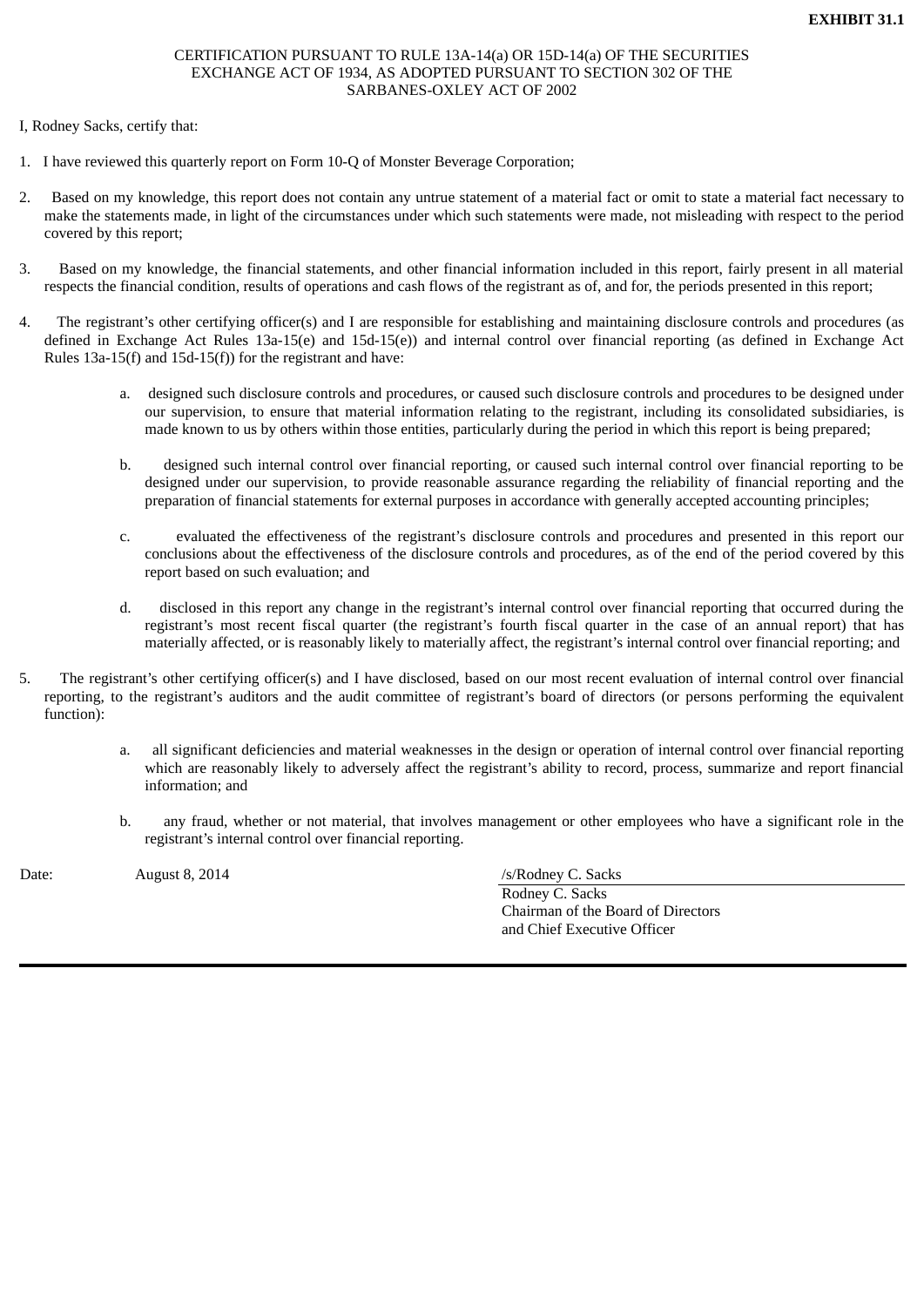**EXHIBIT 31.1**

CERTIFICATION PURSUANT TO RULE 13A-14(a) OR 15D-14(a) OF THE SECURITIES EXCHANGE ACT OF 1934, AS ADOPTED PURSUANT TO SECTION 302 OF THE SARBANES-OXLEY ACT OF 2002

I, Rodney Sacks, certify that:

1. I have reviewed this quarterly report on Form 10-Q of Monster Beverage Corporation;

2. Based on my knowledge, this report does not contain any untrue statement of a material fact or omit to state a material fact necessary to make the statements made, in light of the circumstances under which such statements were made, not misleading with respect to the period covered by this report;

3. Based on my knowledge, the financial statements, and other financial information included in this report, fairly present in all material respects the financial condition, results of operations and cash flows of the registrant as of, and for, the periods presented in this report;

4. The registrant's other certifying officer(s) and I are responsible for establishing and maintaining disclosure controls and procedures (as defined in Exchange Act Rules 13a-15(e) and 15d-15(e)) and internal control over financial reporting (as defined in Exchange Act Rules 13a-15(f) and 15d-15(f)) for the registrant and have:

   a. designed such disclosure controls and procedures, or caused such disclosure controls and procedures to be designed under our supervision, to ensure that material information relating to the registrant, including its consolidated subsidiaries, is made known to us by others within those entities, particularly during the period in which this report is being prepared;

   b. designed such internal control over financial reporting, or caused such internal control over financial reporting to be designed under our supervision, to provide reasonable assurance regarding the reliability of financial reporting and the preparation of financial statements for external purposes in accordance with generally accepted accounting principles;

   c. evaluated the effectiveness of the registrant's disclosure controls and procedures and presented in this report our conclusions about the effectiveness of the disclosure controls and procedures, as of the end of the period covered by this report based on such evaluation; and

   d. disclosed in this report any change in the registrant's internal control over financial reporting that occurred during the registrant's most recent fiscal quarter (the registrant's fourth fiscal quarter in the case of an annual report) that has materially affected, or is reasonably likely to materially affect, the registrant's internal control over financial reporting; and

5. The registrant's other certifying officer(s) and I have disclosed, based on our most recent evaluation of internal control over financial reporting, to the registrant's auditors and the audit committee of registrant's board of directors (or persons performing the equivalent function):

   a. all significant deficiencies and material weaknesses in the design or operation of internal control over financial reporting which are reasonably likely to adversely affect the registrant's ability to record, process, summarize and report financial information; and

   b. any fraud, whether or not material, that involves management or other employees who have a significant role in the registrant's internal control over financial reporting.

Date: August 8, 2014

/s/Rodney C. Sacks
Rodney C. Sacks
Chairman of the Board of Directors
and Chief Executive Officer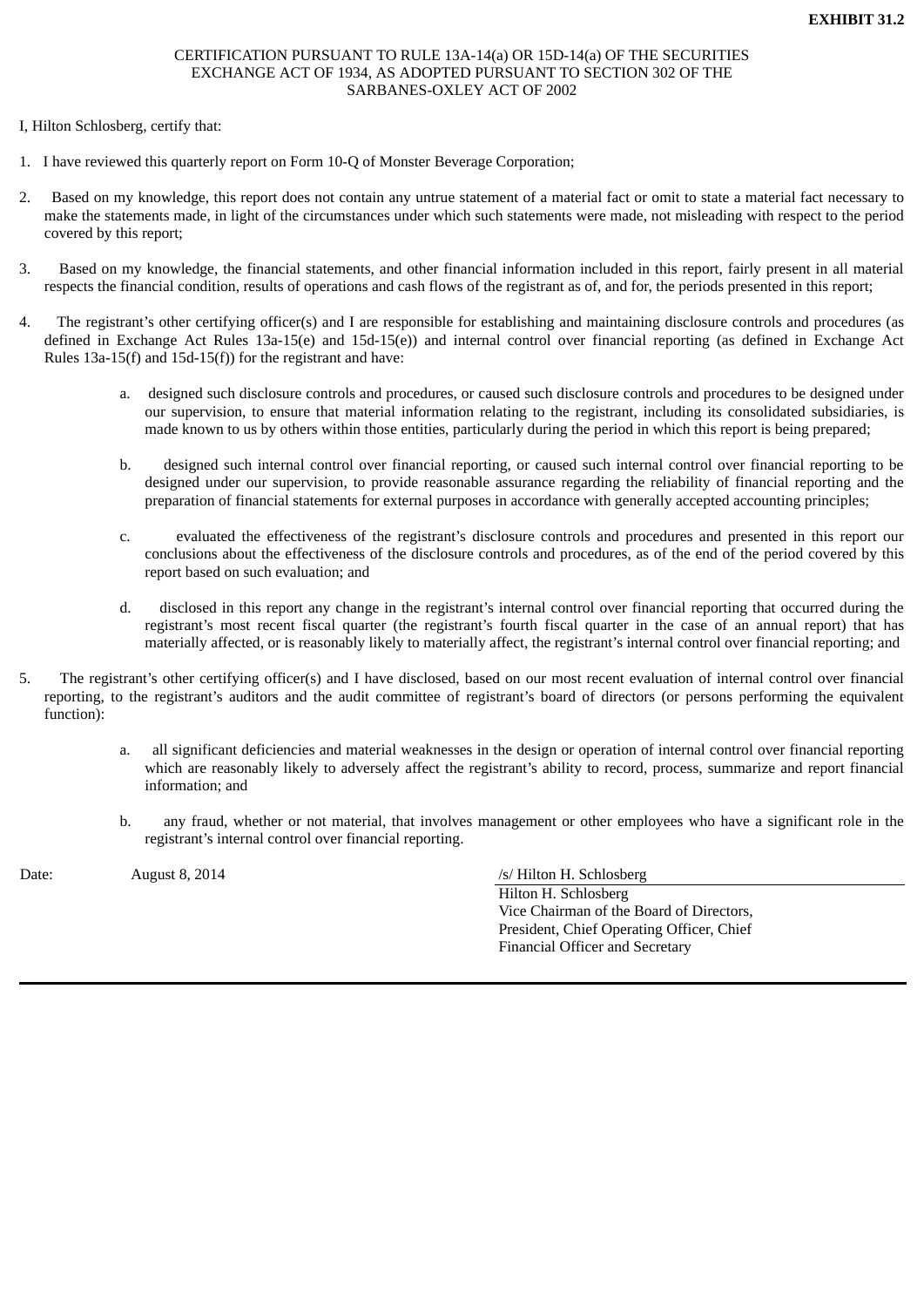**EXHIBIT 31.2**

CERTIFICATION PURSUANT TO RULE 13A-14(a) OR 15D-14(a) OF THE SECURITIES EXCHANGE ACT OF 1934, AS ADOPTED PURSUANT TO SECTION 302 OF THE SARBANES-OXLEY ACT OF 2002

I, Hilton Schlosberg, certify that:

1. I have reviewed this quarterly report on Form 10-Q of Monster Beverage Corporation;

2. Based on my knowledge, this report does not contain any untrue statement of a material fact or omit to state a material fact necessary to make the statements made, in light of the circumstances under which such statements were made, not misleading with respect to the period covered by this report;

3. Based on my knowledge, the financial statements, and other financial information included in this report, fairly present in all material respects the financial condition, results of operations and cash flows of the registrant as of, and for, the periods presented in this report;

4. The registrant's other certifying officer(s) and I are responsible for establishing and maintaining disclosure controls and procedures (as defined in Exchange Act Rules 13a-15(e) and 15d-15(e)) and internal control over financial reporting (as defined in Exchange Act Rules 13a-15(f) and 15d-15(f)) for the registrant and have:

   a. designed such disclosure controls and procedures, or caused such disclosure controls and procedures to be designed under our supervision, to ensure that material information relating to the registrant, including its consolidated subsidiaries, is made known to us by others within those entities, particularly during the period in which this report is being prepared;

   b. designed such internal control over financial reporting, or caused such internal control over financial reporting to be designed under our supervision, to provide reasonable assurance regarding the reliability of financial reporting and the preparation of financial statements for external purposes in accordance with generally accepted accounting principles;

   c. evaluated the effectiveness of the registrant's disclosure controls and procedures and presented in this report our conclusions about the effectiveness of the disclosure controls and procedures, as of the end of the period covered by this report based on such evaluation; and

   d. disclosed in this report any change in the registrant's internal control over financial reporting that occurred during the registrant's most recent fiscal quarter (the registrant's fourth fiscal quarter in the case of an annual report) that has materially affected, or is reasonably likely to materially affect, the registrant's internal control over financial reporting; and

5. The registrant's other certifying officer(s) and I have disclosed, based on our most recent evaluation of internal control over financial reporting, to the registrant's auditors and the audit committee of registrant's board of directors (or persons performing the equivalent function):

   a. all significant deficiencies and material weaknesses in the design or operation of internal control over financial reporting which are reasonably likely to adversely affect the registrant's ability to record, process, summarize and report financial information; and

   b. any fraud, whether or not material, that involves management or other employees who have a significant role in the registrant's internal control over financial reporting.

Date: August 8, 2014

/s/ Hilton H. Schlosberg
Hilton H. Schlosberg
Vice Chairman of the Board of Directors,
President, Chief Operating Officer, Chief
Financial Officer and Secretary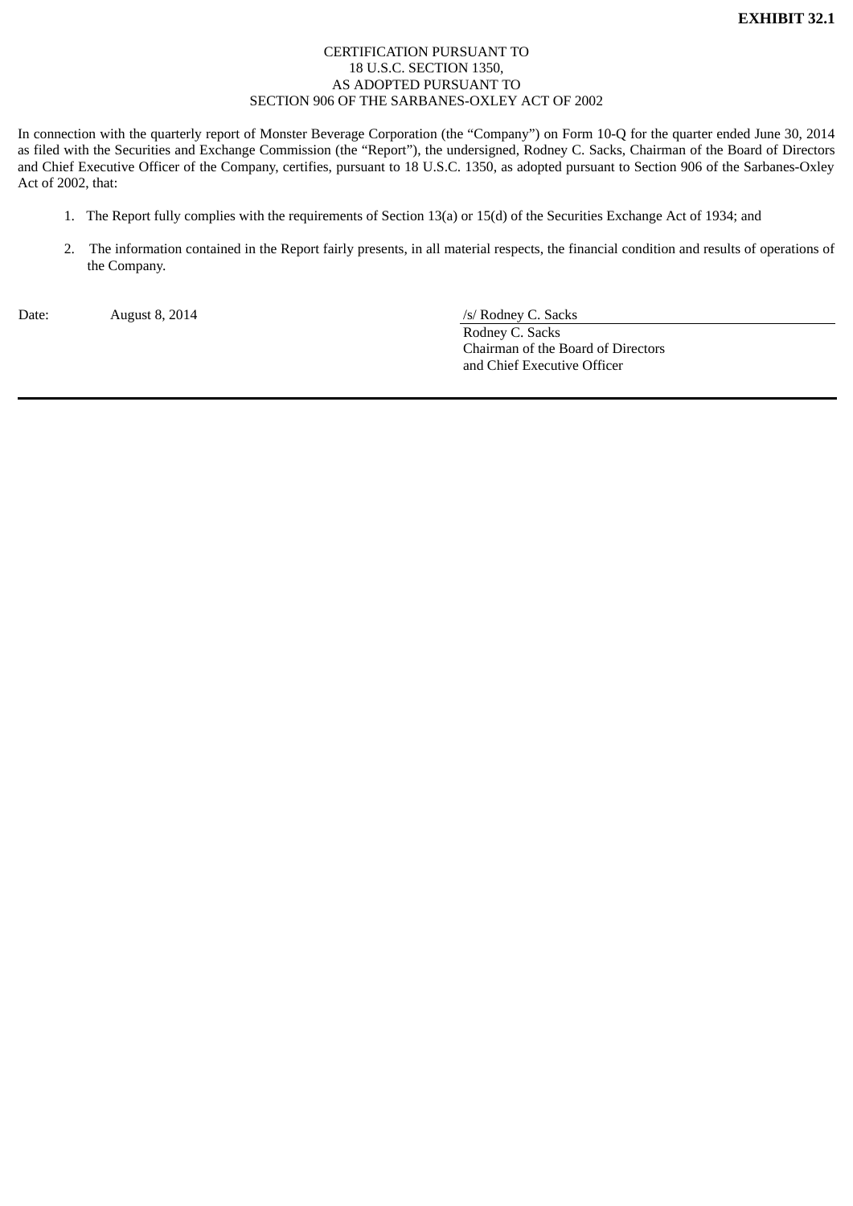**EXHIBIT 32.1**

CERTIFICATION PURSUANT TO
18 U.S.C. SECTION 1350,
AS ADOPTED PURSUANT TO
SECTION 906 OF THE SARBANES-OXLEY ACT OF 2002

In connection with the quarterly report of Monster Beverage Corporation (the "Company") on Form 10-Q for the quarter ended June 30, 2014 as filed with the Securities and Exchange Commission (the "Report"), the undersigned, Rodney C. Sacks, Chairman of the Board of Directors and Chief Executive Officer of the Company, certifies, pursuant to 18 U.S.C. 1350, as adopted pursuant to Section 906 of the Sarbanes-Oxley Act of 2002, that:

1. The Report fully complies with the requirements of Section 13(a) or 15(d) of the Securities Exchange Act of 1934; and

2. The information contained in the Report fairly presents, in all material respects, the financial condition and results of operations of the Company.

Date: August 8, 2014

/s/ Rodney C. Sacks
Rodney C. Sacks
Chairman of the Board of Directors
and Chief Executive Officer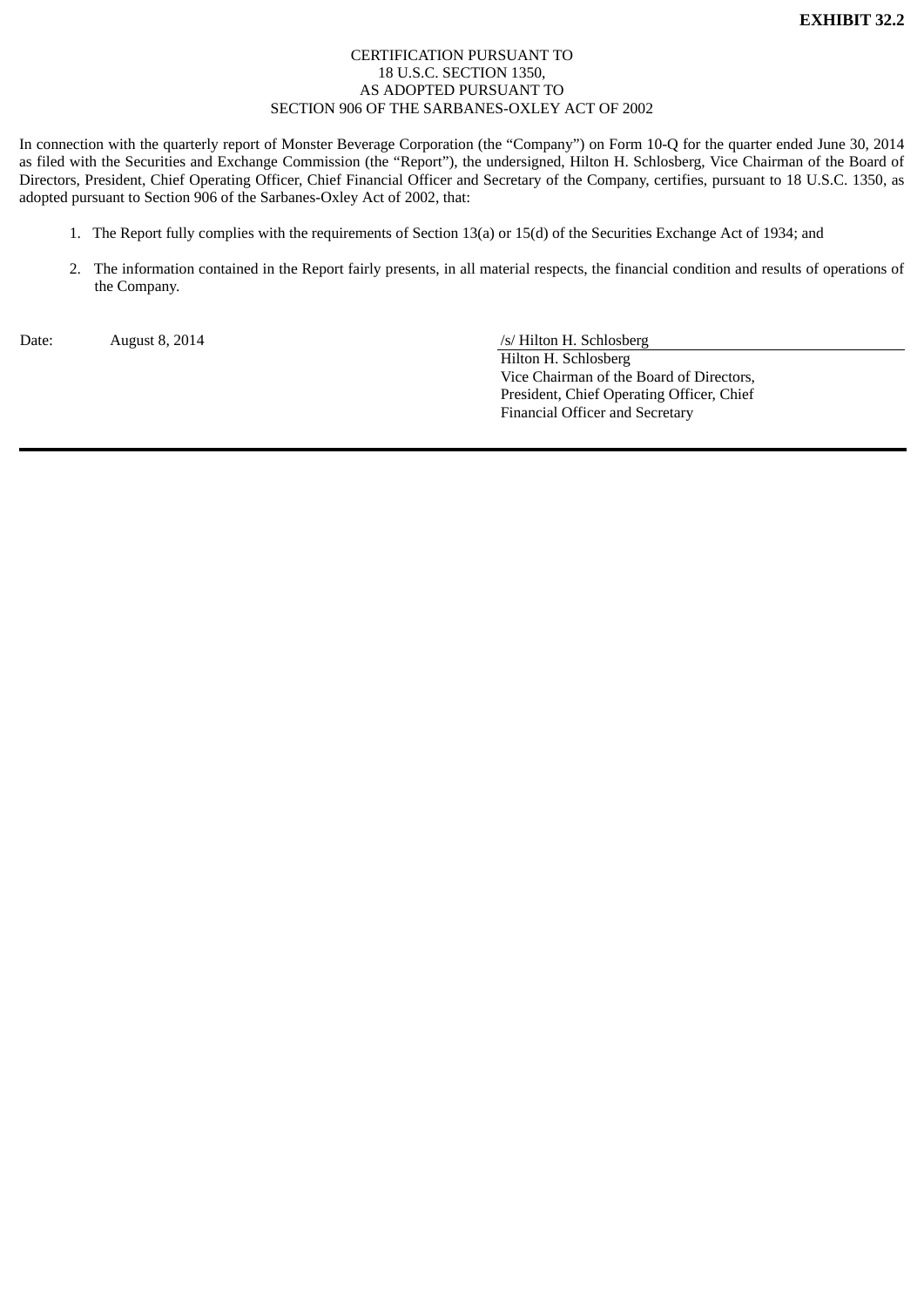**EXHIBIT 32.2**

CERTIFICATION PURSUANT TO
18 U.S.C. SECTION 1350,
AS ADOPTED PURSUANT TO
SECTION 906 OF THE SARBANES-OXLEY ACT OF 2002

In connection with the quarterly report of Monster Beverage Corporation (the "Company") on Form 10-Q for the quarter ended June 30, 2014 as filed with the Securities and Exchange Commission (the "Report"), the undersigned, Hilton H. Schlosberg, Vice Chairman of the Board of Directors, President, Chief Operating Officer, Chief Financial Officer and Secretary of the Company, certifies, pursuant to 18 U.S.C. 1350, as adopted pursuant to Section 906 of the Sarbanes-Oxley Act of 2002, that:

1. The Report fully complies with the requirements of Section 13(a) or 15(d) of the Securities Exchange Act of 1934; and
2. The information contained in the Report fairly presents, in all material respects, the financial condition and results of operations of the Company.

Date: August 8, 2014

/s/ Hilton H. Schlosberg
Hilton H. Schlosberg
Vice Chairman of the Board of Directors,
President, Chief Operating Officer, Chief
Financial Officer and Secretary